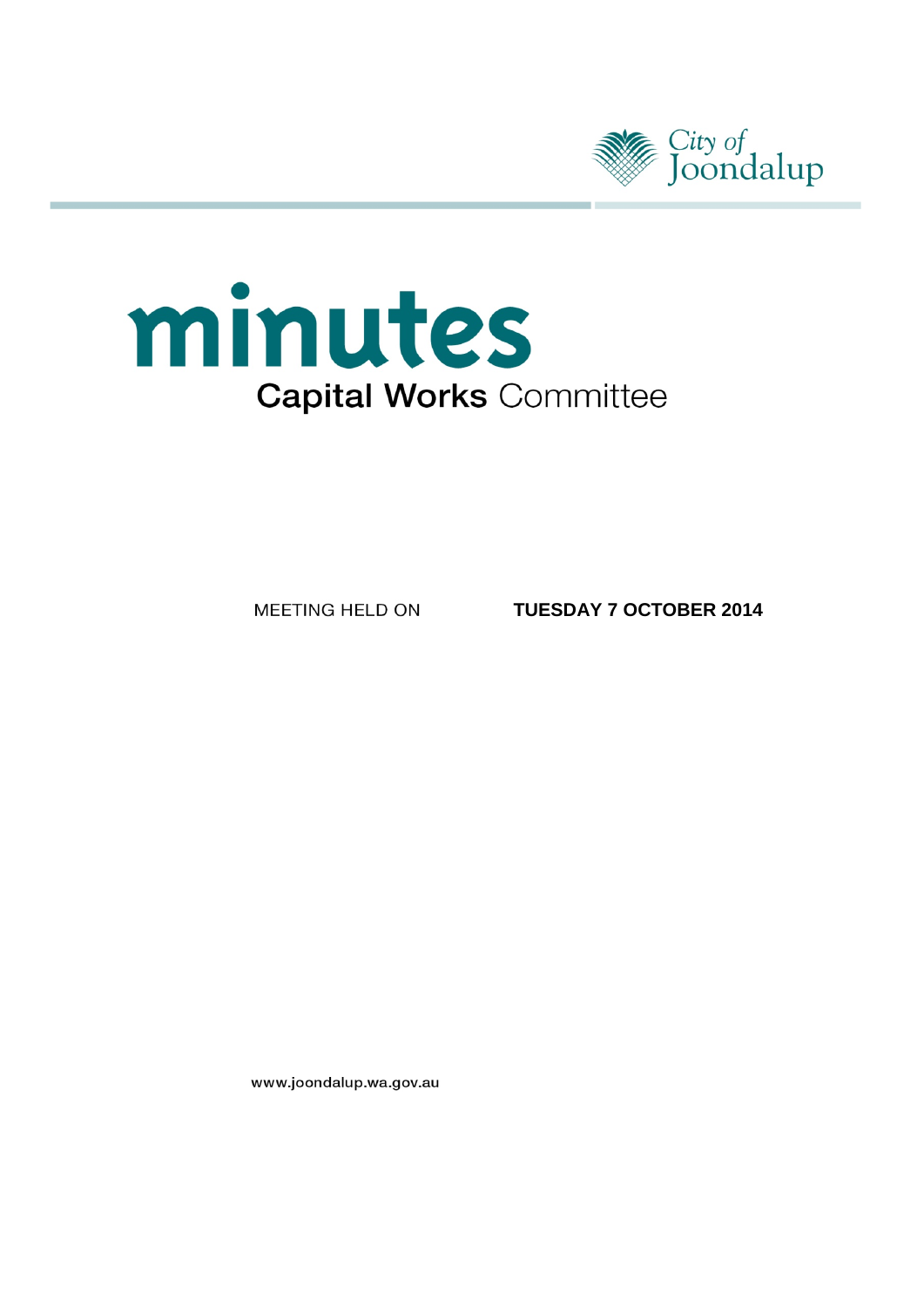City of Joondalup

# minutes

## Capital Works Committee

MEETING HELD ON **TUESDAY 7 OCTOBER 2014**

www.joondalup.wa.gov.au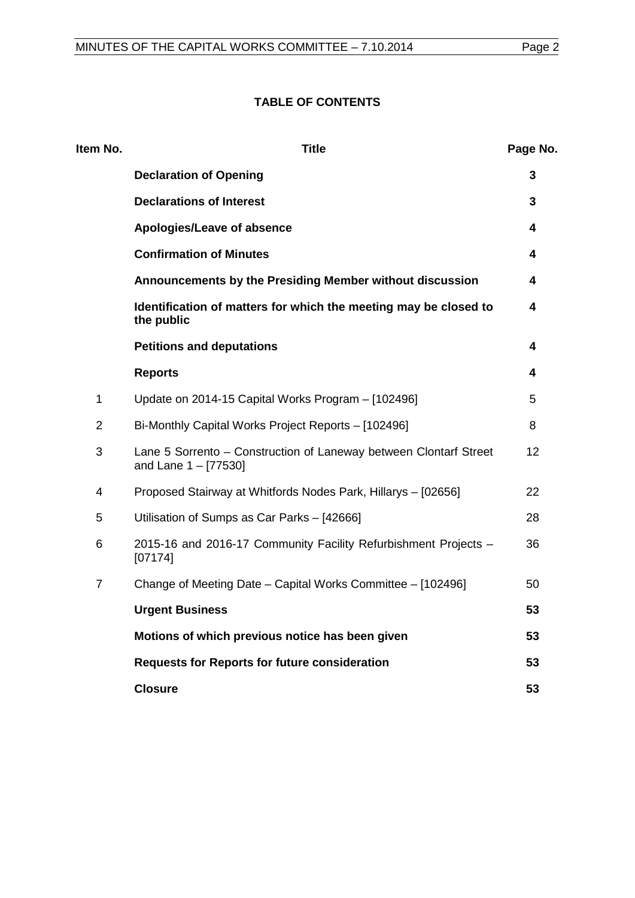## TABLE OF CONTENTS

| Item No. | Title | Page No. |
| --- | --- | --- |
| | **Declaration of Opening** | **3** |
| | **Declarations of Interest** | **3** |
| | **Apologies/Leave of absence** | **4** |
| | **Confirmation of Minutes** | **4** |
| | **Announcements by the Presiding Member without discussion** | **4** |
| | **Identification of matters for which the meeting may be closed to the public** | **4** |
| | **Petitions and deputations** | **4** |
| | **Reports** | **4** |
| 1 | Update on 2014-15 Capital Works Program – [102496] | 5 |
| 2 | Bi-Monthly Capital Works Project Reports – [102496] | 8 |
| 3 | Lane 5 Sorrento – Construction of Laneway between Clontarf Street and Lane 1 – [77530] | 12 |
| 4 | Proposed Stairway at Whitfords Nodes Park, Hillarys – [02656] | 22 |
| 5 | Utilisation of Sumps as Car Parks – [42666] | 28 |
| 6 | 2015-16 and 2016-17 Community Facility Refurbishment Projects – [07174] | 36 |
| 7 | Change of Meeting Date – Capital Works Committee – [102496] | 50 |
| | **Urgent Business** | **53** |
| | **Motions of which previous notice has been given** | **53** |
| | **Requests for Reports for future consideration** | **53** |
| | **Closure** | **53** |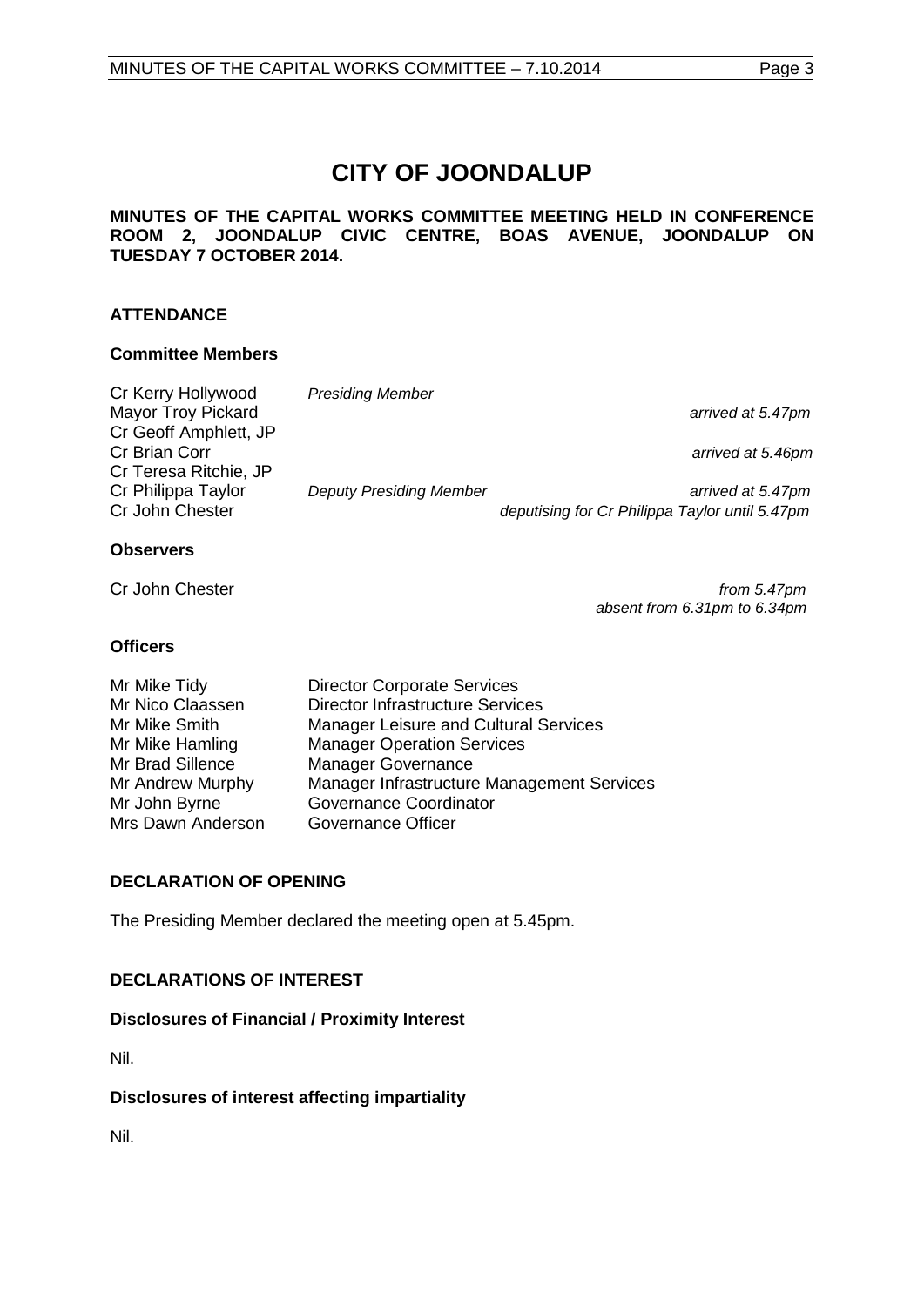# CITY OF JOONDALUP

**MINUTES OF THE CAPITAL WORKS COMMITTEE MEETING HELD IN CONFERENCE ROOM 2, JOONDALUP CIVIC CENTRE, BOAS AVENUE, JOONDALUP ON TUESDAY 7 OCTOBER 2014.**

## ATTENDANCE

### Committee Members

| | | |
|---|---|---|
| Cr Kerry Hollywood | *Presiding Member* | |
| Mayor Troy Pickard | | *arrived at 5.47pm* |
| Cr Geoff Amphlett, JP | | |
| Cr Brian Corr | | *arrived at 5.46pm* |
| Cr Teresa Ritchie, JP | | |
| Cr Philippa Taylor | *Deputy Presiding Member* | *arrived at 5.47pm* |
| Cr John Chester | | *deputising for Cr Philippa Taylor until 5.47pm* |

### Observers

Cr John Chester *from 5.47pm*
*absent from 6.31pm to 6.34pm*

### Officers

| | |
|---|---|
| Mr Mike Tidy | Director Corporate Services |
| Mr Nico Claassen | Director Infrastructure Services |
| Mr Mike Smith | Manager Leisure and Cultural Services |
| Mr Mike Hamling | Manager Operation Services |
| Mr Brad Sillence | Manager Governance |
| Mr Andrew Murphy | Manager Infrastructure Management Services |
| Mr John Byrne | Governance Coordinator |
| Mrs Dawn Anderson | Governance Officer |

## DECLARATION OF OPENING

The Presiding Member declared the meeting open at 5.45pm.

## DECLARATIONS OF INTEREST

### Disclosures of Financial / Proximity Interest

Nil.

### Disclosures of interest affecting impartiality

Nil.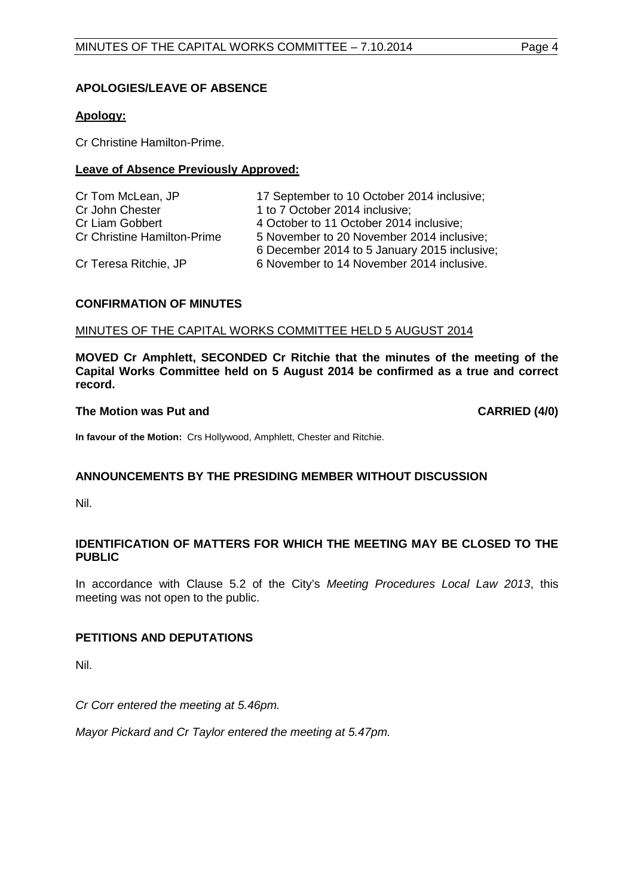## APOLOGIES/LEAVE OF ABSENCE

**Apology:**

Cr Christine Hamilton-Prime.

**Leave of Absence Previously Approved:**

| | |
|---|---|
| Cr Tom McLean, JP | 17 September to 10 October 2014 inclusive; |
| Cr John Chester | 1 to 7 October 2014 inclusive; |
| Cr Liam Gobbert | 4 October to 11 October 2014 inclusive; |
| Cr Christine Hamilton-Prime | 5 November to 20 November 2014 inclusive; 6 December 2014 to 5 January 2015 inclusive; |
| Cr Teresa Ritchie, JP | 6 November to 14 November 2014 inclusive. |

## CONFIRMATION OF MINUTES

MINUTES OF THE CAPITAL WORKS COMMITTEE HELD 5 AUGUST 2014

**MOVED Cr Amphlett, SECONDED Cr Ritchie that the minutes of the meeting of the Capital Works Committee held on 5 August 2014 be confirmed as a true and correct record.**

**The Motion was Put and CARRIED (4/0)**

**In favour of the Motion:** Crs Hollywood, Amphlett, Chester and Ritchie.

## ANNOUNCEMENTS BY THE PRESIDING MEMBER WITHOUT DISCUSSION

Nil.

## IDENTIFICATION OF MATTERS FOR WHICH THE MEETING MAY BE CLOSED TO THE PUBLIC

In accordance with Clause 5.2 of the City's *Meeting Procedures Local Law 2013*, this meeting was not open to the public.

## PETITIONS AND DEPUTATIONS

Nil.

*Cr Corr entered the meeting at 5.46pm.*

*Mayor Pickard and Cr Taylor entered the meeting at 5.47pm.*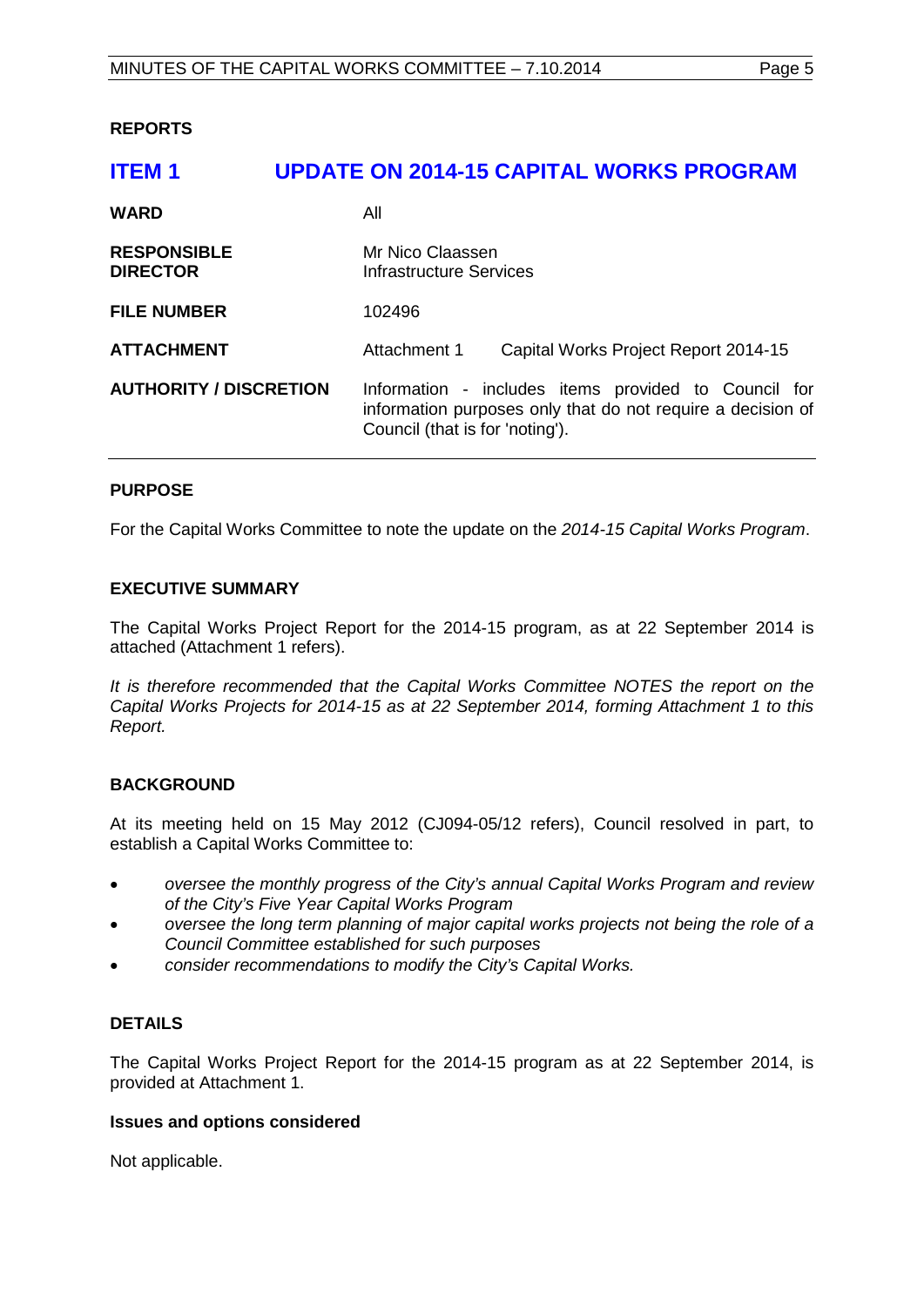## REPORTS

# ITEM 1 UPDATE ON 2014-15 CAPITAL WORKS PROGRAM

| | |
|---|---|
| **WARD** | All |
| **RESPONSIBLE DIRECTOR** | Mr Nico Claassen<br>Infrastructure Services |
| **FILE NUMBER** | 102496 |
| **ATTACHMENT** | Attachment 1 Capital Works Project Report 2014-15 |
| **AUTHORITY / DISCRETION** | Information - includes items provided to Council for information purposes only that do not require a decision of Council (that is for 'noting'). |

### PURPOSE

For the Capital Works Committee to note the update on the *2014-15 Capital Works Program*.

### EXECUTIVE SUMMARY

The Capital Works Project Report for the 2014-15 program, as at 22 September 2014 is attached (Attachment 1 refers).

*It is therefore recommended that the Capital Works Committee NOTES the report on the Capital Works Projects for 2014-15 as at 22 September 2014, forming Attachment 1 to this Report.*

### BACKGROUND

At its meeting held on 15 May 2012 (CJ094-05/12 refers), Council resolved in part, to establish a Capital Works Committee to:

- *oversee the monthly progress of the City's annual Capital Works Program and review of the City's Five Year Capital Works Program*
- *oversee the long term planning of major capital works projects not being the role of a Council Committee established for such purposes*
- *consider recommendations to modify the City's Capital Works.*

### DETAILS

The Capital Works Project Report for the 2014-15 program as at 22 September 2014, is provided at Attachment 1.

**Issues and options considered**

Not applicable.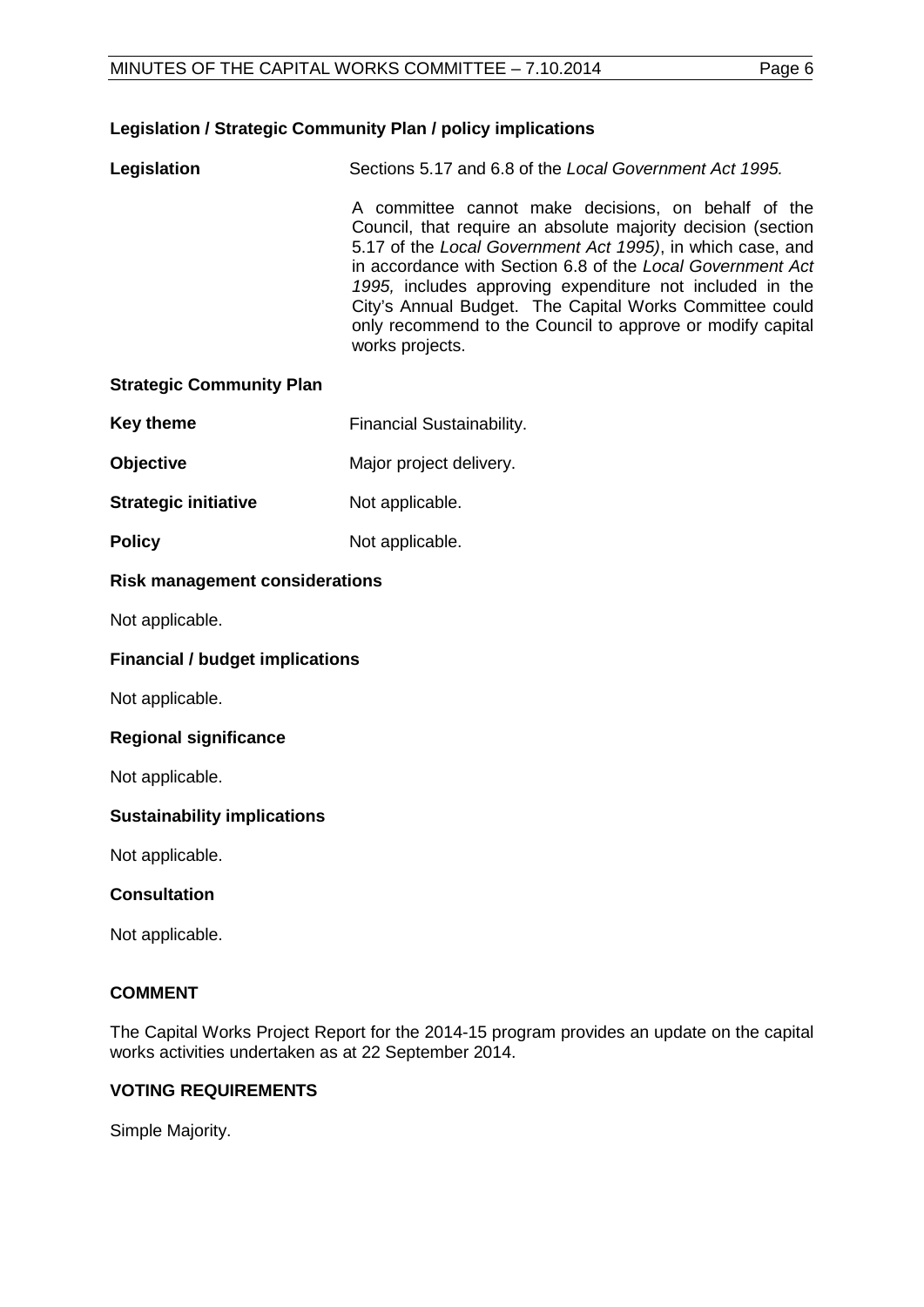### Legislation / Strategic Community Plan / policy implications

**Legislation** Sections 5.17 and 6.8 of the *Local Government Act 1995.*

A committee cannot make decisions, on behalf of the Council, that require an absolute majority decision (section 5.17 of the *Local Government Act 1995)*, in which case, and in accordance with Section 6.8 of the *Local Government Act 1995,* includes approving expenditure not included in the City's Annual Budget. The Capital Works Committee could only recommend to the Council to approve or modify capital works projects.

### Strategic Community Plan

**Key theme** Financial Sustainability.

**Objective** Major project delivery.

**Strategic initiative** Not applicable.

**Policy** Not applicable.

### Risk management considerations

Not applicable.

### Financial / budget implications

Not applicable.

### Regional significance

Not applicable.

### Sustainability implications

Not applicable.

### Consultation

Not applicable.

## COMMENT

The Capital Works Project Report for the 2014-15 program provides an update on the capital works activities undertaken as at 22 September 2014.

## VOTING REQUIREMENTS

Simple Majority.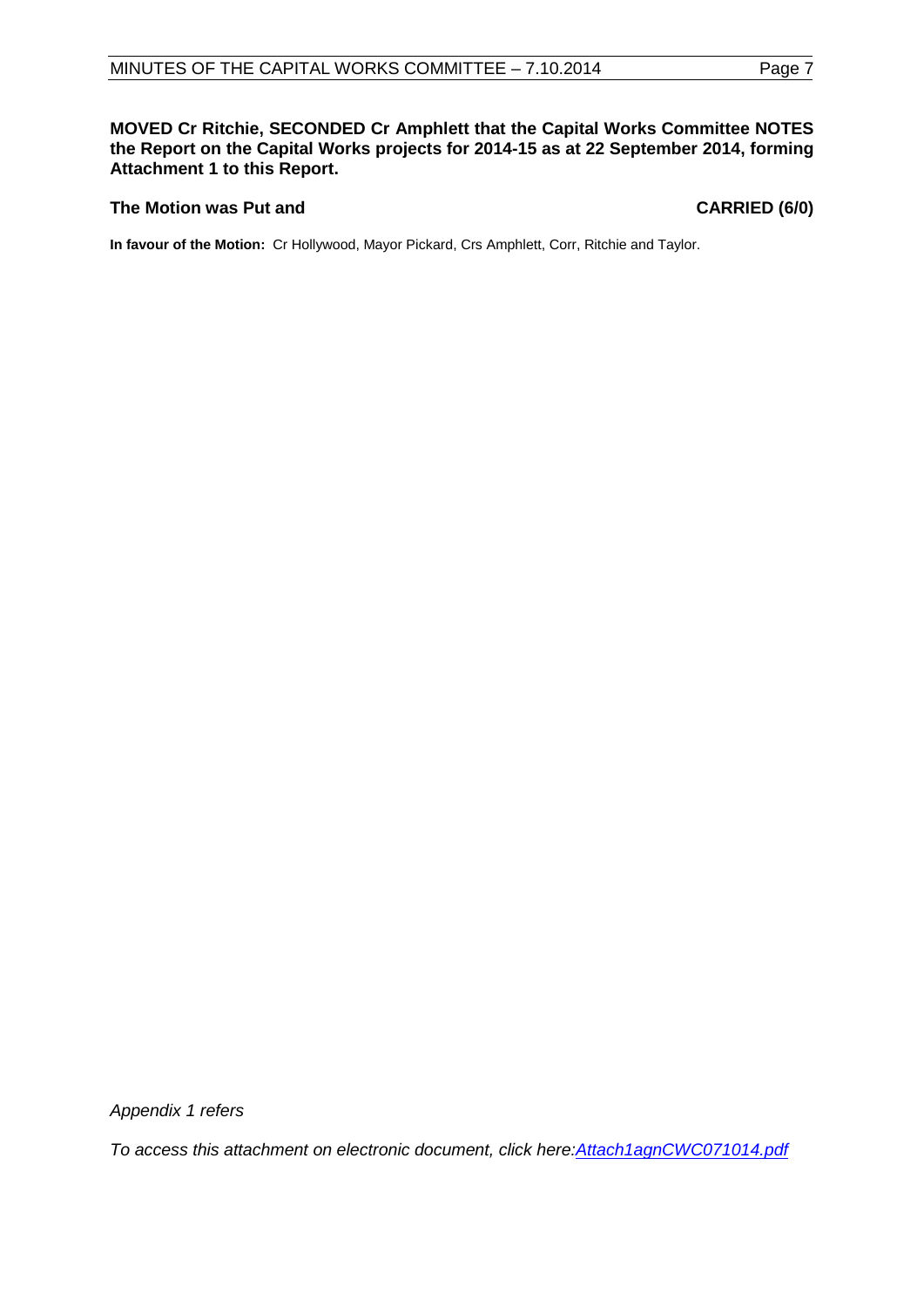**MOVED Cr Ritchie, SECONDED Cr Amphlett that the Capital Works Committee NOTES the Report on the Capital Works projects for 2014-15 as at 22 September 2014, forming Attachment 1 to this Report.**

**The Motion was Put and CARRIED (6/0)**

**In favour of the Motion:** Cr Hollywood, Mayor Pickard, Crs Amphlett, Corr, Ritchie and Taylor.

*Appendix 1 refers*

*To access this attachment on electronic document, click here:[Attach1agnCWC071014.pdf](Attach1agnCWC071014.pdf)*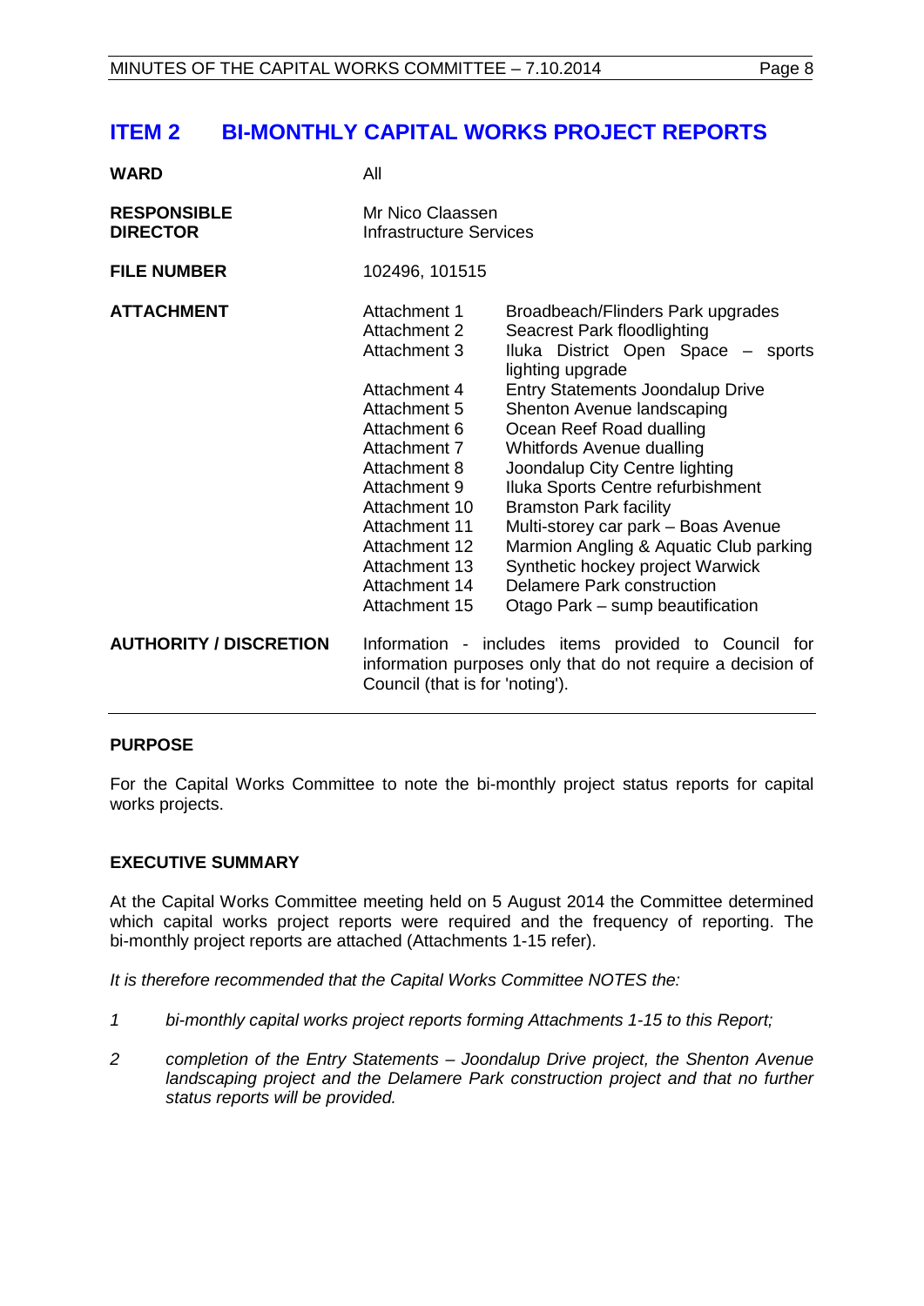# ITEM 2 BI-MONTHLY CAPITAL WORKS PROJECT REPORTS

| | | |
|---|---|---|
| **WARD** | All | |
| **RESPONSIBLE DIRECTOR** | Mr Nico Claassen<br>Infrastructure Services | |
| **FILE NUMBER** | 102496, 101515 | |
| **ATTACHMENT** | Attachment 1 | Broadbeach/Flinders Park upgrades |
| | Attachment 2 | Seacrest Park floodlighting |
| | Attachment 3 | Iluka District Open Space – sports lighting upgrade |
| | Attachment 4 | Entry Statements Joondalup Drive |
| | Attachment 5 | Shenton Avenue landscaping |
| | Attachment 6 | Ocean Reef Road dualling |
| | Attachment 7 | Whitfords Avenue dualling |
| | Attachment 8 | Joondalup City Centre lighting |
| | Attachment 9 | Iluka Sports Centre refurbishment |
| | Attachment 10 | Bramston Park facility |
| | Attachment 11 | Multi-storey car park – Boas Avenue |
| | Attachment 12 | Marmion Angling & Aquatic Club parking |
| | Attachment 13 | Synthetic hockey project Warwick |
| | Attachment 14 | Delamere Park construction |
| | Attachment 15 | Otago Park – sump beautification |
| **AUTHORITY / DISCRETION** | Information - includes items provided to Council for information purposes only that do not require a decision of Council (that is for 'noting'). | |

## PURPOSE

For the Capital Works Committee to note the bi-monthly project status reports for capital works projects.

## EXECUTIVE SUMMARY

At the Capital Works Committee meeting held on 5 August 2014 the Committee determined which capital works project reports were required and the frequency of reporting. The bi-monthly project reports are attached (Attachments 1-15 refer).

*It is therefore recommended that the Capital Works Committee NOTES the:*

1. *bi-monthly capital works project reports forming Attachments 1-15 to this Report;*
2. *completion of the Entry Statements – Joondalup Drive project, the Shenton Avenue landscaping project and the Delamere Park construction project and that no further status reports will be provided.*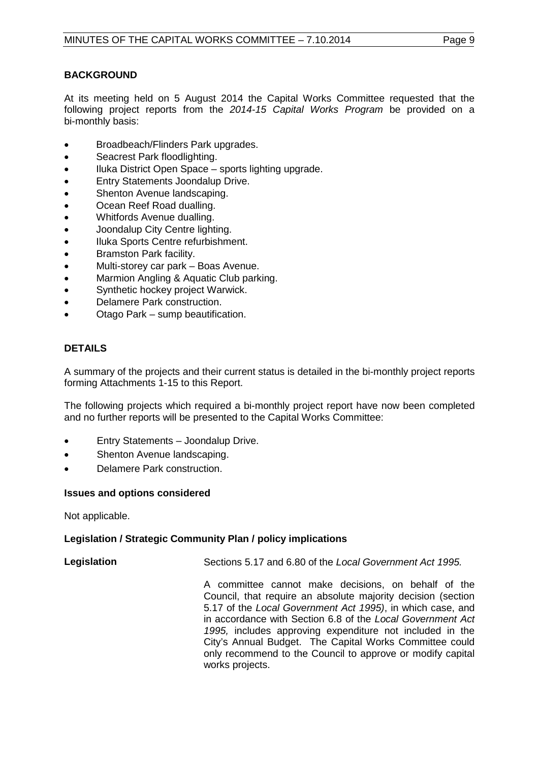## BACKGROUND

At its meeting held on 5 August 2014 the Capital Works Committee requested that the following project reports from the *2014-15 Capital Works Program* be provided on a bi-monthly basis:

- Broadbeach/Flinders Park upgrades.
- Seacrest Park floodlighting.
- Iluka District Open Space – sports lighting upgrade.
- Entry Statements Joondalup Drive.
- Shenton Avenue landscaping.
- Ocean Reef Road dualling.
- Whitfords Avenue dualling.
- Joondalup City Centre lighting.
- Iluka Sports Centre refurbishment.
- Bramston Park facility.
- Multi-storey car park – Boas Avenue.
- Marmion Angling & Aquatic Club parking.
- Synthetic hockey project Warwick.
- Delamere Park construction.
- Otago Park – sump beautification.

## DETAILS

A summary of the projects and their current status is detailed in the bi-monthly project reports forming Attachments 1-15 to this Report.

The following projects which required a bi-monthly project report have now been completed and no further reports will be presented to the Capital Works Committee:

- Entry Statements – Joondalup Drive.
- Shenton Avenue landscaping.
- Delamere Park construction.

### Issues and options considered

Not applicable.

### Legislation / Strategic Community Plan / policy implications

**Legislation** Sections 5.17 and 6.80 of the *Local Government Act 1995.*

A committee cannot make decisions, on behalf of the Council, that require an absolute majority decision (section 5.17 of the *Local Government Act 1995)*, in which case, and in accordance with Section 6.8 of the *Local Government Act 1995,* includes approving expenditure not included in the City's Annual Budget. The Capital Works Committee could only recommend to the Council to approve or modify capital works projects.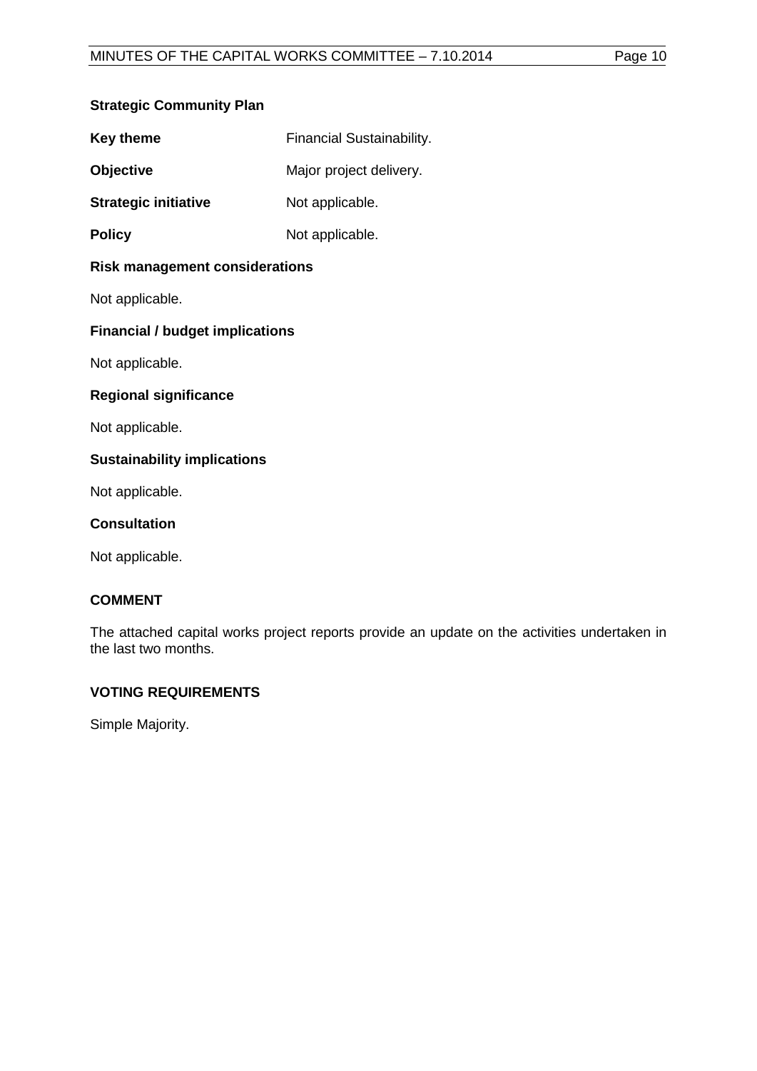**Strategic Community Plan**

| | |
|---|---|
| **Key theme** | Financial Sustainability. |
| **Objective** | Major project delivery. |
| **Strategic initiative** | Not applicable. |
| **Policy** | Not applicable. |

**Risk management considerations**

Not applicable.

**Financial / budget implications**

Not applicable.

**Regional significance**

Not applicable.

**Sustainability implications**

Not applicable.

**Consultation**

Not applicable.

## COMMENT

The attached capital works project reports provide an update on the activities undertaken in the last two months.

## VOTING REQUIREMENTS

Simple Majority.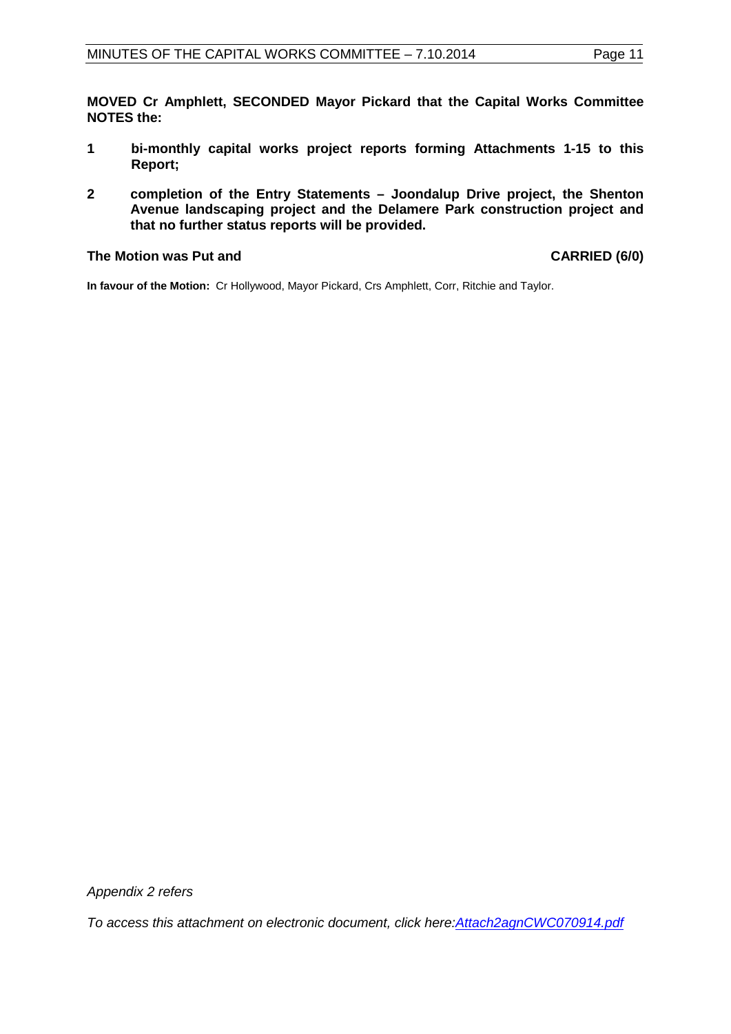**MOVED Cr Amphlett, SECONDED Mayor Pickard that the Capital Works Committee NOTES the:**

1. **bi-monthly capital works project reports forming Attachments 1-15 to this Report;**
2. **completion of the Entry Statements – Joondalup Drive project, the Shenton Avenue landscaping project and the Delamere Park construction project and that no further status reports will be provided.**

**The Motion was Put and CARRIED (6/0)**

**In favour of the Motion:** Cr Hollywood, Mayor Pickard, Crs Amphlett, Corr, Ritchie and Taylor.

*Appendix 2 refers*

*To access this attachment on electronic document, click here:Attach2agnCWC070914.pdf*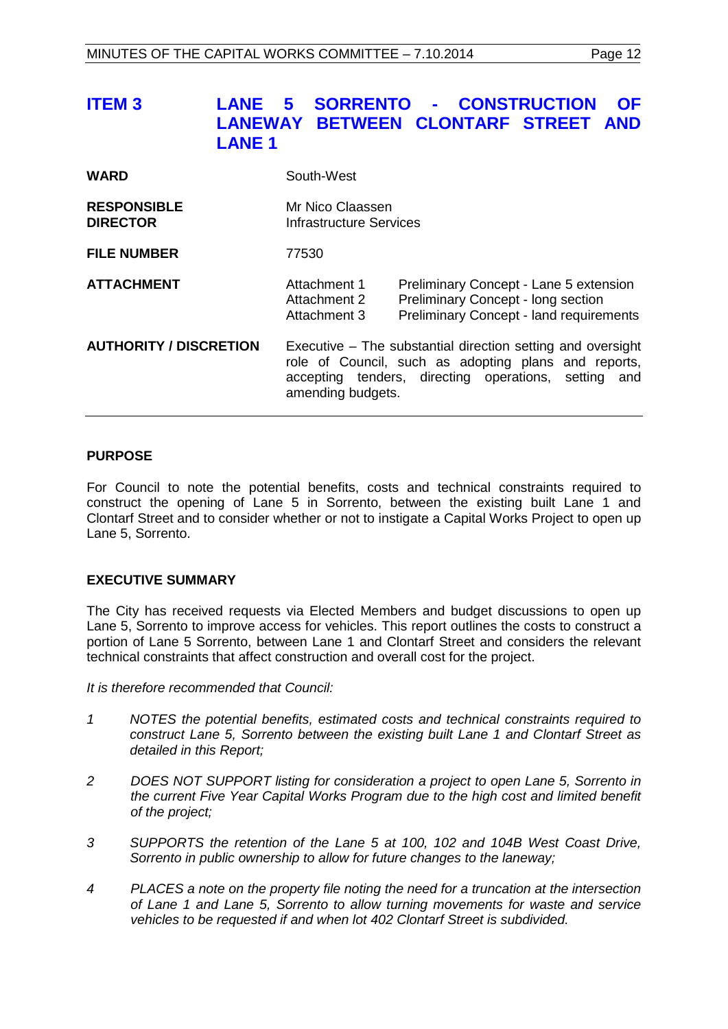## ITEM 3 LANE 5 SORRENTO - CONSTRUCTION OF LANEWAY BETWEEN CLONTARF STREET AND LANE 1

| | | |
|---|---|---|
| **WARD** | South-West | |
| **RESPONSIBLE DIRECTOR** | Mr Nico Claassen<br>Infrastructure Services | |
| **FILE NUMBER** | 77530 | |
| **ATTACHMENT** | Attachment 1<br>Attachment 2<br>Attachment 3 | Preliminary Concept - Lane 5 extension<br>Preliminary Concept - long section<br>Preliminary Concept - land requirements |
| **AUTHORITY / DISCRETION** | Executive – The substantial direction setting and oversight role of Council, such as adopting plans and reports, accepting tenders, directing operations, setting and amending budgets. | |

### PURPOSE

For Council to note the potential benefits, costs and technical constraints required to construct the opening of Lane 5 in Sorrento, between the existing built Lane 1 and Clontarf Street and to consider whether or not to instigate a Capital Works Project to open up Lane 5, Sorrento.

### EXECUTIVE SUMMARY

The City has received requests via Elected Members and budget discussions to open up Lane 5, Sorrento to improve access for vehicles. This report outlines the costs to construct a portion of Lane 5 Sorrento, between Lane 1 and Clontarf Street and considers the relevant technical constraints that affect construction and overall cost for the project.

*It is therefore recommended that Council:*

1. *NOTES the potential benefits, estimated costs and technical constraints required to construct Lane 5, Sorrento between the existing built Lane 1 and Clontarf Street as detailed in this Report;*
2. *DOES NOT SUPPORT listing for consideration a project to open Lane 5, Sorrento in the current Five Year Capital Works Program due to the high cost and limited benefit of the project;*
3. *SUPPORTS the retention of the Lane 5 at 100, 102 and 104B West Coast Drive, Sorrento in public ownership to allow for future changes to the laneway;*
4. *PLACES a note on the property file noting the need for a truncation at the intersection of Lane 1 and Lane 5, Sorrento to allow turning movements for waste and service vehicles to be requested if and when lot 402 Clontarf Street is subdivided.*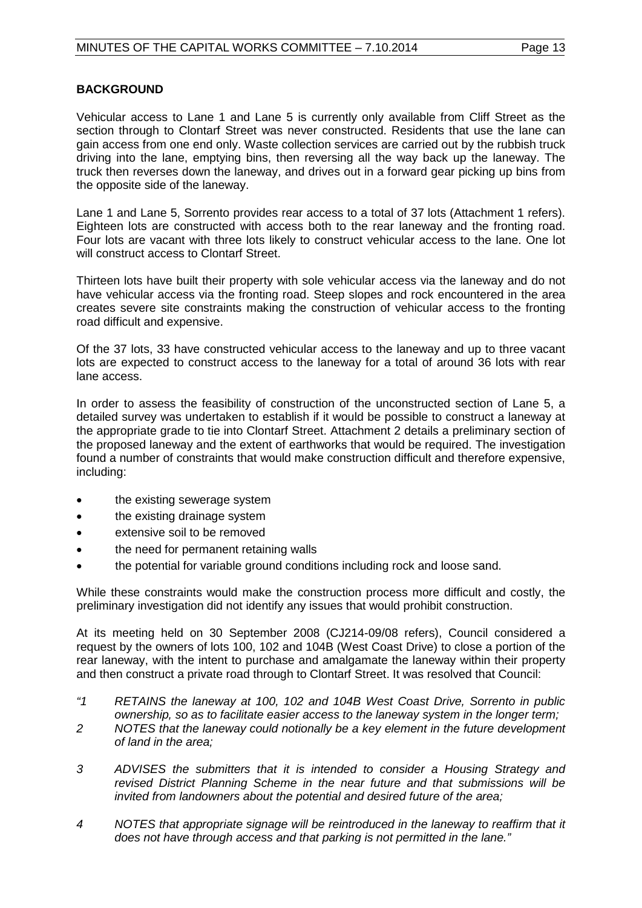**BACKGROUND**

Vehicular access to Lane 1 and Lane 5 is currently only available from Cliff Street as the section through to Clontarf Street was never constructed. Residents that use the lane can gain access from one end only. Waste collection services are carried out by the rubbish truck driving into the lane, emptying bins, then reversing all the way back up the laneway. The truck then reverses down the laneway, and drives out in a forward gear picking up bins from the opposite side of the laneway.

Lane 1 and Lane 5, Sorrento provides rear access to a total of 37 lots (Attachment 1 refers). Eighteen lots are constructed with access both to the rear laneway and the fronting road. Four lots are vacant with three lots likely to construct vehicular access to the lane. One lot will construct access to Clontarf Street.

Thirteen lots have built their property with sole vehicular access via the laneway and do not have vehicular access via the fronting road. Steep slopes and rock encountered in the area creates severe site constraints making the construction of vehicular access to the fronting road difficult and expensive.

Of the 37 lots, 33 have constructed vehicular access to the laneway and up to three vacant lots are expected to construct access to the laneway for a total of around 36 lots with rear lane access.

In order to assess the feasibility of construction of the unconstructed section of Lane 5, a detailed survey was undertaken to establish if it would be possible to construct a laneway at the appropriate grade to tie into Clontarf Street. Attachment 2 details a preliminary section of the proposed laneway and the extent of earthworks that would be required. The investigation found a number of constraints that would make construction difficult and therefore expensive, including:

- the existing sewerage system
- the existing drainage system
- extensive soil to be removed
- the need for permanent retaining walls
- the potential for variable ground conditions including rock and loose sand.

While these constraints would make the construction process more difficult and costly, the preliminary investigation did not identify any issues that would prohibit construction.

At its meeting held on 30 September 2008 (CJ214-09/08 refers), Council considered a request by the owners of lots 100, 102 and 104B (West Coast Drive) to close a portion of the rear laneway, with the intent to purchase and amalgamate the laneway within their property and then construct a private road through to Clontarf Street. It was resolved that Council:

*"1 RETAINS the laneway at 100, 102 and 104B West Coast Drive, Sorrento in public ownership, so as to facilitate easier access to the laneway system in the longer term;*

*2 NOTES that the laneway could notionally be a key element in the future development of land in the area;*

*3 ADVISES the submitters that it is intended to consider a Housing Strategy and revised District Planning Scheme in the near future and that submissions will be invited from landowners about the potential and desired future of the area;*

*4 NOTES that appropriate signage will be reintroduced in the laneway to reaffirm that it does not have through access and that parking is not permitted in the lane."*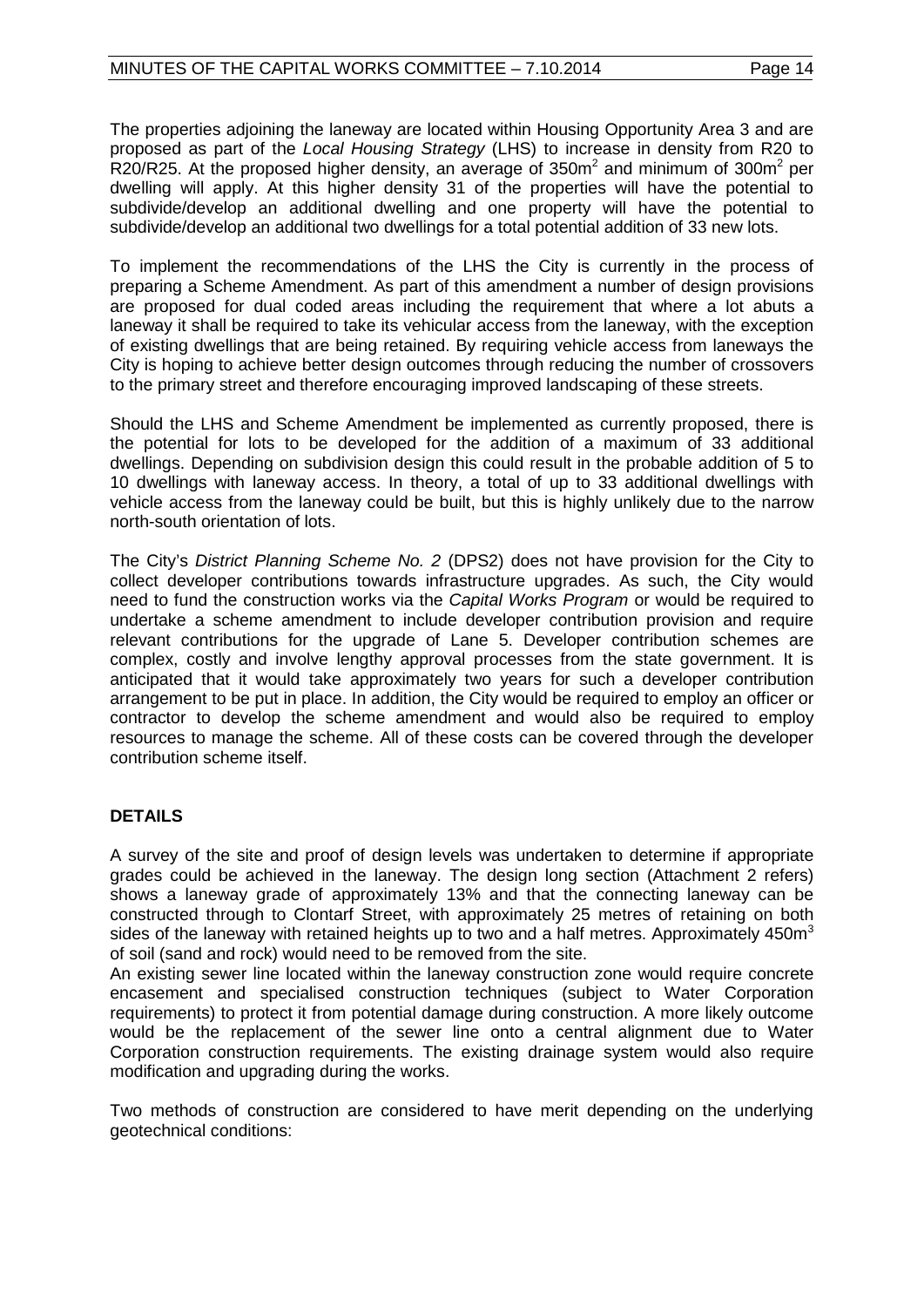The properties adjoining the laneway are located within Housing Opportunity Area 3 and are proposed as part of the *Local Housing Strategy* (LHS) to increase in density from R20 to R20/R25. At the proposed higher density, an average of 350m$^2$ and minimum of 300m$^2$ per dwelling will apply. At this higher density 31 of the properties will have the potential to subdivide/develop an additional dwelling and one property will have the potential to subdivide/develop an additional two dwellings for a total potential addition of 33 new lots.

To implement the recommendations of the LHS the City is currently in the process of preparing a Scheme Amendment. As part of this amendment a number of design provisions are proposed for dual coded areas including the requirement that where a lot abuts a laneway it shall be required to take its vehicular access from the laneway, with the exception of existing dwellings that are being retained. By requiring vehicle access from laneways the City is hoping to achieve better design outcomes through reducing the number of crossovers to the primary street and therefore encouraging improved landscaping of these streets.

Should the LHS and Scheme Amendment be implemented as currently proposed, there is the potential for lots to be developed for the addition of a maximum of 33 additional dwellings. Depending on subdivision design this could result in the probable addition of 5 to 10 dwellings with laneway access. In theory, a total of up to 33 additional dwellings with vehicle access from the laneway could be built, but this is highly unlikely due to the narrow north-south orientation of lots.

The City's *District Planning Scheme No. 2* (DPS2) does not have provision for the City to collect developer contributions towards infrastructure upgrades. As such, the City would need to fund the construction works via the *Capital Works Program* or would be required to undertake a scheme amendment to include developer contribution provision and require relevant contributions for the upgrade of Lane 5. Developer contribution schemes are complex, costly and involve lengthy approval processes from the state government. It is anticipated that it would take approximately two years for such a developer contribution arrangement to be put in place. In addition, the City would be required to employ an officer or contractor to develop the scheme amendment and would also be required to employ resources to manage the scheme. All of these costs can be covered through the developer contribution scheme itself.

## DETAILS

A survey of the site and proof of design levels was undertaken to determine if appropriate grades could be achieved in the laneway. The design long section (Attachment 2 refers) shows a laneway grade of approximately 13% and that the connecting laneway can be constructed through to Clontarf Street, with approximately 25 metres of retaining on both sides of the laneway with retained heights up to two and a half metres. Approximately 450m$^3$ of soil (sand and rock) would need to be removed from the site.

An existing sewer line located within the laneway construction zone would require concrete encasement and specialised construction techniques (subject to Water Corporation requirements) to protect it from potential damage during construction. A more likely outcome would be the replacement of the sewer line onto a central alignment due to Water Corporation construction requirements. The existing drainage system would also require modification and upgrading during the works.

Two methods of construction are considered to have merit depending on the underlying geotechnical conditions: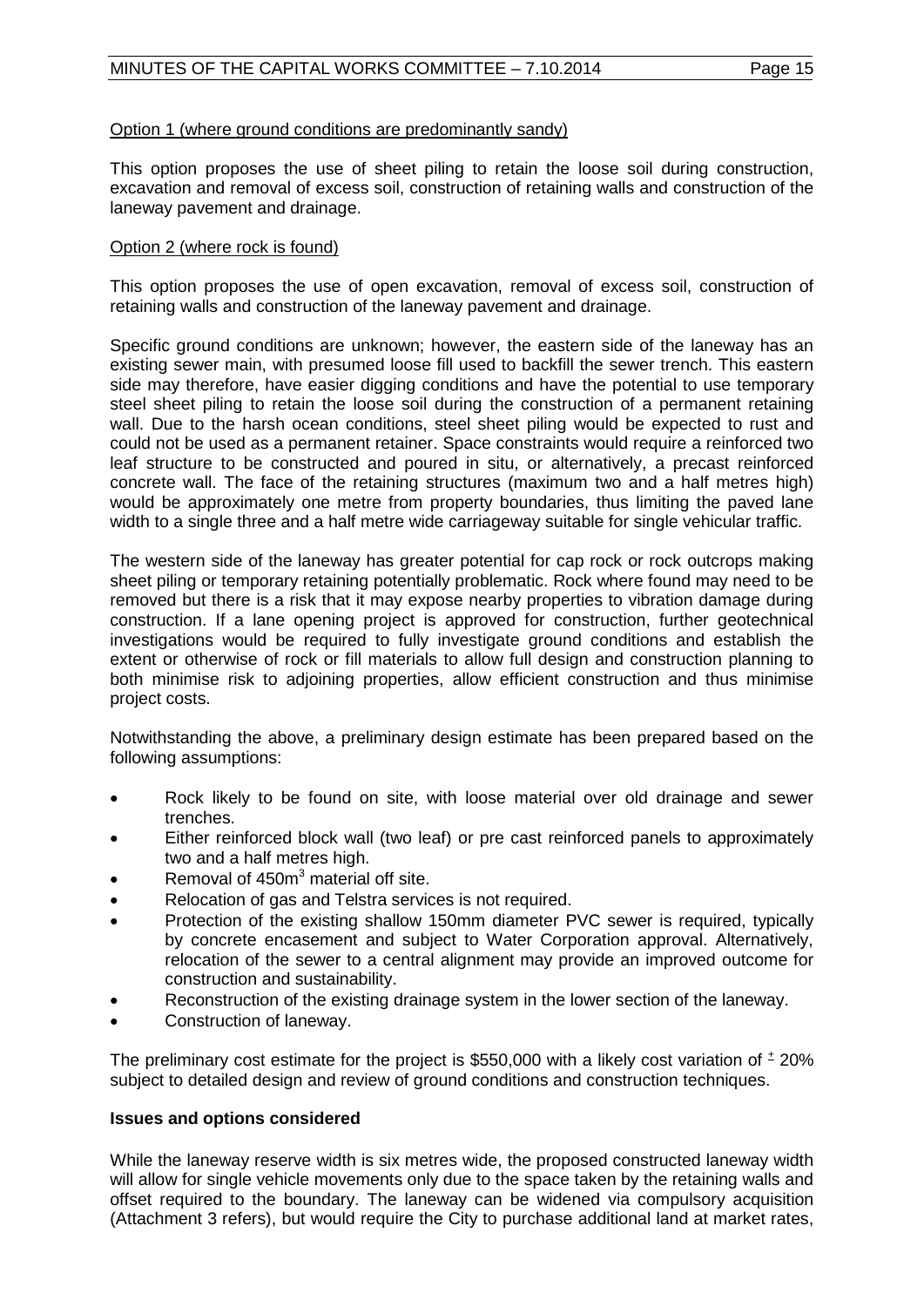Option 1 (where ground conditions are predominantly sandy)

This option proposes the use of sheet piling to retain the loose soil during construction, excavation and removal of excess soil, construction of retaining walls and construction of the laneway pavement and drainage.

Option 2 (where rock is found)

This option proposes the use of open excavation, removal of excess soil, construction of retaining walls and construction of the laneway pavement and drainage.

Specific ground conditions are unknown; however, the eastern side of the laneway has an existing sewer main, with presumed loose fill used to backfill the sewer trench. This eastern side may therefore, have easier digging conditions and have the potential to use temporary steel sheet piling to retain the loose soil during the construction of a permanent retaining wall. Due to the harsh ocean conditions, steel sheet piling would be expected to rust and could not be used as a permanent retainer. Space constraints would require a reinforced two leaf structure to be constructed and poured in situ, or alternatively, a precast reinforced concrete wall. The face of the retaining structures (maximum two and a half metres high) would be approximately one metre from property boundaries, thus limiting the paved lane width to a single three and a half metre wide carriageway suitable for single vehicular traffic.

The western side of the laneway has greater potential for cap rock or rock outcrops making sheet piling or temporary retaining potentially problematic. Rock where found may need to be removed but there is a risk that it may expose nearby properties to vibration damage during construction. If a lane opening project is approved for construction, further geotechnical investigations would be required to fully investigate ground conditions and establish the extent or otherwise of rock or fill materials to allow full design and construction planning to both minimise risk to adjoining properties, allow efficient construction and thus minimise project costs.

Notwithstanding the above, a preliminary design estimate has been prepared based on the following assumptions:

- Rock likely to be found on site, with loose material over old drainage and sewer trenches.
- Either reinforced block wall (two leaf) or pre cast reinforced panels to approximately two and a half metres high.
- Removal of 450m$^3$ material off site.
- Relocation of gas and Telstra services is not required.
- Protection of the existing shallow 150mm diameter PVC sewer is required, typically by concrete encasement and subject to Water Corporation approval. Alternatively, relocation of the sewer to a central alignment may provide an improved outcome for construction and sustainability.
- Reconstruction of the existing drainage system in the lower section of the laneway.
- Construction of laneway.

The preliminary cost estimate for the project is $550,000 with a likely cost variation of ± 20% subject to detailed design and review of ground conditions and construction techniques.

**Issues and options considered**

While the laneway reserve width is six metres wide, the proposed constructed laneway width will allow for single vehicle movements only due to the space taken by the retaining walls and offset required to the boundary. The laneway can be widened via compulsory acquisition (Attachment 3 refers), but would require the City to purchase additional land at market rates,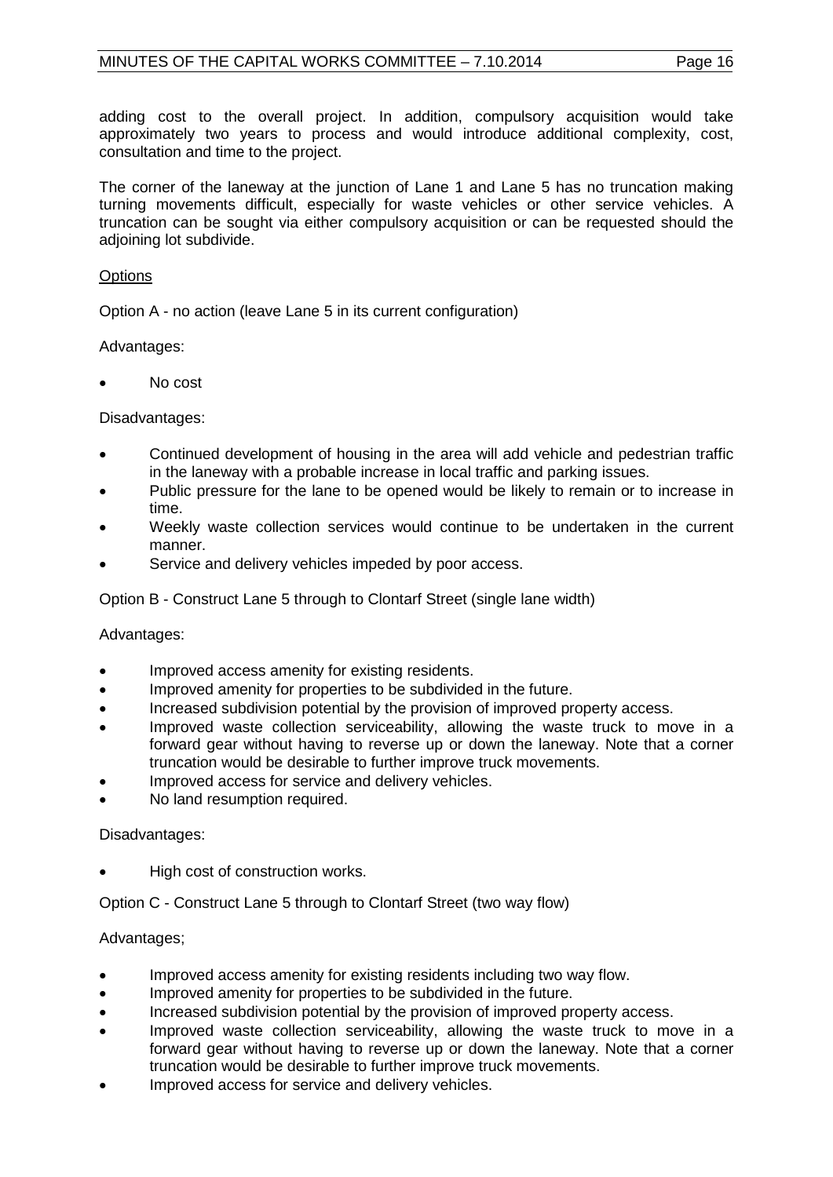adding cost to the overall project. In addition, compulsory acquisition would take approximately two years to process and would introduce additional complexity, cost, consultation and time to the project.

The corner of the laneway at the junction of Lane 1 and Lane 5 has no truncation making turning movements difficult, especially for waste vehicles or other service vehicles. A truncation can be sought via either compulsory acquisition or can be requested should the adjoining lot subdivide.

Options

Option A - no action (leave Lane 5 in its current configuration)

Advantages:

- No cost

Disadvantages:

- Continued development of housing in the area will add vehicle and pedestrian traffic in the laneway with a probable increase in local traffic and parking issues.
- Public pressure for the lane to be opened would be likely to remain or to increase in time.
- Weekly waste collection services would continue to be undertaken in the current manner.
- Service and delivery vehicles impeded by poor access.

Option B - Construct Lane 5 through to Clontarf Street (single lane width)

Advantages:

- Improved access amenity for existing residents.
- Improved amenity for properties to be subdivided in the future.
- Increased subdivision potential by the provision of improved property access.
- Improved waste collection serviceability, allowing the waste truck to move in a forward gear without having to reverse up or down the laneway. Note that a corner truncation would be desirable to further improve truck movements.
- Improved access for service and delivery vehicles.
- No land resumption required.

Disadvantages:

- High cost of construction works.

Option C - Construct Lane 5 through to Clontarf Street (two way flow)

Advantages;

- Improved access amenity for existing residents including two way flow.
- Improved amenity for properties to be subdivided in the future.
- Increased subdivision potential by the provision of improved property access.
- Improved waste collection serviceability, allowing the waste truck to move in a forward gear without having to reverse up or down the laneway. Note that a corner truncation would be desirable to further improve truck movements.
- Improved access for service and delivery vehicles.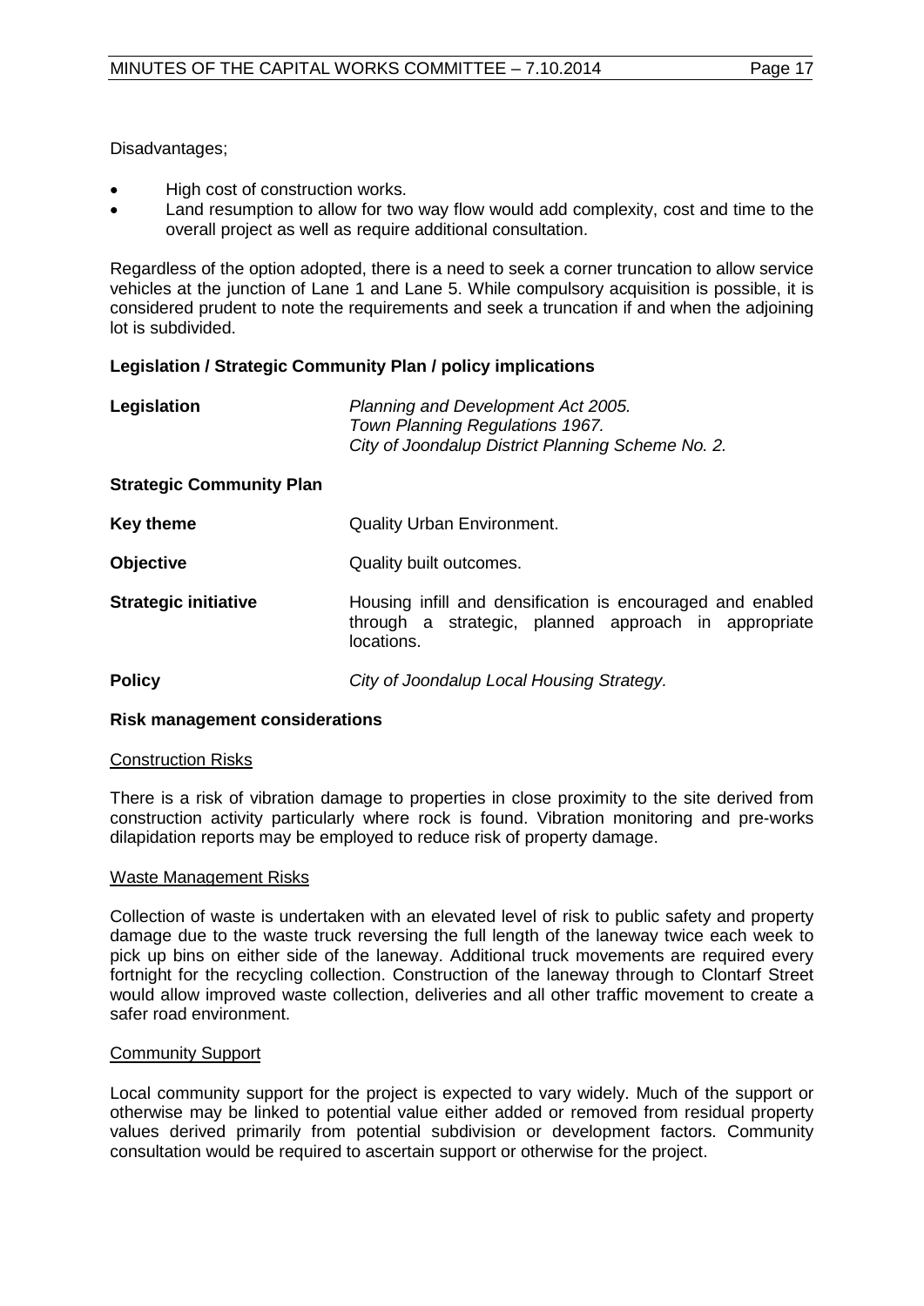Disadvantages;

- High cost of construction works.
- Land resumption to allow for two way flow would add complexity, cost and time to the overall project as well as require additional consultation.

Regardless of the option adopted, there is a need to seek a corner truncation to allow service vehicles at the junction of Lane 1 and Lane 5. While compulsory acquisition is possible, it is considered prudent to note the requirements and seek a truncation if and when the adjoining lot is subdivided.

**Legislation / Strategic Community Plan / policy implications**

| | |
|---|---|
| **Legislation** | *Planning and Development Act 2005.*<br>*Town Planning Regulations 1967.*<br>*City of Joondalup District Planning Scheme No. 2.* |

**Strategic Community Plan**

| | |
|---|---|
| **Key theme** | Quality Urban Environment. |
| **Objective** | Quality built outcomes. |
| **Strategic initiative** | Housing infill and densification is encouraged and enabled through a strategic, planned approach in appropriate locations. |
| **Policy** | *City of Joondalup Local Housing Strategy.* |

**Risk management considerations**

Construction Risks

There is a risk of vibration damage to properties in close proximity to the site derived from construction activity particularly where rock is found. Vibration monitoring and pre-works dilapidation reports may be employed to reduce risk of property damage.

Waste Management Risks

Collection of waste is undertaken with an elevated level of risk to public safety and property damage due to the waste truck reversing the full length of the laneway twice each week to pick up bins on either side of the laneway. Additional truck movements are required every fortnight for the recycling collection. Construction of the laneway through to Clontarf Street would allow improved waste collection, deliveries and all other traffic movement to create a safer road environment.

Community Support

Local community support for the project is expected to vary widely. Much of the support or otherwise may be linked to potential value either added or removed from residual property values derived primarily from potential subdivision or development factors. Community consultation would be required to ascertain support or otherwise for the project.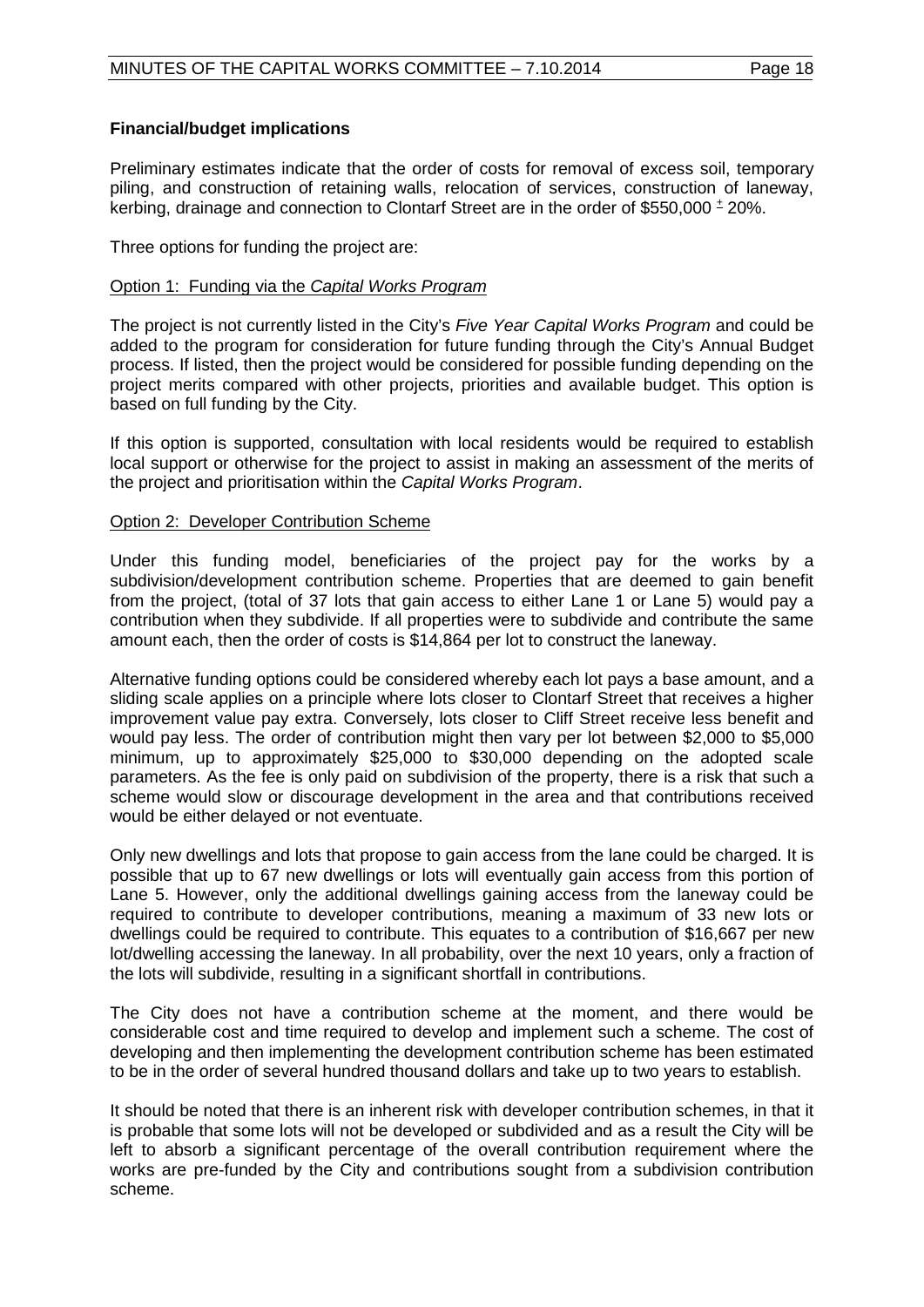**Financial/budget implications**

Preliminary estimates indicate that the order of costs for removal of excess soil, temporary piling, and construction of retaining walls, relocation of services, construction of laneway, kerbing, drainage and connection to Clontarf Street are in the order of \$550,000 $\pm$ 20%.

Three options for funding the project are:

Option 1: Funding via the *Capital Works Program*

The project is not currently listed in the City's *Five Year Capital Works Program* and could be added to the program for consideration for future funding through the City's Annual Budget process. If listed, then the project would be considered for possible funding depending on the project merits compared with other projects, priorities and available budget. This option is based on full funding by the City.

If this option is supported, consultation with local residents would be required to establish local support or otherwise for the project to assist in making an assessment of the merits of the project and prioritisation within the *Capital Works Program*.

Option 2: Developer Contribution Scheme

Under this funding model, beneficiaries of the project pay for the works by a subdivision/development contribution scheme. Properties that are deemed to gain benefit from the project, (total of 37 lots that gain access to either Lane 1 or Lane 5) would pay a contribution when they subdivide. If all properties were to subdivide and contribute the same amount each, then the order of costs is \$14,864 per lot to construct the laneway.

Alternative funding options could be considered whereby each lot pays a base amount, and a sliding scale applies on a principle where lots closer to Clontarf Street that receives a higher improvement value pay extra. Conversely, lots closer to Cliff Street receive less benefit and would pay less. The order of contribution might then vary per lot between \$2,000 to \$5,000 minimum, up to approximately \$25,000 to \$30,000 depending on the adopted scale parameters. As the fee is only paid on subdivision of the property, there is a risk that such a scheme would slow or discourage development in the area and that contributions received would be either delayed or not eventuate.

Only new dwellings and lots that propose to gain access from the lane could be charged. It is possible that up to 67 new dwellings or lots will eventually gain access from this portion of Lane 5. However, only the additional dwellings gaining access from the laneway could be required to contribute to developer contributions, meaning a maximum of 33 new lots or dwellings could be required to contribute. This equates to a contribution of \$16,667 per new lot/dwelling accessing the laneway. In all probability, over the next 10 years, only a fraction of the lots will subdivide, resulting in a significant shortfall in contributions.

The City does not have a contribution scheme at the moment, and there would be considerable cost and time required to develop and implement such a scheme. The cost of developing and then implementing the development contribution scheme has been estimated to be in the order of several hundred thousand dollars and take up to two years to establish.

It should be noted that there is an inherent risk with developer contribution schemes, in that it is probable that some lots will not be developed or subdivided and as a result the City will be left to absorb a significant percentage of the overall contribution requirement where the works are pre-funded by the City and contributions sought from a subdivision contribution scheme.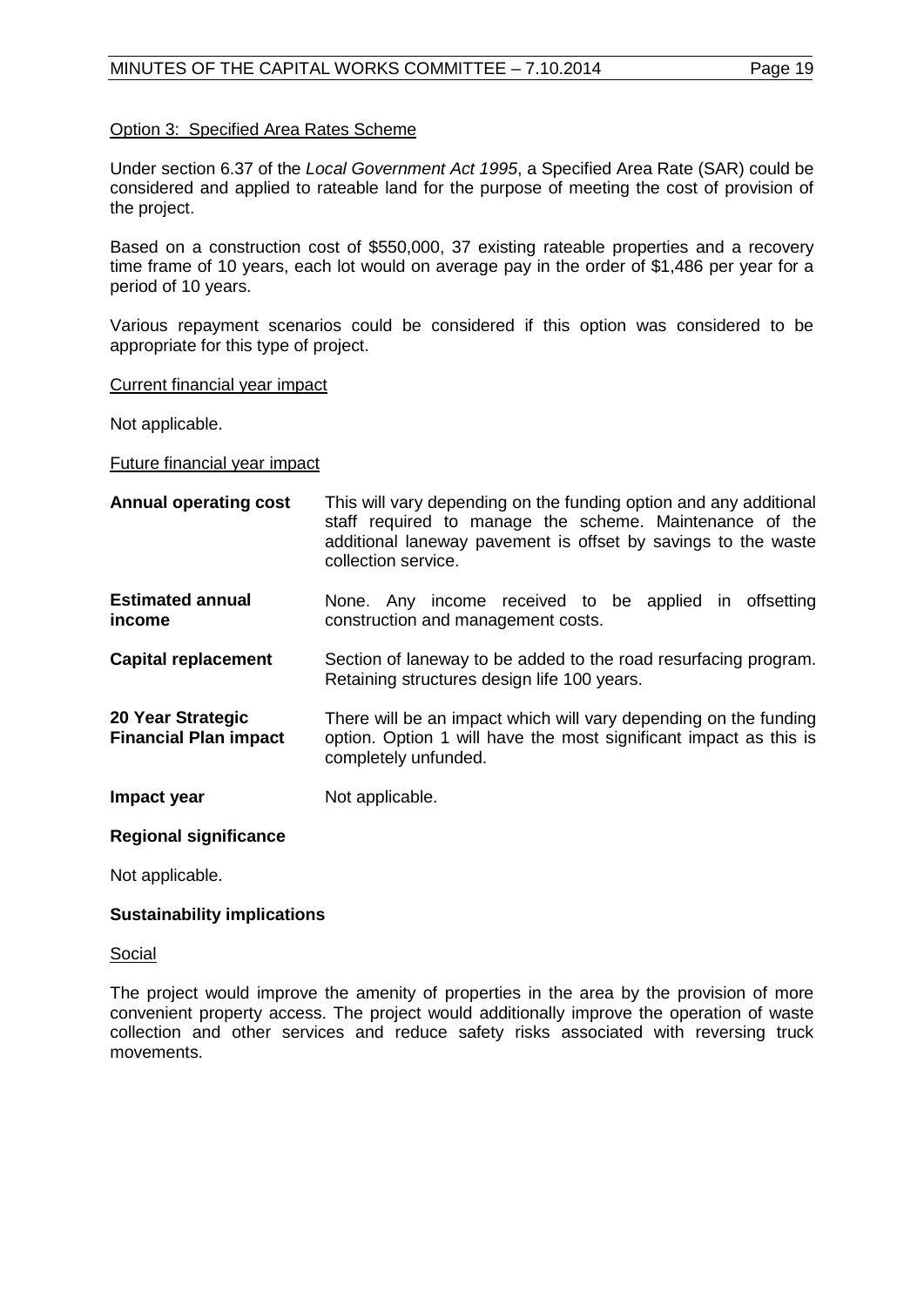Option 3: Specified Area Rates Scheme

Under section 6.37 of the *Local Government Act 1995*, a Specified Area Rate (SAR) could be considered and applied to rateable land for the purpose of meeting the cost of provision of the project.

Based on a construction cost of $550,000, 37 existing rateable properties and a recovery time frame of 10 years, each lot would on average pay in the order of $1,486 per year for a period of 10 years.

Various repayment scenarios could be considered if this option was considered to be appropriate for this type of project.

Current financial year impact

Not applicable.

Future financial year impact

| | |
|---|---|
| **Annual operating cost** | This will vary depending on the funding option and any additional staff required to manage the scheme. Maintenance of the additional laneway pavement is offset by savings to the waste collection service. |
| **Estimated annual income** | None. Any income received to be applied in offsetting construction and management costs. |
| **Capital replacement** | Section of laneway to be added to the road resurfacing program. Retaining structures design life 100 years. |
| **20 Year Strategic Financial Plan impact** | There will be an impact which will vary depending on the funding option. Option 1 will have the most significant impact as this is completely unfunded. |
| **Impact year** | Not applicable. |

**Regional significance**

Not applicable.

**Sustainability implications**

Social

The project would improve the amenity of properties in the area by the provision of more convenient property access. The project would additionally improve the operation of waste collection and other services and reduce safety risks associated with reversing truck movements.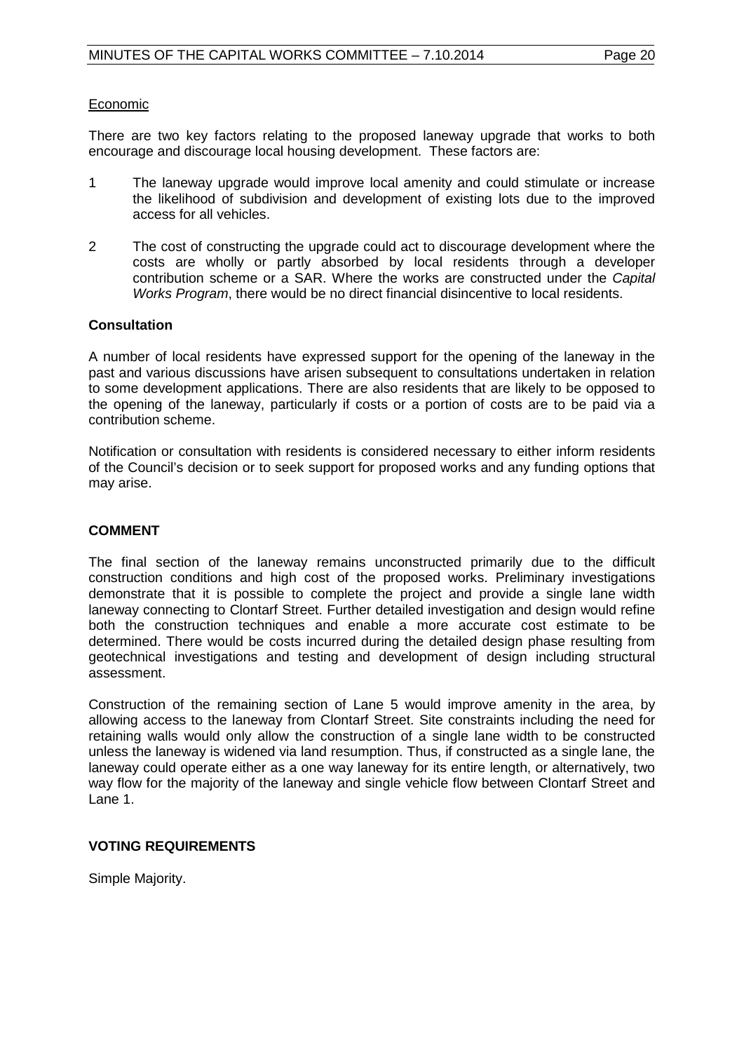Economic

There are two key factors relating to the proposed laneway upgrade that works to both encourage and discourage local housing development. These factors are:

1. The laneway upgrade would improve local amenity and could stimulate or increase the likelihood of subdivision and development of existing lots due to the improved access for all vehicles.

2. The cost of constructing the upgrade could act to discourage development where the costs are wholly or partly absorbed by local residents through a developer contribution scheme or a SAR. Where the works are constructed under the *Capital Works Program*, there would be no direct financial disincentive to local residents.

**Consultation**

A number of local residents have expressed support for the opening of the laneway in the past and various discussions have arisen subsequent to consultations undertaken in relation to some development applications. There are also residents that are likely to be opposed to the opening of the laneway, particularly if costs or a portion of costs are to be paid via a contribution scheme.

Notification or consultation with residents is considered necessary to either inform residents of the Council's decision or to seek support for proposed works and any funding options that may arise.

## COMMENT

The final section of the laneway remains unconstructed primarily due to the difficult construction conditions and high cost of the proposed works. Preliminary investigations demonstrate that it is possible to complete the project and provide a single lane width laneway connecting to Clontarf Street. Further detailed investigation and design would refine both the construction techniques and enable a more accurate cost estimate to be determined. There would be costs incurred during the detailed design phase resulting from geotechnical investigations and testing and development of design including structural assessment.

Construction of the remaining section of Lane 5 would improve amenity in the area, by allowing access to the laneway from Clontarf Street. Site constraints including the need for retaining walls would only allow the construction of a single lane width to be constructed unless the laneway is widened via land resumption. Thus, if constructed as a single lane, the laneway could operate either as a one way laneway for its entire length, or alternatively, two way flow for the majority of the laneway and single vehicle flow between Clontarf Street and Lane 1.

## VOTING REQUIREMENTS

Simple Majority.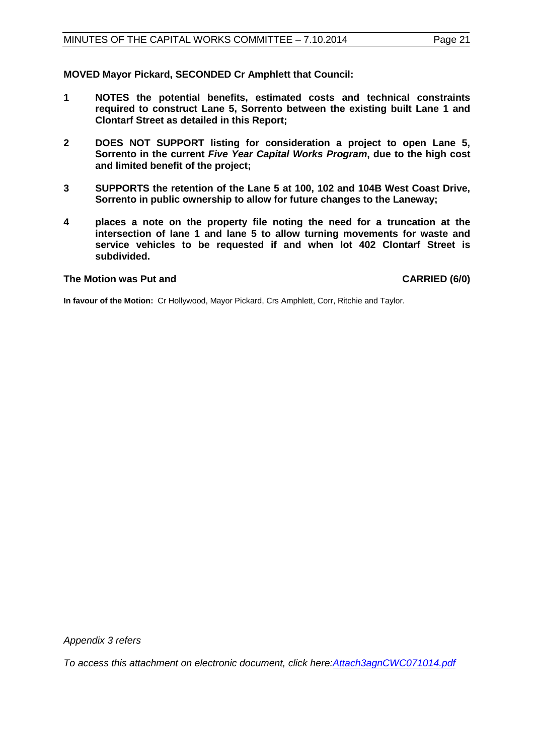**MOVED Mayor Pickard, SECONDED Cr Amphlett that Council:**

**1 NOTES the potential benefits, estimated costs and technical constraints required to construct Lane 5, Sorrento between the existing built Lane 1 and Clontarf Street as detailed in this Report;**

**2 DOES NOT SUPPORT listing for consideration a project to open Lane 5, Sorrento in the current *Five Year Capital Works Program*, due to the high cost and limited benefit of the project;**

**3 SUPPORTS the retention of the Lane 5 at 100, 102 and 104B West Coast Drive, Sorrento in public ownership to allow for future changes to the Laneway;**

**4 places a note on the property file noting the need for a truncation at the intersection of lane 1 and lane 5 to allow turning movements for waste and service vehicles to be requested if and when lot 402 Clontarf Street is subdivided.**

**The Motion was Put and CARRIED (6/0)**

**In favour of the Motion:** Cr Hollywood, Mayor Pickard, Crs Amphlett, Corr, Ritchie and Taylor.

*Appendix 3 refers*

*To access this attachment on electronic document, click here:Attach3agnCWC071014.pdf*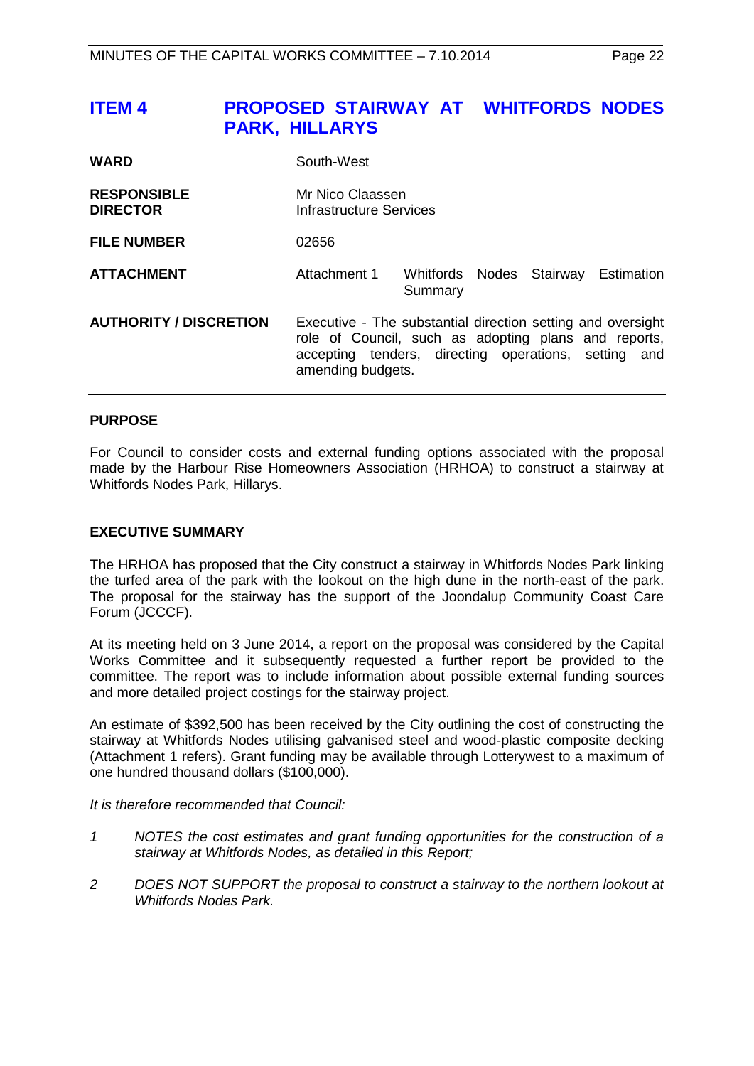## ITEM 4 PROPOSED STAIRWAY AT WHITFORDS NODES PARK, HILLARYS

| | |
|---|---|
| **WARD** | South-West |
| **RESPONSIBLE DIRECTOR** | Mr Nico Claassen<br>Infrastructure Services |
| **FILE NUMBER** | 02656 |
| **ATTACHMENT** | Attachment 1 Whitfords Nodes Stairway Estimation Summary |
| **AUTHORITY / DISCRETION** | Executive - The substantial direction setting and oversight role of Council, such as adopting plans and reports, accepting tenders, directing operations, setting and amending budgets. |

### PURPOSE

For Council to consider costs and external funding options associated with the proposal made by the Harbour Rise Homeowners Association (HRHOA) to construct a stairway at Whitfords Nodes Park, Hillarys.

### EXECUTIVE SUMMARY

The HRHOA has proposed that the City construct a stairway in Whitfords Nodes Park linking the turfed area of the park with the lookout on the high dune in the north-east of the park. The proposal for the stairway has the support of the Joondalup Community Coast Care Forum (JCCCF).

At its meeting held on 3 June 2014, a report on the proposal was considered by the Capital Works Committee and it subsequently requested a further report be provided to the committee. The report was to include information about possible external funding sources and more detailed project costings for the stairway project.

An estimate of $392,500 has been received by the City outlining the cost of constructing the stairway at Whitfords Nodes utilising galvanised steel and wood-plastic composite decking (Attachment 1 refers). Grant funding may be available through Lotterywest to a maximum of one hundred thousand dollars ($100,000).

*It is therefore recommended that Council:*

1. *NOTES the cost estimates and grant funding opportunities for the construction of a stairway at Whitfords Nodes, as detailed in this Report;*
2. *DOES NOT SUPPORT the proposal to construct a stairway to the northern lookout at Whitfords Nodes Park.*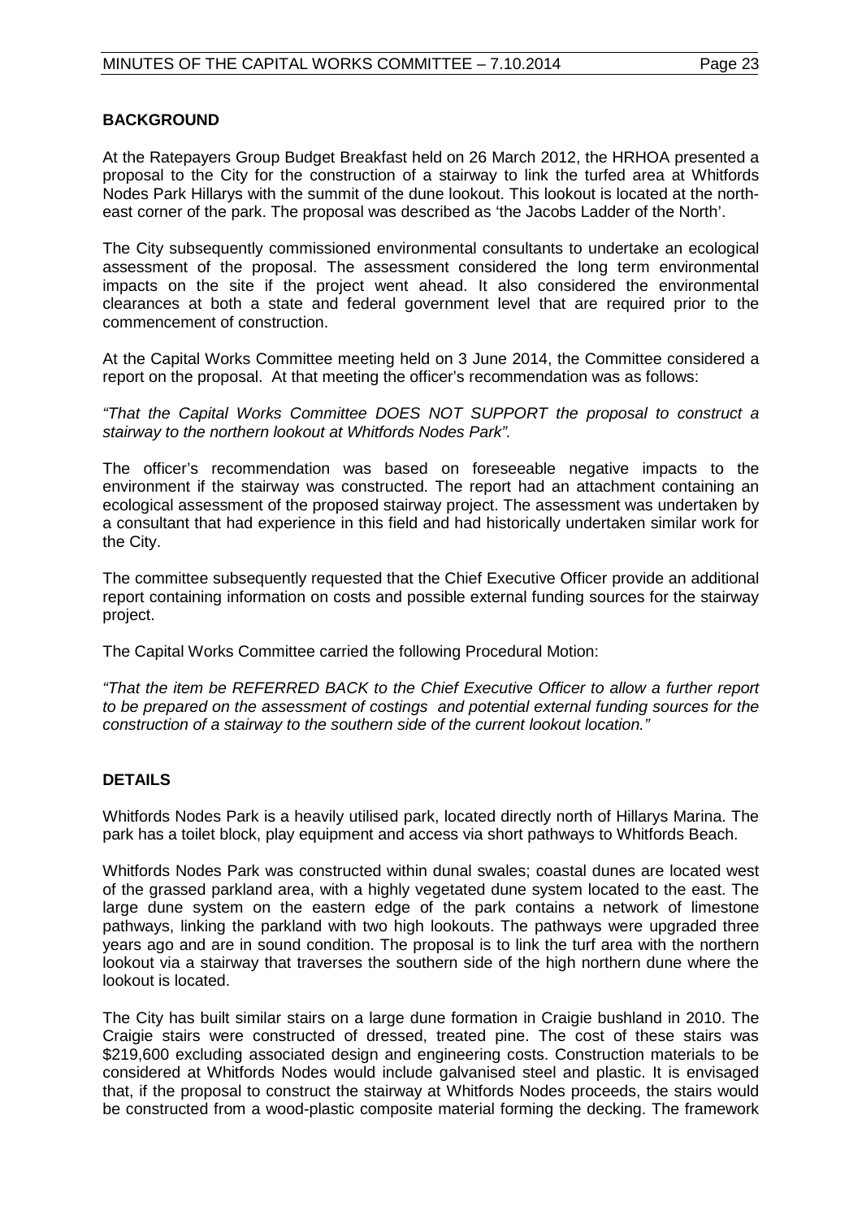## BACKGROUND

At the Ratepayers Group Budget Breakfast held on 26 March 2012, the HRHOA presented a proposal to the City for the construction of a stairway to link the turfed area at Whitfords Nodes Park Hillarys with the summit of the dune lookout. This lookout is located at the north-east corner of the park. The proposal was described as 'the Jacobs Ladder of the North'.

The City subsequently commissioned environmental consultants to undertake an ecological assessment of the proposal. The assessment considered the long term environmental impacts on the site if the project went ahead. It also considered the environmental clearances at both a state and federal government level that are required prior to the commencement of construction.

At the Capital Works Committee meeting held on 3 June 2014, the Committee considered a report on the proposal. At that meeting the officer's recommendation was as follows:

*"That the Capital Works Committee DOES NOT SUPPORT the proposal to construct a stairway to the northern lookout at Whitfords Nodes Park".*

The officer's recommendation was based on foreseeable negative impacts to the environment if the stairway was constructed. The report had an attachment containing an ecological assessment of the proposed stairway project. The assessment was undertaken by a consultant that had experience in this field and had historically undertaken similar work for the City.

The committee subsequently requested that the Chief Executive Officer provide an additional report containing information on costs and possible external funding sources for the stairway project.

The Capital Works Committee carried the following Procedural Motion:

*"That the item be REFERRED BACK to the Chief Executive Officer to allow a further report to be prepared on the assessment of costings and potential external funding sources for the construction of a stairway to the southern side of the current lookout location."*

## DETAILS

Whitfords Nodes Park is a heavily utilised park, located directly north of Hillarys Marina. The park has a toilet block, play equipment and access via short pathways to Whitfords Beach.

Whitfords Nodes Park was constructed within dunal swales; coastal dunes are located west of the grassed parkland area, with a highly vegetated dune system located to the east. The large dune system on the eastern edge of the park contains a network of limestone pathways, linking the parkland with two high lookouts. The pathways were upgraded three years ago and are in sound condition. The proposal is to link the turf area with the northern lookout via a stairway that traverses the southern side of the high northern dune where the lookout is located.

The City has built similar stairs on a large dune formation in Craigie bushland in 2010. The Craigie stairs were constructed of dressed, treated pine. The cost of these stairs was \$219,600 excluding associated design and engineering costs. Construction materials to be considered at Whitfords Nodes would include galvanised steel and plastic. It is envisaged that, if the proposal to construct the stairway at Whitfords Nodes proceeds, the stairs would be constructed from a wood-plastic composite material forming the decking. The framework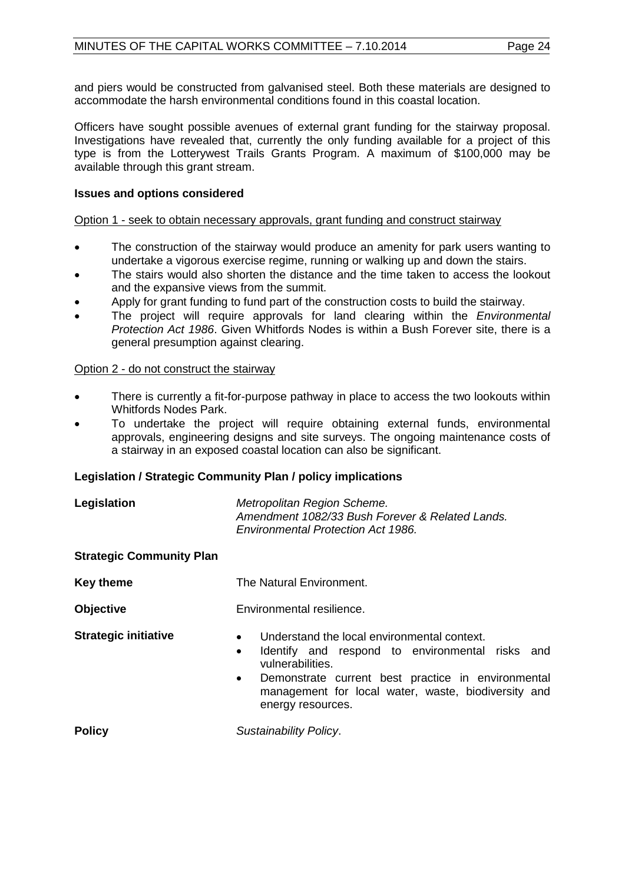and piers would be constructed from galvanised steel. Both these materials are designed to accommodate the harsh environmental conditions found in this coastal location.

Officers have sought possible avenues of external grant funding for the stairway proposal. Investigations have revealed that, currently the only funding available for a project of this type is from the Lotterywest Trails Grants Program. A maximum of $100,000 may be available through this grant stream.

**Issues and options considered**

Option 1 - seek to obtain necessary approvals, grant funding and construct stairway

- The construction of the stairway would produce an amenity for park users wanting to undertake a vigorous exercise regime, running or walking up and down the stairs.
- The stairs would also shorten the distance and the time taken to access the lookout and the expansive views from the summit.
- Apply for grant funding to fund part of the construction costs to build the stairway.
- The project will require approvals for land clearing within the *Environmental Protection Act 1986*. Given Whitfords Nodes is within a Bush Forever site, there is a general presumption against clearing.

Option 2 - do not construct the stairway

- There is currently a fit-for-purpose pathway in place to access the two lookouts within Whitfords Nodes Park.
- To undertake the project will require obtaining external funds, environmental approvals, engineering designs and site surveys. The ongoing maintenance costs of a stairway in an exposed coastal location can also be significant.

**Legislation / Strategic Community Plan / policy implications**

| | |
|---|---|
| **Legislation** | *Metropolitan Region Scheme.*<br>*Amendment 1082/33 Bush Forever & Related Lands.*<br>*Environmental Protection Act 1986.* |
| **Strategic Community Plan** | |
| **Key theme** | The Natural Environment. |
| **Objective** | Environmental resilience. |
| **Strategic initiative** | • Understand the local environmental context.<br>• Identify and respond to environmental risks and vulnerabilities.<br>• Demonstrate current best practice in environmental management for local water, waste, biodiversity and energy resources. |
| **Policy** | *Sustainability Policy*. |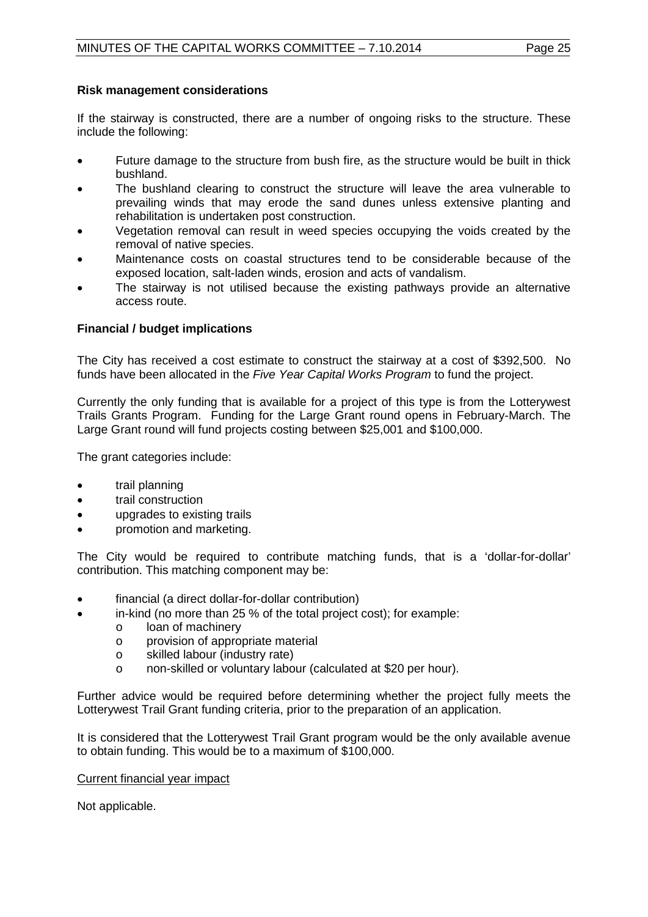### Risk management considerations

If the stairway is constructed, there are a number of ongoing risks to the structure. These include the following:

- Future damage to the structure from bush fire, as the structure would be built in thick bushland.
- The bushland clearing to construct the structure will leave the area vulnerable to prevailing winds that may erode the sand dunes unless extensive planting and rehabilitation is undertaken post construction.
- Vegetation removal can result in weed species occupying the voids created by the removal of native species.
- Maintenance costs on coastal structures tend to be considerable because of the exposed location, salt-laden winds, erosion and acts of vandalism.
- The stairway is not utilised because the existing pathways provide an alternative access route.

### Financial / budget implications

The City has received a cost estimate to construct the stairway at a cost of $392,500. No funds have been allocated in the *Five Year Capital Works Program* to fund the project.

Currently the only funding that is available for a project of this type is from the Lotterywest Trails Grants Program. Funding for the Large Grant round opens in February-March. The Large Grant round will fund projects costing between $25,001 and $100,000.

The grant categories include:

- trail planning
- trail construction
- upgrades to existing trails
- promotion and marketing.

The City would be required to contribute matching funds, that is a 'dollar-for-dollar' contribution. This matching component may be:

- financial (a direct dollar-for-dollar contribution)
- in-kind (no more than 25 % of the total project cost); for example:
  - loan of machinery
  - provision of appropriate material
  - skilled labour (industry rate)
  - non-skilled or voluntary labour (calculated at $20 per hour).

Further advice would be required before determining whether the project fully meets the Lotterywest Trail Grant funding criteria, prior to the preparation of an application.

It is considered that the Lotterywest Trail Grant program would be the only available avenue to obtain funding. This would be to a maximum of $100,000.

<u>Current financial year impact</u>

Not applicable.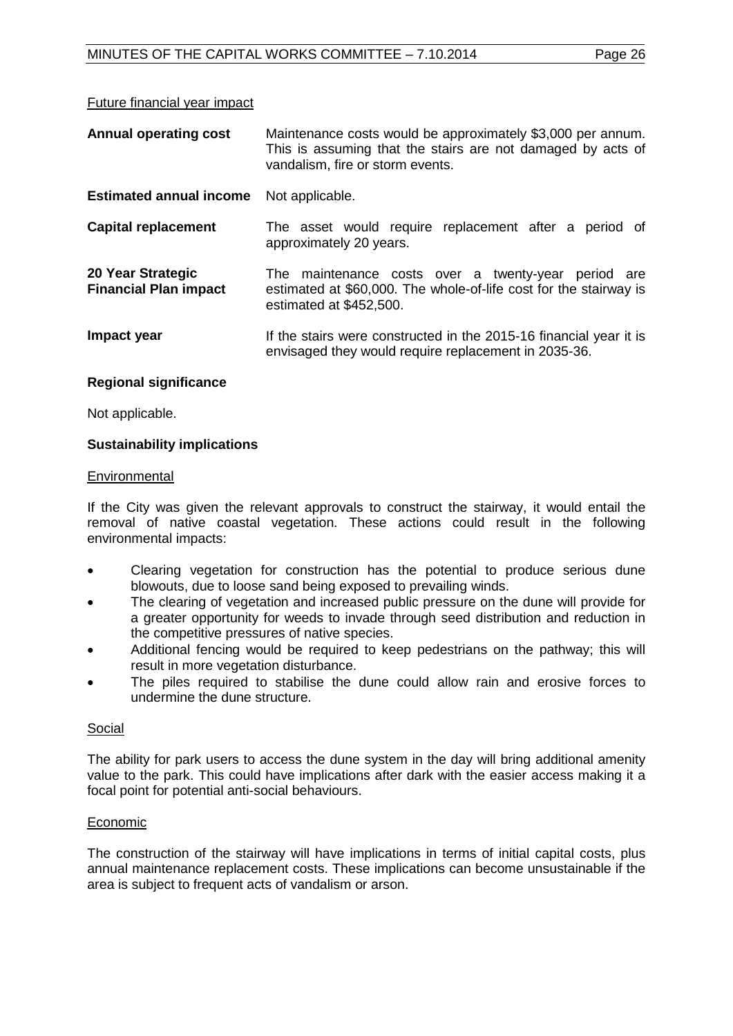Future financial year impact

| | |
|---|---|
| **Annual operating cost** | Maintenance costs would be approximately $3,000 per annum. This is assuming that the stairs are not damaged by acts of vandalism, fire or storm events. |
| **Estimated annual income** | Not applicable. |
| **Capital replacement** | The asset would require replacement after a period of approximately 20 years. |
| **20 Year Strategic Financial Plan impact** | The maintenance costs over a twenty-year period are estimated at $60,000. The whole-of-life cost for the stairway is estimated at $452,500. |
| **Impact year** | If the stairs were constructed in the 2015-16 financial year it is envisaged they would require replacement in 2035-36. |

**Regional significance**

Not applicable.

**Sustainability implications**

Environmental

If the City was given the relevant approvals to construct the stairway, it would entail the removal of native coastal vegetation. These actions could result in the following environmental impacts:

- Clearing vegetation for construction has the potential to produce serious dune blowouts, due to loose sand being exposed to prevailing winds.
- The clearing of vegetation and increased public pressure on the dune will provide for a greater opportunity for weeds to invade through seed distribution and reduction in the competitive pressures of native species.
- Additional fencing would be required to keep pedestrians on the pathway; this will result in more vegetation disturbance.
- The piles required to stabilise the dune could allow rain and erosive forces to undermine the dune structure.

Social

The ability for park users to access the dune system in the day will bring additional amenity value to the park. This could have implications after dark with the easier access making it a focal point for potential anti-social behaviours.

Economic

The construction of the stairway will have implications in terms of initial capital costs, plus annual maintenance replacement costs. These implications can become unsustainable if the area is subject to frequent acts of vandalism or arson.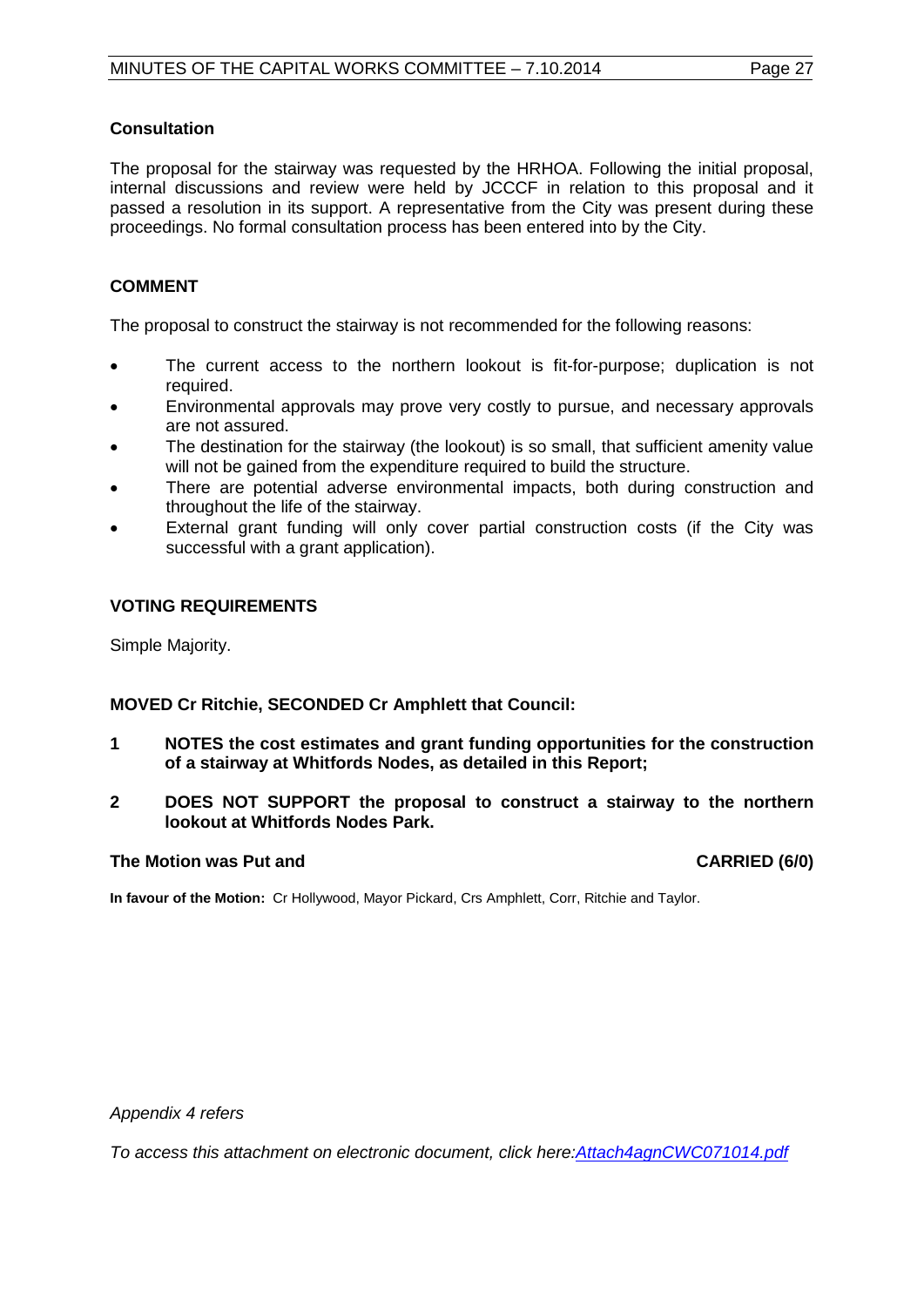### Consultation

The proposal for the stairway was requested by the HRHOA. Following the initial proposal, internal discussions and review were held by JCCCF in relation to this proposal and it passed a resolution in its support. A representative from the City was present during these proceedings. No formal consultation process has been entered into by the City.

## COMMENT

The proposal to construct the stairway is not recommended for the following reasons:

- The current access to the northern lookout is fit-for-purpose; duplication is not required.
- Environmental approvals may prove very costly to pursue, and necessary approvals are not assured.
- The destination for the stairway (the lookout) is so small, that sufficient amenity value will not be gained from the expenditure required to build the structure.
- There are potential adverse environmental impacts, both during construction and throughout the life of the stairway.
- External grant funding will only cover partial construction costs (if the City was successful with a grant application).

## VOTING REQUIREMENTS

Simple Majority.

**MOVED Cr Ritchie, SECONDED Cr Amphlett that Council:**

**1 NOTES the cost estimates and grant funding opportunities for the construction of a stairway at Whitfords Nodes, as detailed in this Report;**

**2 DOES NOT SUPPORT the proposal to construct a stairway to the northern lookout at Whitfords Nodes Park.**

**The Motion was Put and CARRIED (6/0)**

**In favour of the Motion:** Cr Hollywood, Mayor Pickard, Crs Amphlett, Corr, Ritchie and Taylor.

*Appendix 4 refers*

*To access this attachment on electronic document, click here:[Attach4agnCWC071014.pdf](Attach4agnCWC071014.pdf)*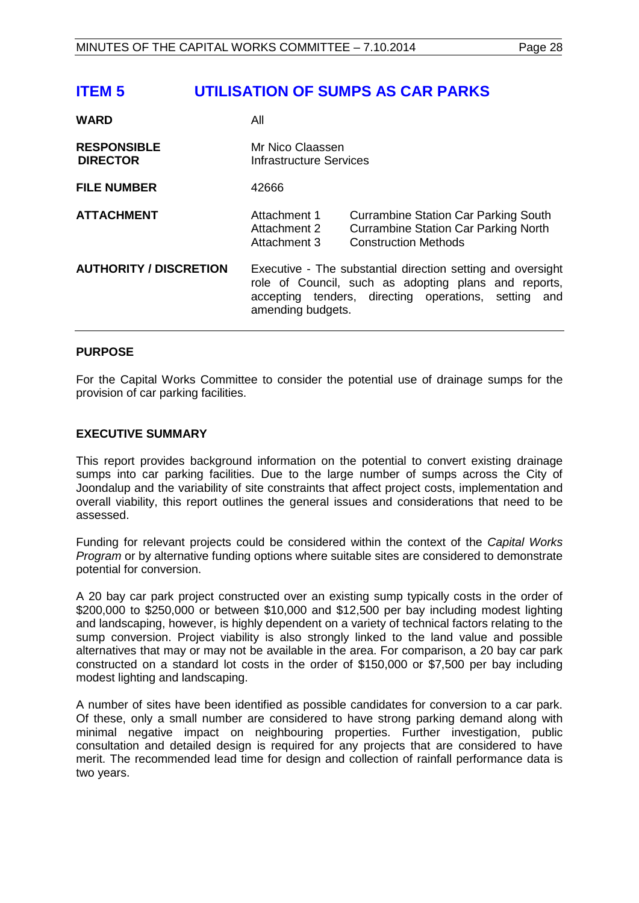# ITEM 5 UTILISATION OF SUMPS AS CAR PARKS

| | | |
|---|---|---|
| **WARD** | All | |
| **RESPONSIBLE DIRECTOR** | Mr Nico Claassen<br>Infrastructure Services | |
| **FILE NUMBER** | 42666 | |
| **ATTACHMENT** | Attachment 1<br>Attachment 2<br>Attachment 3 | Currambine Station Car Parking South<br>Currambine Station Car Parking North<br>Construction Methods |
| **AUTHORITY / DISCRETION** | Executive - The substantial direction setting and oversight role of Council, such as adopting plans and reports, accepting tenders, directing operations, setting and amending budgets. | |

## PURPOSE

For the Capital Works Committee to consider the potential use of drainage sumps for the provision of car parking facilities.

## EXECUTIVE SUMMARY

This report provides background information on the potential to convert existing drainage sumps into car parking facilities. Due to the large number of sumps across the City of Joondalup and the variability of site constraints that affect project costs, implementation and overall viability, this report outlines the general issues and considerations that need to be assessed.

Funding for relevant projects could be considered within the context of the *Capital Works Program* or by alternative funding options where suitable sites are considered to demonstrate potential for conversion.

A 20 bay car park project constructed over an existing sump typically costs in the order of $200,000 to $250,000 or between $10,000 and $12,500 per bay including modest lighting and landscaping, however, is highly dependent on a variety of technical factors relating to the sump conversion. Project viability is also strongly linked to the land value and possible alternatives that may or may not be available in the area. For comparison, a 20 bay car park constructed on a standard lot costs in the order of $150,000 or $7,500 per bay including modest lighting and landscaping.

A number of sites have been identified as possible candidates for conversion to a car park. Of these, only a small number are considered to have strong parking demand along with minimal negative impact on neighbouring properties. Further investigation, public consultation and detailed design is required for any projects that are considered to have merit. The recommended lead time for design and collection of rainfall performance data is two years.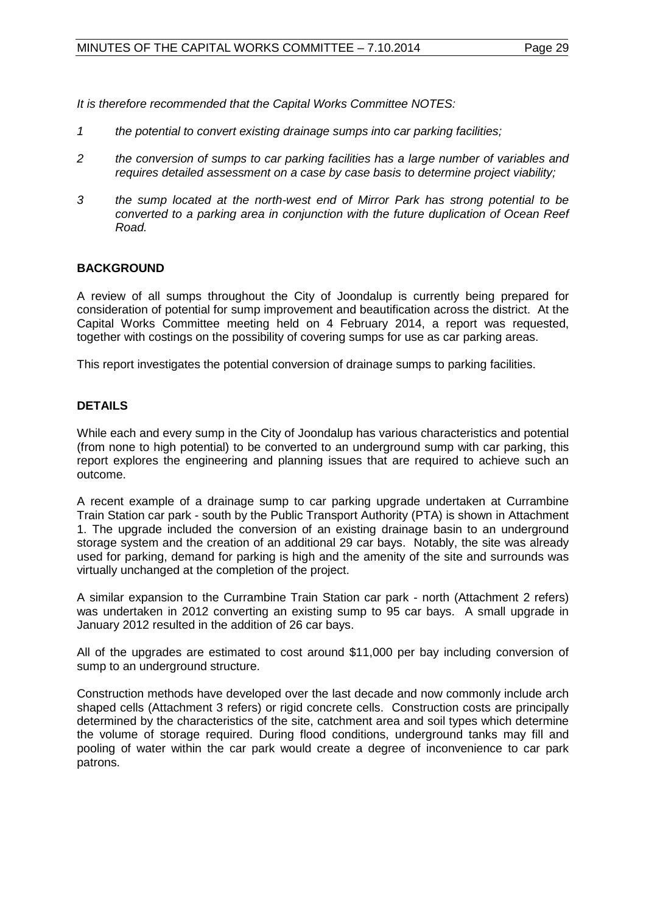*It is therefore recommended that the Capital Works Committee NOTES:*

1. *the potential to convert existing drainage sumps into car parking facilities;*
2. *the conversion of sumps to car parking facilities has a large number of variables and requires detailed assessment on a case by case basis to determine project viability;*
3. *the sump located at the north-west end of Mirror Park has strong potential to be converted to a parking area in conjunction with the future duplication of Ocean Reef Road.*

## BACKGROUND

A review of all sumps throughout the City of Joondalup is currently being prepared for consideration of potential for sump improvement and beautification across the district. At the Capital Works Committee meeting held on 4 February 2014, a report was requested, together with costings on the possibility of covering sumps for use as car parking areas.

This report investigates the potential conversion of drainage sumps to parking facilities.

## DETAILS

While each and every sump in the City of Joondalup has various characteristics and potential (from none to high potential) to be converted to an underground sump with car parking, this report explores the engineering and planning issues that are required to achieve such an outcome.

A recent example of a drainage sump to car parking upgrade undertaken at Currambine Train Station car park - south by the Public Transport Authority (PTA) is shown in Attachment 1. The upgrade included the conversion of an existing drainage basin to an underground storage system and the creation of an additional 29 car bays. Notably, the site was already used for parking, demand for parking is high and the amenity of the site and surrounds was virtually unchanged at the completion of the project.

A similar expansion to the Currambine Train Station car park - north (Attachment 2 refers) was undertaken in 2012 converting an existing sump to 95 car bays. A small upgrade in January 2012 resulted in the addition of 26 car bays.

All of the upgrades are estimated to cost around $11,000 per bay including conversion of sump to an underground structure.

Construction methods have developed over the last decade and now commonly include arch shaped cells (Attachment 3 refers) or rigid concrete cells. Construction costs are principally determined by the characteristics of the site, catchment area and soil types which determine the volume of storage required. During flood conditions, underground tanks may fill and pooling of water within the car park would create a degree of inconvenience to car park patrons.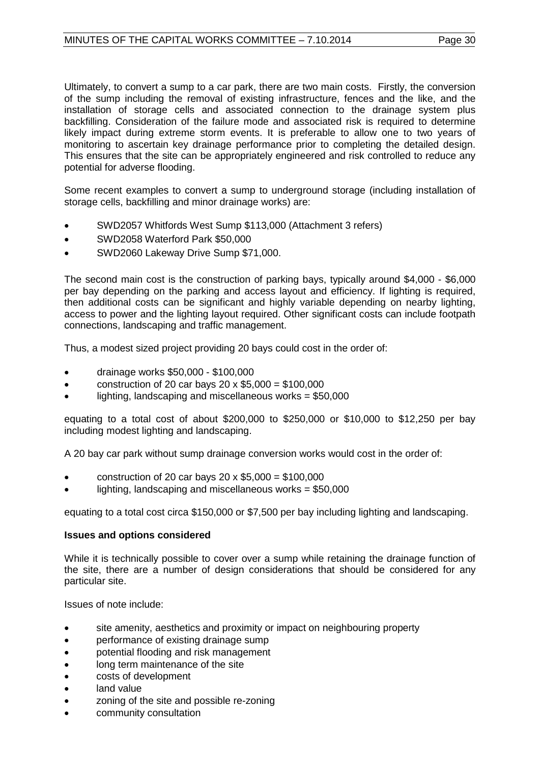Ultimately, to convert a sump to a car park, there are two main costs. Firstly, the conversion of the sump including the removal of existing infrastructure, fences and the like, and the installation of storage cells and associated connection to the drainage system plus backfilling. Consideration of the failure mode and associated risk is required to determine likely impact during extreme storm events. It is preferable to allow one to two years of monitoring to ascertain key drainage performance prior to completing the detailed design. This ensures that the site can be appropriately engineered and risk controlled to reduce any potential for adverse flooding.

Some recent examples to convert a sump to underground storage (including installation of storage cells, backfilling and minor drainage works) are:

- SWD2057 Whitfords West Sump $113,000 (Attachment 3 refers)
- SWD2058 Waterford Park $50,000
- SWD2060 Lakeway Drive Sump $71,000.

The second main cost is the construction of parking bays, typically around $4,000 - $6,000 per bay depending on the parking and access layout and efficiency. If lighting is required, then additional costs can be significant and highly variable depending on nearby lighting, access to power and the lighting layout required. Other significant costs can include footpath connections, landscaping and traffic management.

Thus, a modest sized project providing 20 bays could cost in the order of:

- drainage works $50,000 - $100,000
- construction of 20 car bays 20 x $5,000 = $100,000
- lighting, landscaping and miscellaneous works = $50,000

equating to a total cost of about $200,000 to $250,000 or $10,000 to $12,250 per bay including modest lighting and landscaping.

A 20 bay car park without sump drainage conversion works would cost in the order of:

- construction of 20 car bays 20 x $5,000 = $100,000
- lighting, landscaping and miscellaneous works = $50,000

equating to a total cost circa $150,000 or $7,500 per bay including lighting and landscaping.

**Issues and options considered**

While it is technically possible to cover over a sump while retaining the drainage function of the site, there are a number of design considerations that should be considered for any particular site.

Issues of note include:

- site amenity, aesthetics and proximity or impact on neighbouring property
- performance of existing drainage sump
- potential flooding and risk management
- long term maintenance of the site
- costs of development
- land value
- zoning of the site and possible re-zoning
- community consultation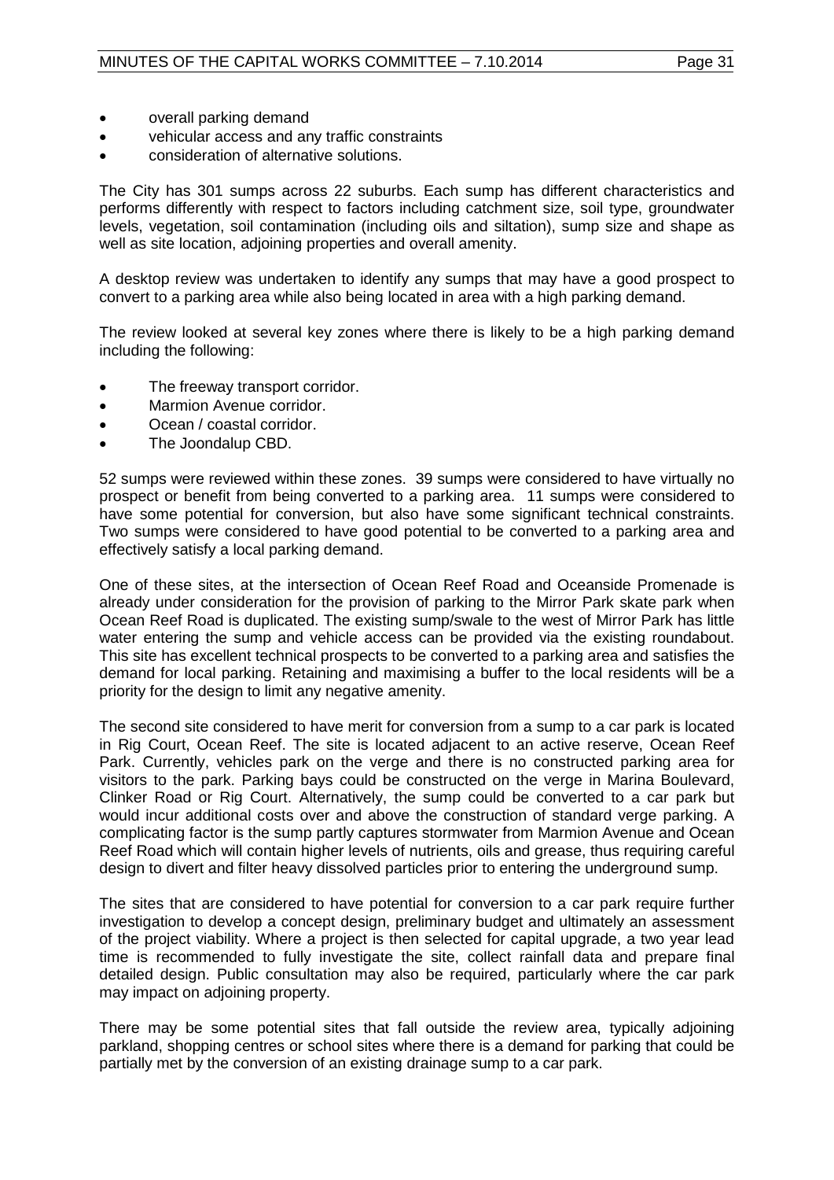- overall parking demand
- vehicular access and any traffic constraints
- consideration of alternative solutions.

The City has 301 sumps across 22 suburbs. Each sump has different characteristics and performs differently with respect to factors including catchment size, soil type, groundwater levels, vegetation, soil contamination (including oils and siltation), sump size and shape as well as site location, adjoining properties and overall amenity.

A desktop review was undertaken to identify any sumps that may have a good prospect to convert to a parking area while also being located in area with a high parking demand.

The review looked at several key zones where there is likely to be a high parking demand including the following:

- The freeway transport corridor.
- Marmion Avenue corridor.
- Ocean / coastal corridor.
- The Joondalup CBD.

52 sumps were reviewed within these zones. 39 sumps were considered to have virtually no prospect or benefit from being converted to a parking area. 11 sumps were considered to have some potential for conversion, but also have some significant technical constraints. Two sumps were considered to have good potential to be converted to a parking area and effectively satisfy a local parking demand.

One of these sites, at the intersection of Ocean Reef Road and Oceanside Promenade is already under consideration for the provision of parking to the Mirror Park skate park when Ocean Reef Road is duplicated. The existing sump/swale to the west of Mirror Park has little water entering the sump and vehicle access can be provided via the existing roundabout. This site has excellent technical prospects to be converted to a parking area and satisfies the demand for local parking. Retaining and maximising a buffer to the local residents will be a priority for the design to limit any negative amenity.

The second site considered to have merit for conversion from a sump to a car park is located in Rig Court, Ocean Reef. The site is located adjacent to an active reserve, Ocean Reef Park. Currently, vehicles park on the verge and there is no constructed parking area for visitors to the park. Parking bays could be constructed on the verge in Marina Boulevard, Clinker Road or Rig Court. Alternatively, the sump could be converted to a car park but would incur additional costs over and above the construction of standard verge parking. A complicating factor is the sump partly captures stormwater from Marmion Avenue and Ocean Reef Road which will contain higher levels of nutrients, oils and grease, thus requiring careful design to divert and filter heavy dissolved particles prior to entering the underground sump.

The sites that are considered to have potential for conversion to a car park require further investigation to develop a concept design, preliminary budget and ultimately an assessment of the project viability. Where a project is then selected for capital upgrade, a two year lead time is recommended to fully investigate the site, collect rainfall data and prepare final detailed design. Public consultation may also be required, particularly where the car park may impact on adjoining property.

There may be some potential sites that fall outside the review area, typically adjoining parkland, shopping centres or school sites where there is a demand for parking that could be partially met by the conversion of an existing drainage sump to a car park.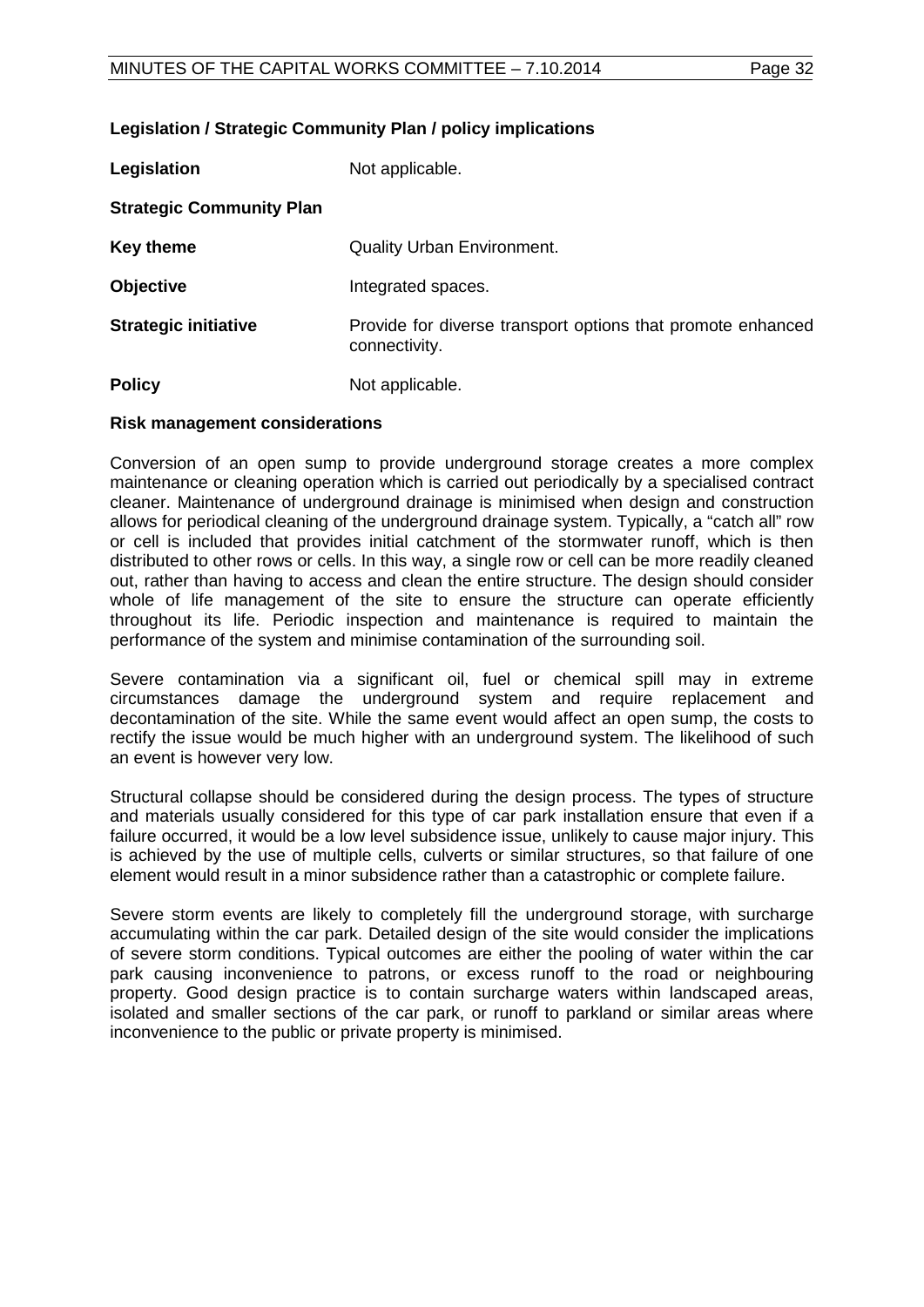**Legislation / Strategic Community Plan / policy implications**

**Legislation** Not applicable.

**Strategic Community Plan**

**Key theme** Quality Urban Environment.

**Objective** Integrated spaces.

**Strategic initiative** Provide for diverse transport options that promote enhanced connectivity.

**Policy** Not applicable.

**Risk management considerations**

Conversion of an open sump to provide underground storage creates a more complex maintenance or cleaning operation which is carried out periodically by a specialised contract cleaner. Maintenance of underground drainage is minimised when design and construction allows for periodical cleaning of the underground drainage system. Typically, a "catch all" row or cell is included that provides initial catchment of the stormwater runoff, which is then distributed to other rows or cells. In this way, a single row or cell can be more readily cleaned out, rather than having to access and clean the entire structure. The design should consider whole of life management of the site to ensure the structure can operate efficiently throughout its life. Periodic inspection and maintenance is required to maintain the performance of the system and minimise contamination of the surrounding soil.

Severe contamination via a significant oil, fuel or chemical spill may in extreme circumstances damage the underground system and require replacement and decontamination of the site. While the same event would affect an open sump, the costs to rectify the issue would be much higher with an underground system. The likelihood of such an event is however very low.

Structural collapse should be considered during the design process. The types of structure and materials usually considered for this type of car park installation ensure that even if a failure occurred, it would be a low level subsidence issue, unlikely to cause major injury. This is achieved by the use of multiple cells, culverts or similar structures, so that failure of one element would result in a minor subsidence rather than a catastrophic or complete failure.

Severe storm events are likely to completely fill the underground storage, with surcharge accumulating within the car park. Detailed design of the site would consider the implications of severe storm conditions. Typical outcomes are either the pooling of water within the car park causing inconvenience to patrons, or excess runoff to the road or neighbouring property. Good design practice is to contain surcharge waters within landscaped areas, isolated and smaller sections of the car park, or runoff to parkland or similar areas where inconvenience to the public or private property is minimised.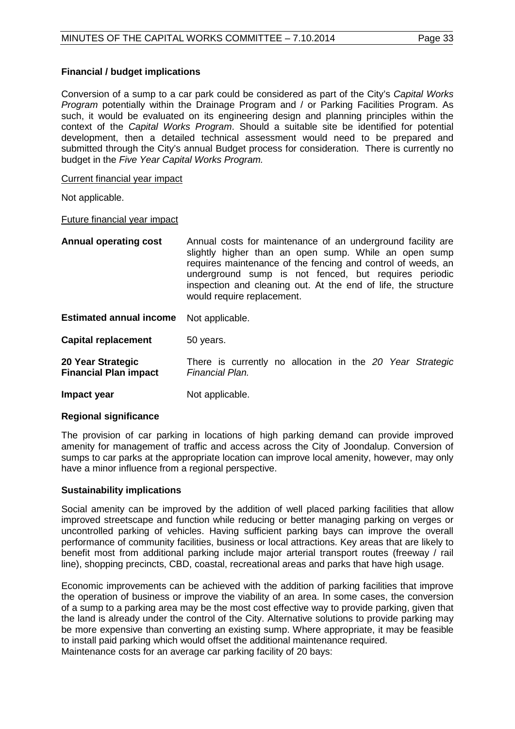**Financial / budget implications**

Conversion of a sump to a car park could be considered as part of the City's *Capital Works Program* potentially within the Drainage Program and / or Parking Facilities Program. As such, it would be evaluated on its engineering design and planning principles within the context of the *Capital Works Program*. Should a suitable site be identified for potential development, then a detailed technical assessment would need to be prepared and submitted through the City's annual Budget process for consideration. There is currently no budget in the *Five Year Capital Works Program.*

Current financial year impact

Not applicable.

Future financial year impact

| | |
|---|---|
| **Annual operating cost** | Annual costs for maintenance of an underground facility are slightly higher than an open sump. While an open sump requires maintenance of the fencing and control of weeds, an underground sump is not fenced, but requires periodic inspection and cleaning out. At the end of life, the structure would require replacement. |
| **Estimated annual income** | Not applicable. |
| **Capital replacement** | 50 years. |
| **20 Year Strategic Financial Plan impact** | There is currently no allocation in the *20 Year Strategic Financial Plan.* |
| **Impact year** | Not applicable. |

**Regional significance**

The provision of car parking in locations of high parking demand can provide improved amenity for management of traffic and access across the City of Joondalup. Conversion of sumps to car parks at the appropriate location can improve local amenity, however, may only have a minor influence from a regional perspective.

**Sustainability implications**

Social amenity can be improved by the addition of well placed parking facilities that allow improved streetscape and function while reducing or better managing parking on verges or uncontrolled parking of vehicles. Having sufficient parking bays can improve the overall performance of community facilities, business or local attractions. Key areas that are likely to benefit most from additional parking include major arterial transport routes (freeway / rail line), shopping precincts, CBD, coastal, recreational areas and parks that have high usage.

Economic improvements can be achieved with the addition of parking facilities that improve the operation of business or improve the viability of an area. In some cases, the conversion of a sump to a parking area may be the most cost effective way to provide parking, given that the land is already under the control of the City. Alternative solutions to provide parking may be more expensive than converting an existing sump. Where appropriate, it may be feasible to install paid parking which would offset the additional maintenance required.
Maintenance costs for an average car parking facility of 20 bays: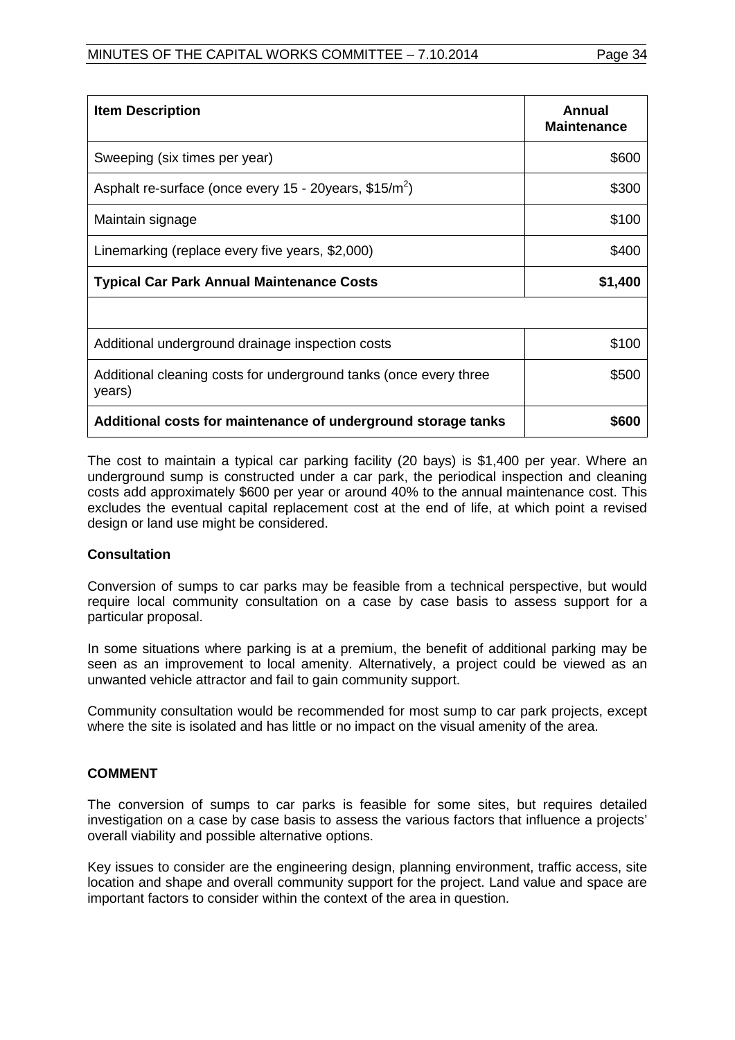| Item Description | Annual Maintenance |
| --- | --- |
| Sweeping (six times per year) | \$600 |
| Asphalt re-surface (once every 15 - 20years, \$15/$m^2$) | \$300 |
| Maintain signage | \$100 |
| Linemarking (replace every five years, \$2,000) | \$400 |
| **Typical Car Park Annual Maintenance Costs** | **\$1,400** |
| | |
| Additional underground drainage inspection costs | \$100 |
| Additional cleaning costs for underground tanks (once every three years) | \$500 |
| **Additional costs for maintenance of underground storage tanks** | **\$600** |

The cost to maintain a typical car parking facility (20 bays) is \$1,400 per year. Where an underground sump is constructed under a car park, the periodical inspection and cleaning costs add approximately \$600 per year or around 40% to the annual maintenance cost. This excludes the eventual capital replacement cost at the end of life, at which point a revised design or land use might be considered.

**Consultation**

Conversion of sumps to car parks may be feasible from a technical perspective, but would require local community consultation on a case by case basis to assess support for a particular proposal.

In some situations where parking is at a premium, the benefit of additional parking may be seen as an improvement to local amenity. Alternatively, a project could be viewed as an unwanted vehicle attractor and fail to gain community support.

Community consultation would be recommended for most sump to car park projects, except where the site is isolated and has little or no impact on the visual amenity of the area.

## COMMENT

The conversion of sumps to car parks is feasible for some sites, but requires detailed investigation on a case by case basis to assess the various factors that influence a projects' overall viability and possible alternative options.

Key issues to consider are the engineering design, planning environment, traffic access, site location and shape and overall community support for the project. Land value and space are important factors to consider within the context of the area in question.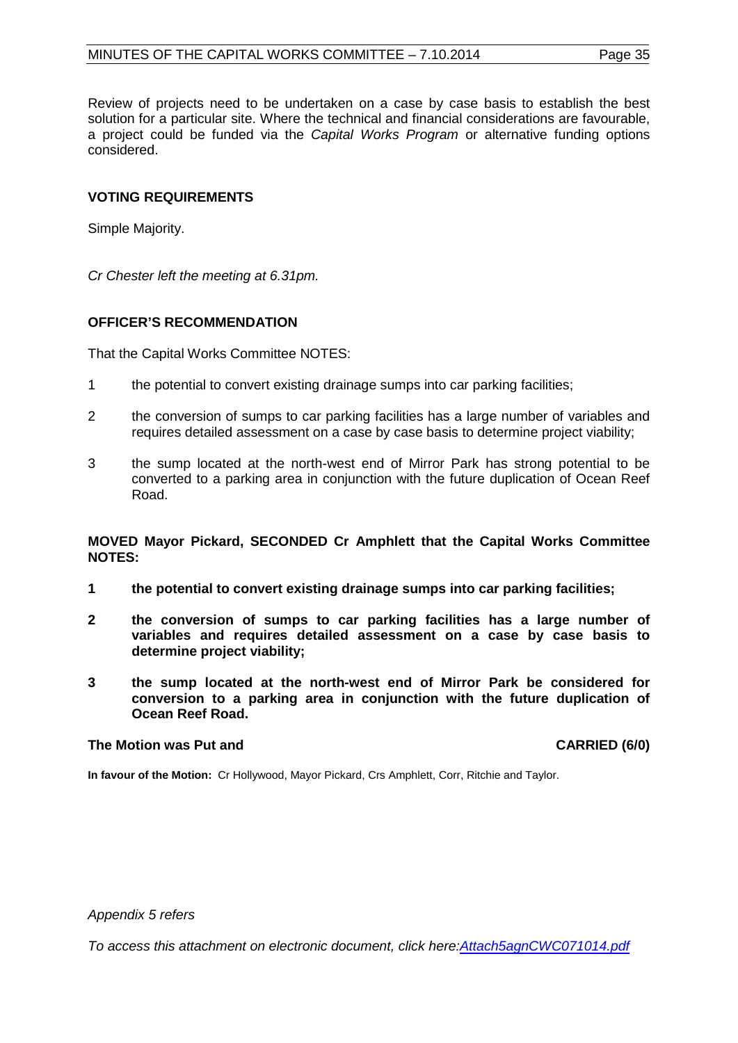Review of projects need to be undertaken on a case by case basis to establish the best solution for a particular site. Where the technical and financial considerations are favourable, a project could be funded via the *Capital Works Program* or alternative funding options considered.

**VOTING REQUIREMENTS**

Simple Majority.

*Cr Chester left the meeting at 6.31pm.*

**OFFICER'S RECOMMENDATION**

That the Capital Works Committee NOTES:

1. the potential to convert existing drainage sumps into car parking facilities;
2. the conversion of sumps to car parking facilities has a large number of variables and requires detailed assessment on a case by case basis to determine project viability;
3. the sump located at the north-west end of Mirror Park has strong potential to be converted to a parking area in conjunction with the future duplication of Ocean Reef Road.

**MOVED Mayor Pickard, SECONDED Cr Amphlett that the Capital Works Committee NOTES:**

1. **the potential to convert existing drainage sumps into car parking facilities;**
2. **the conversion of sumps to car parking facilities has a large number of variables and requires detailed assessment on a case by case basis to determine project viability;**
3. **the sump located at the north-west end of Mirror Park be considered for conversion to a parking area in conjunction with the future duplication of Ocean Reef Road.**

**The Motion was Put and CARRIED (6/0)**

**In favour of the Motion:** Cr Hollywood, Mayor Pickard, Crs Amphlett, Corr, Ritchie and Taylor.

*Appendix 5 refers*

*To access this attachment on electronic document, click here:Attach5agnCWC071014.pdf*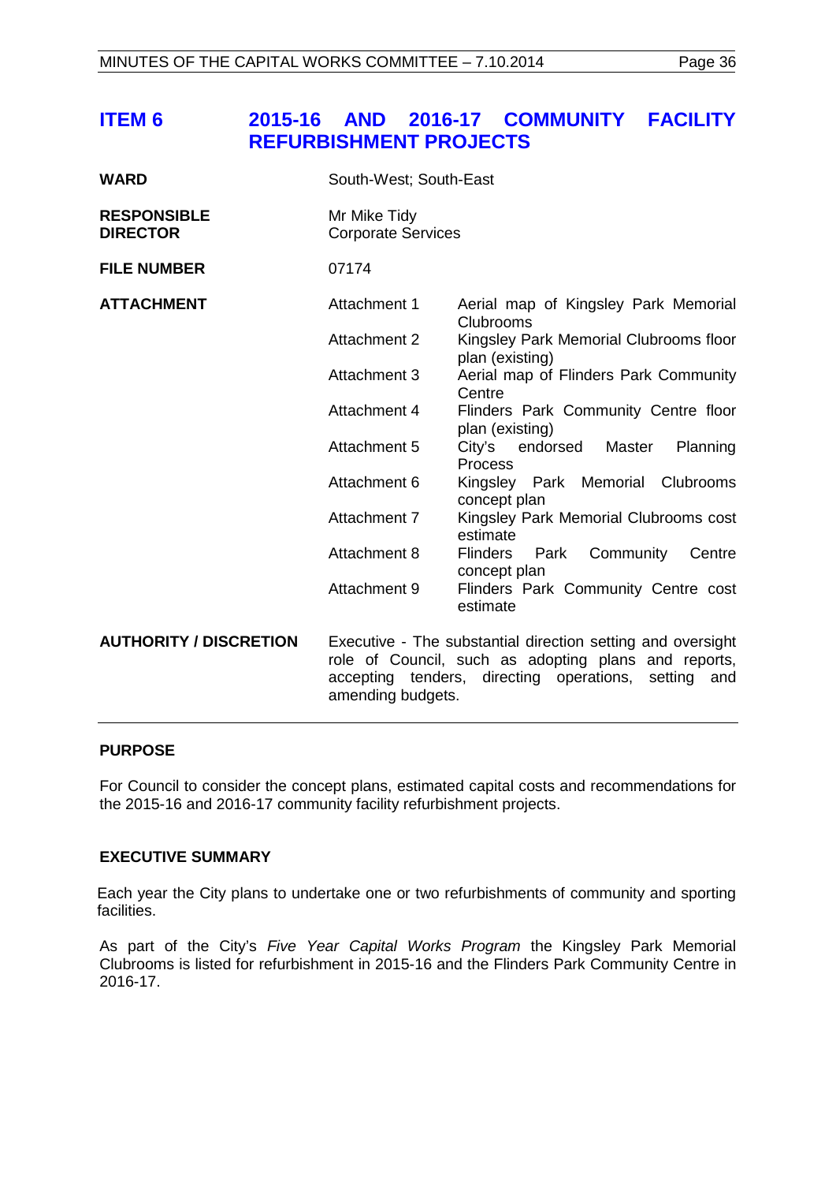# ITEM 6 2015-16 AND 2016-17 COMMUNITY FACILITY REFURBISHMENT PROJECTS

| | | |
|---|---|---|
| **WARD** | South-West; South-East | |
| **RESPONSIBLE DIRECTOR** | Mr Mike Tidy<br>Corporate Services | |
| **FILE NUMBER** | 07174 | |
| **ATTACHMENT** | Attachment 1 | Aerial map of Kingsley Park Memorial Clubrooms |
| | Attachment 2 | Kingsley Park Memorial Clubrooms floor plan (existing) |
| | Attachment 3 | Aerial map of Flinders Park Community Centre |
| | Attachment 4 | Flinders Park Community Centre floor plan (existing) |
| | Attachment 5 | City's endorsed Master Planning Process |
| | Attachment 6 | Kingsley Park Memorial Clubrooms concept plan |
| | Attachment 7 | Kingsley Park Memorial Clubrooms cost estimate |
| | Attachment 8 | Flinders Park Community Centre concept plan |
| | Attachment 9 | Flinders Park Community Centre cost estimate |
| **AUTHORITY / DISCRETION** | Executive - The substantial direction setting and oversight role of Council, such as adopting plans and reports, accepting tenders, directing operations, setting and amending budgets. | |

## PURPOSE

For Council to consider the concept plans, estimated capital costs and recommendations for the 2015-16 and 2016-17 community facility refurbishment projects.

## EXECUTIVE SUMMARY

Each year the City plans to undertake one or two refurbishments of community and sporting facilities.

As part of the City's *Five Year Capital Works Program* the Kingsley Park Memorial Clubrooms is listed for refurbishment in 2015-16 and the Flinders Park Community Centre in 2016-17.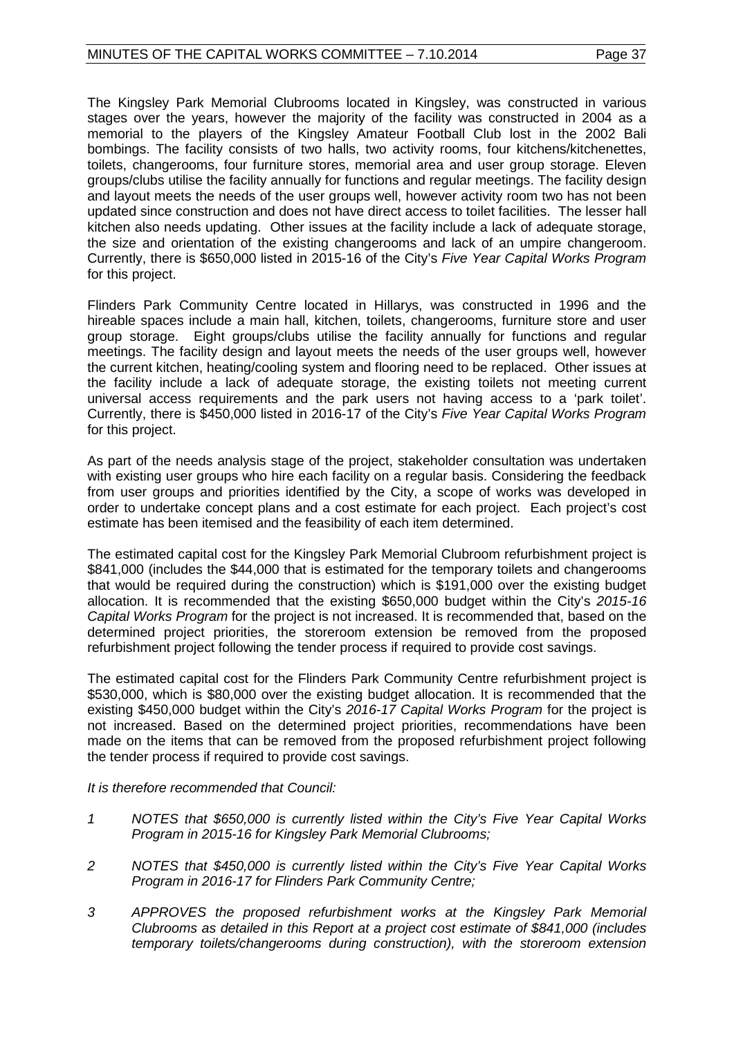The Kingsley Park Memorial Clubrooms located in Kingsley, was constructed in various stages over the years, however the majority of the facility was constructed in 2004 as a memorial to the players of the Kingsley Amateur Football Club lost in the 2002 Bali bombings. The facility consists of two halls, two activity rooms, four kitchens/kitchenettes, toilets, changerooms, four furniture stores, memorial area and user group storage. Eleven groups/clubs utilise the facility annually for functions and regular meetings. The facility design and layout meets the needs of the user groups well, however activity room two has not been updated since construction and does not have direct access to toilet facilities. The lesser hall kitchen also needs updating. Other issues at the facility include a lack of adequate storage, the size and orientation of the existing changerooms and lack of an umpire changeroom. Currently, there is $650,000 listed in 2015-16 of the City's *Five Year Capital Works Program* for this project.

Flinders Park Community Centre located in Hillarys, was constructed in 1996 and the hireable spaces include a main hall, kitchen, toilets, changerooms, furniture store and user group storage. Eight groups/clubs utilise the facility annually for functions and regular meetings. The facility design and layout meets the needs of the user groups well, however the current kitchen, heating/cooling system and flooring need to be replaced. Other issues at the facility include a lack of adequate storage, the existing toilets not meeting current universal access requirements and the park users not having access to a 'park toilet'. Currently, there is $450,000 listed in 2016-17 of the City's *Five Year Capital Works Program* for this project.

As part of the needs analysis stage of the project, stakeholder consultation was undertaken with existing user groups who hire each facility on a regular basis. Considering the feedback from user groups and priorities identified by the City, a scope of works was developed in order to undertake concept plans and a cost estimate for each project. Each project's cost estimate has been itemised and the feasibility of each item determined.

The estimated capital cost for the Kingsley Park Memorial Clubroom refurbishment project is $841,000 (includes the $44,000 that is estimated for the temporary toilets and changerooms that would be required during the construction) which is $191,000 over the existing budget allocation. It is recommended that the existing $650,000 budget within the City's *2015-16 Capital Works Program* for the project is not increased. It is recommended that, based on the determined project priorities, the storeroom extension be removed from the proposed refurbishment project following the tender process if required to provide cost savings.

The estimated capital cost for the Flinders Park Community Centre refurbishment project is $530,000, which is $80,000 over the existing budget allocation. It is recommended that the existing $450,000 budget within the City's *2016-17 Capital Works Program* for the project is not increased. Based on the determined project priorities, recommendations have been made on the items that can be removed from the proposed refurbishment project following the tender process if required to provide cost savings.

*It is therefore recommended that Council:*

1. *NOTES that $650,000 is currently listed within the City's Five Year Capital Works Program in 2015-16 for Kingsley Park Memorial Clubrooms;*

2. *NOTES that $450,000 is currently listed within the City's Five Year Capital Works Program in 2016-17 for Flinders Park Community Centre;*

3. *APPROVES the proposed refurbishment works at the Kingsley Park Memorial Clubrooms as detailed in this Report at a project cost estimate of $841,000 (includes temporary toilets/changerooms during construction), with the storeroom extension*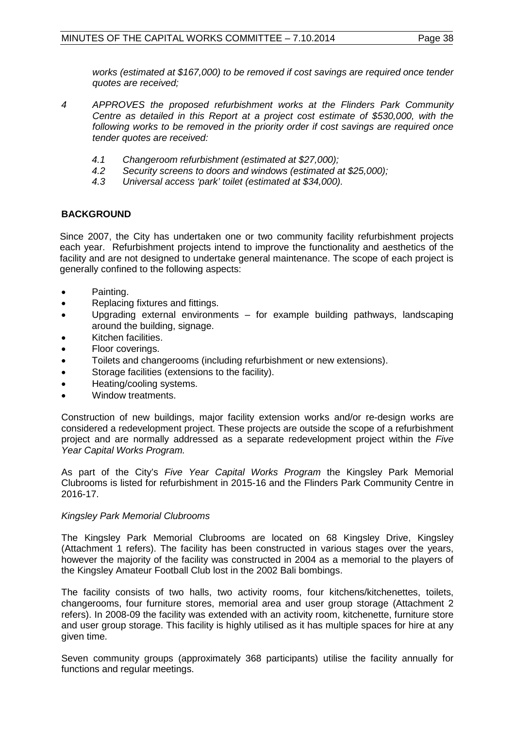*works (estimated at $167,000) to be removed if cost savings are required once tender quotes are received;*

*4 APPROVES the proposed refurbishment works at the Flinders Park Community Centre as detailed in this Report at a project cost estimate of $530,000, with the following works to be removed in the priority order if cost savings are required once tender quotes are received:*

*4.1 Changeroom refurbishment (estimated at $27,000);*
*4.2 Security screens to doors and windows (estimated at $25,000);*
*4.3 Universal access 'park' toilet (estimated at $34,000).*

## BACKGROUND

Since 2007, the City has undertaken one or two community facility refurbishment projects each year. Refurbishment projects intend to improve the functionality and aesthetics of the facility and are not designed to undertake general maintenance. The scope of each project is generally confined to the following aspects:

- Painting.
- Replacing fixtures and fittings.
- Upgrading external environments – for example building pathways, landscaping around the building, signage.
- Kitchen facilities.
- Floor coverings.
- Toilets and changerooms (including refurbishment or new extensions).
- Storage facilities (extensions to the facility).
- Heating/cooling systems.
- Window treatments.

Construction of new buildings, major facility extension works and/or re-design works are considered a redevelopment project. These projects are outside the scope of a refurbishment project and are normally addressed as a separate redevelopment project within the *Five Year Capital Works Program.*

As part of the City's *Five Year Capital Works Program* the Kingsley Park Memorial Clubrooms is listed for refurbishment in 2015-16 and the Flinders Park Community Centre in 2016-17.

*Kingsley Park Memorial Clubrooms*

The Kingsley Park Memorial Clubrooms are located on 68 Kingsley Drive, Kingsley (Attachment 1 refers). The facility has been constructed in various stages over the years, however the majority of the facility was constructed in 2004 as a memorial to the players of the Kingsley Amateur Football Club lost in the 2002 Bali bombings.

The facility consists of two halls, two activity rooms, four kitchens/kitchenettes, toilets, changerooms, four furniture stores, memorial area and user group storage (Attachment 2 refers). In 2008-09 the facility was extended with an activity room, kitchenette, furniture store and user group storage. This facility is highly utilised as it has multiple spaces for hire at any given time.

Seven community groups (approximately 368 participants) utilise the facility annually for functions and regular meetings.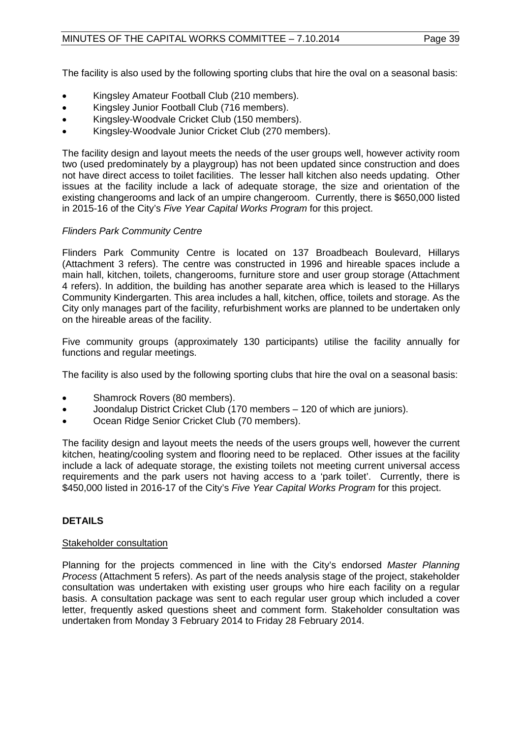The facility is also used by the following sporting clubs that hire the oval on a seasonal basis:

- Kingsley Amateur Football Club (210 members).
- Kingsley Junior Football Club (716 members).
- Kingsley-Woodvale Cricket Club (150 members).
- Kingsley-Woodvale Junior Cricket Club (270 members).

The facility design and layout meets the needs of the user groups well, however activity room two (used predominately by a playgroup) has not been updated since construction and does not have direct access to toilet facilities. The lesser hall kitchen also needs updating. Other issues at the facility include a lack of adequate storage, the size and orientation of the existing changerooms and lack of an umpire changeroom. Currently, there is $650,000 listed in 2015-16 of the City's *Five Year Capital Works Program* for this project.

*Flinders Park Community Centre*

Flinders Park Community Centre is located on 137 Broadbeach Boulevard, Hillarys (Attachment 3 refers). The centre was constructed in 1996 and hireable spaces include a main hall, kitchen, toilets, changerooms, furniture store and user group storage (Attachment 4 refers). In addition, the building has another separate area which is leased to the Hillarys Community Kindergarten. This area includes a hall, kitchen, office, toilets and storage. As the City only manages part of the facility, refurbishment works are planned to be undertaken only on the hireable areas of the facility.

Five community groups (approximately 130 participants) utilise the facility annually for functions and regular meetings.

The facility is also used by the following sporting clubs that hire the oval on a seasonal basis:

- Shamrock Rovers (80 members).
- Joondalup District Cricket Club (170 members – 120 of which are juniors).
- Ocean Ridge Senior Cricket Club (70 members).

The facility design and layout meets the needs of the users groups well, however the current kitchen, heating/cooling system and flooring need to be replaced. Other issues at the facility include a lack of adequate storage, the existing toilets not meeting current universal access requirements and the park users not having access to a 'park toilet'. Currently, there is $450,000 listed in 2016-17 of the City's *Five Year Capital Works Program* for this project.

**DETAILS**

Stakeholder consultation

Planning for the projects commenced in line with the City's endorsed *Master Planning Process* (Attachment 5 refers). As part of the needs analysis stage of the project, stakeholder consultation was undertaken with existing user groups who hire each facility on a regular basis. A consultation package was sent to each regular user group which included a cover letter, frequently asked questions sheet and comment form. Stakeholder consultation was undertaken from Monday 3 February 2014 to Friday 28 February 2014.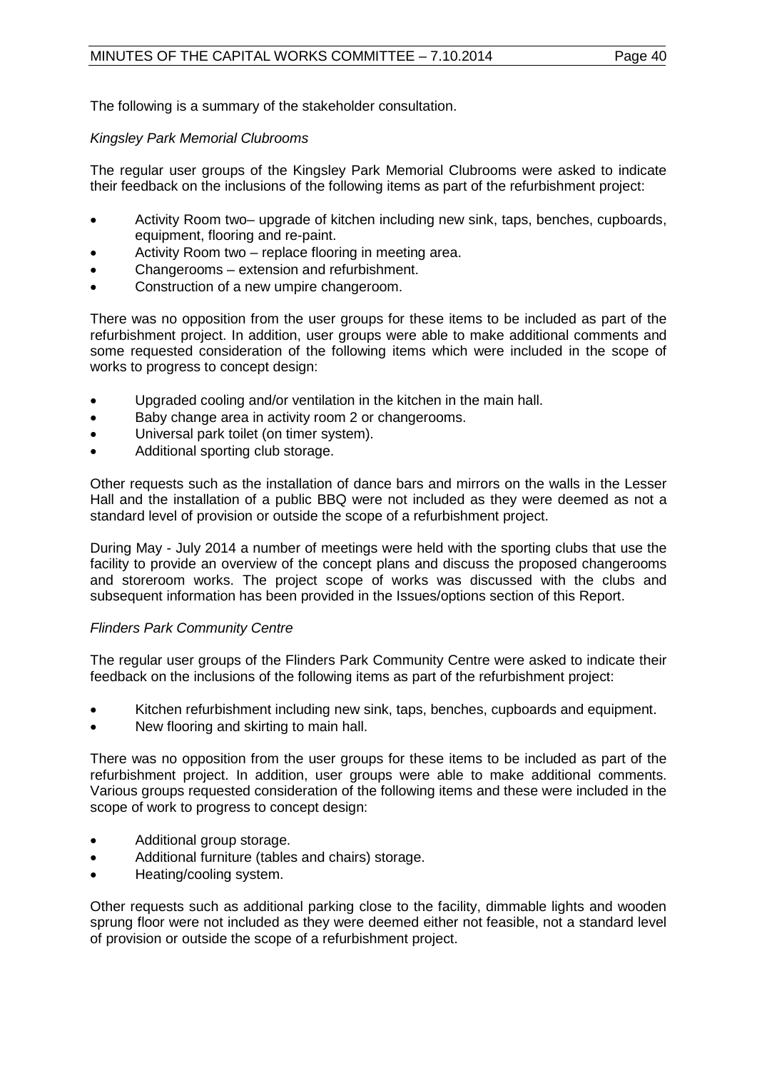The following is a summary of the stakeholder consultation.

*Kingsley Park Memorial Clubrooms*

The regular user groups of the Kingsley Park Memorial Clubrooms were asked to indicate their feedback on the inclusions of the following items as part of the refurbishment project:

- Activity Room two– upgrade of kitchen including new sink, taps, benches, cupboards, equipment, flooring and re-paint.
- Activity Room two – replace flooring in meeting area.
- Changerooms – extension and refurbishment.
- Construction of a new umpire changeroom.

There was no opposition from the user groups for these items to be included as part of the refurbishment project. In addition, user groups were able to make additional comments and some requested consideration of the following items which were included in the scope of works to progress to concept design:

- Upgraded cooling and/or ventilation in the kitchen in the main hall.
- Baby change area in activity room 2 or changerooms.
- Universal park toilet (on timer system).
- Additional sporting club storage.

Other requests such as the installation of dance bars and mirrors on the walls in the Lesser Hall and the installation of a public BBQ were not included as they were deemed as not a standard level of provision or outside the scope of a refurbishment project.

During May - July 2014 a number of meetings were held with the sporting clubs that use the facility to provide an overview of the concept plans and discuss the proposed changerooms and storeroom works. The project scope of works was discussed with the clubs and subsequent information has been provided in the Issues/options section of this Report.

*Flinders Park Community Centre*

The regular user groups of the Flinders Park Community Centre were asked to indicate their feedback on the inclusions of the following items as part of the refurbishment project:

- Kitchen refurbishment including new sink, taps, benches, cupboards and equipment.
- New flooring and skirting to main hall.

There was no opposition from the user groups for these items to be included as part of the refurbishment project. In addition, user groups were able to make additional comments. Various groups requested consideration of the following items and these were included in the scope of work to progress to concept design:

- Additional group storage.
- Additional furniture (tables and chairs) storage.
- Heating/cooling system.

Other requests such as additional parking close to the facility, dimmable lights and wooden sprung floor were not included as they were deemed either not feasible, not a standard level of provision or outside the scope of a refurbishment project.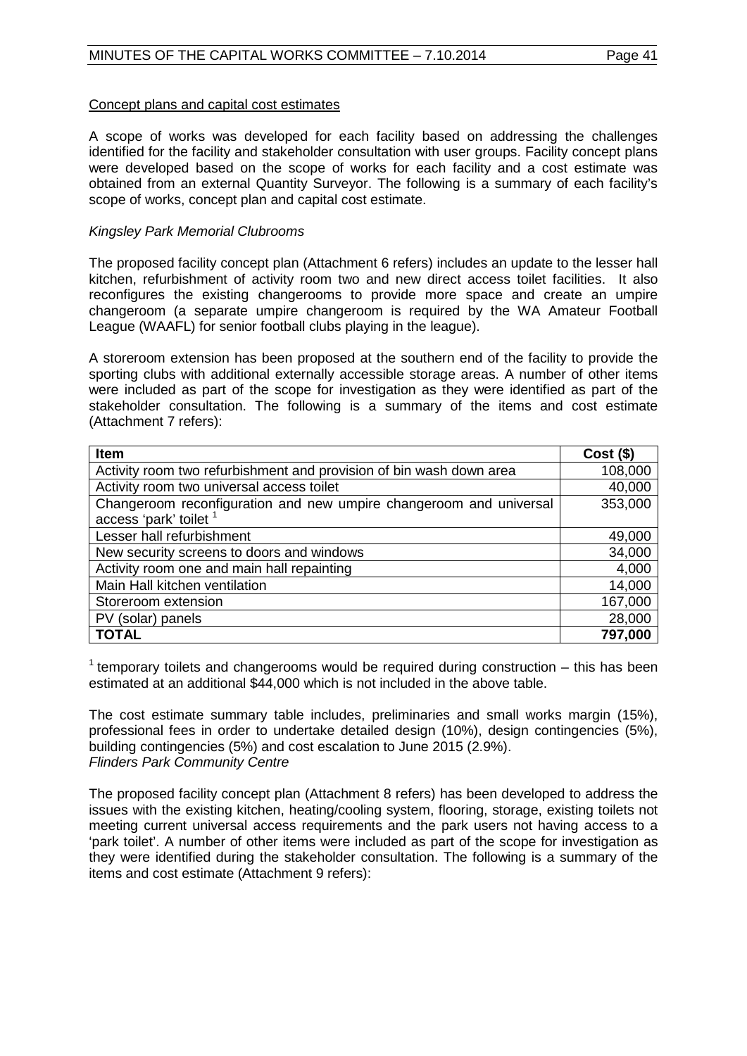Concept plans and capital cost estimates

A scope of works was developed for each facility based on addressing the challenges identified for the facility and stakeholder consultation with user groups. Facility concept plans were developed based on the scope of works for each facility and a cost estimate was obtained from an external Quantity Surveyor. The following is a summary of each facility's scope of works, concept plan and capital cost estimate.

*Kingsley Park Memorial Clubrooms*

The proposed facility concept plan (Attachment 6 refers) includes an update to the lesser hall kitchen, refurbishment of activity room two and new direct access toilet facilities. It also reconfigures the existing changerooms to provide more space and create an umpire changeroom (a separate umpire changeroom is required by the WA Amateur Football League (WAAFL) for senior football clubs playing in the league).

A storeroom extension has been proposed at the southern end of the facility to provide the sporting clubs with additional externally accessible storage areas. A number of other items were included as part of the scope for investigation as they were identified as part of the stakeholder consultation. The following is a summary of the items and cost estimate (Attachment 7 refers):

| **Item** | **Cost ($)** |
|---|---|
| Activity room two refurbishment and provision of bin wash down area | 108,000 |
| Activity room two universal access toilet | 40,000 |
| Changeroom reconfiguration and new umpire changeroom and universal access 'park' toilet [1] | 353,000 |
| Lesser hall refurbishment | 49,000 |
| New security screens to doors and windows | 34,000 |
| Activity room one and main hall repainting | 4,000 |
| Main Hall kitchen ventilation | 14,000 |
| Storeroom extension | 167,000 |
| PV (solar) panels | 28,000 |
| **TOTAL** | **797,000** |

[1] temporary toilets and changerooms would be required during construction – this has been estimated at an additional $44,000 which is not included in the above table.

The cost estimate summary table includes, preliminaries and small works margin (15%), professional fees in order to undertake detailed design (10%), design contingencies (5%), building contingencies (5%) and cost escalation to June 2015 (2.9%).

*Flinders Park Community Centre*

The proposed facility concept plan (Attachment 8 refers) has been developed to address the issues with the existing kitchen, heating/cooling system, flooring, storage, existing toilets not meeting current universal access requirements and the park users not having access to a 'park toilet'. A number of other items were included as part of the scope for investigation as they were identified during the stakeholder consultation. The following is a summary of the items and cost estimate (Attachment 9 refers):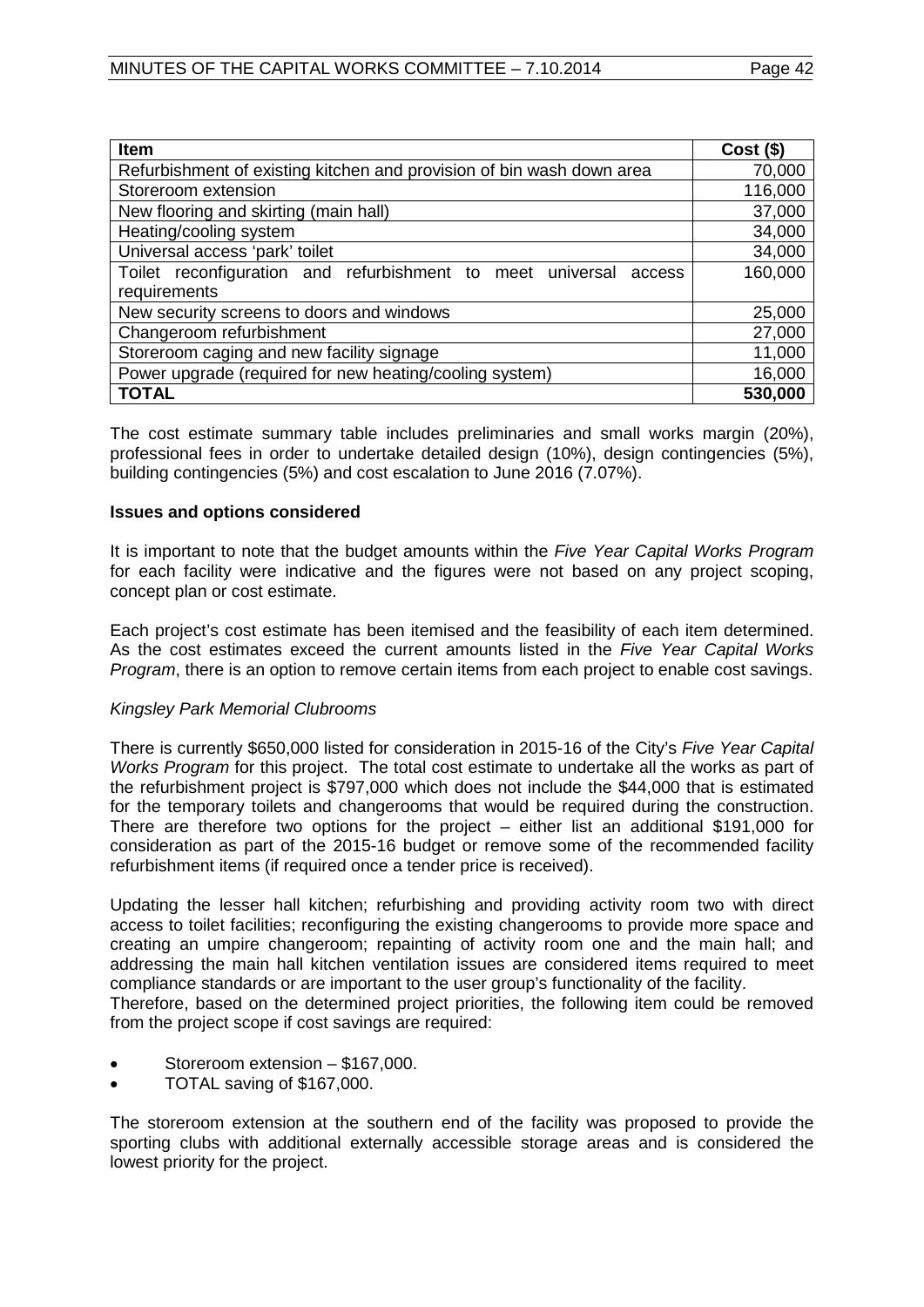| Item | Cost ($) |
|---|---|
| Refurbishment of existing kitchen and provision of bin wash down area | 70,000 |
| Storeroom extension | 116,000 |
| New flooring and skirting (main hall) | 37,000 |
| Heating/cooling system | 34,000 |
| Universal access 'park' toilet | 34,000 |
| Toilet reconfiguration and refurbishment to meet universal access requirements | 160,000 |
| New security screens to doors and windows | 25,000 |
| Changeroom refurbishment | 27,000 |
| Storeroom caging and new facility signage | 11,000 |
| Power upgrade (required for new heating/cooling system) | 16,000 |
| **TOTAL** | **530,000** |

The cost estimate summary table includes preliminaries and small works margin (20%), professional fees in order to undertake detailed design (10%), design contingencies (5%), building contingencies (5%) and cost escalation to June 2016 (7.07%).

**Issues and options considered**

It is important to note that the budget amounts within the *Five Year Capital Works Program* for each facility were indicative and the figures were not based on any project scoping, concept plan or cost estimate.

Each project's cost estimate has been itemised and the feasibility of each item determined. As the cost estimates exceed the current amounts listed in the *Five Year Capital Works Program*, there is an option to remove certain items from each project to enable cost savings.

*Kingsley Park Memorial Clubrooms*

There is currently $650,000 listed for consideration in 2015-16 of the City's *Five Year Capital Works Program* for this project. The total cost estimate to undertake all the works as part of the refurbishment project is $797,000 which does not include the $44,000 that is estimated for the temporary toilets and changerooms that would be required during the construction. There are therefore two options for the project – either list an additional $191,000 for consideration as part of the 2015-16 budget or remove some of the recommended facility refurbishment items (if required once a tender price is received).

Updating the lesser hall kitchen; refurbishing and providing activity room two with direct access to toilet facilities; reconfiguring the existing changerooms to provide more space and creating an umpire changeroom; repainting of activity room one and the main hall; and addressing the main hall kitchen ventilation issues are considered items required to meet compliance standards or are important to the user group's functionality of the facility.
Therefore, based on the determined project priorities, the following item could be removed from the project scope if cost savings are required:

- Storeroom extension – $167,000.
- TOTAL saving of $167,000.

The storeroom extension at the southern end of the facility was proposed to provide the sporting clubs with additional externally accessible storage areas and is considered the lowest priority for the project.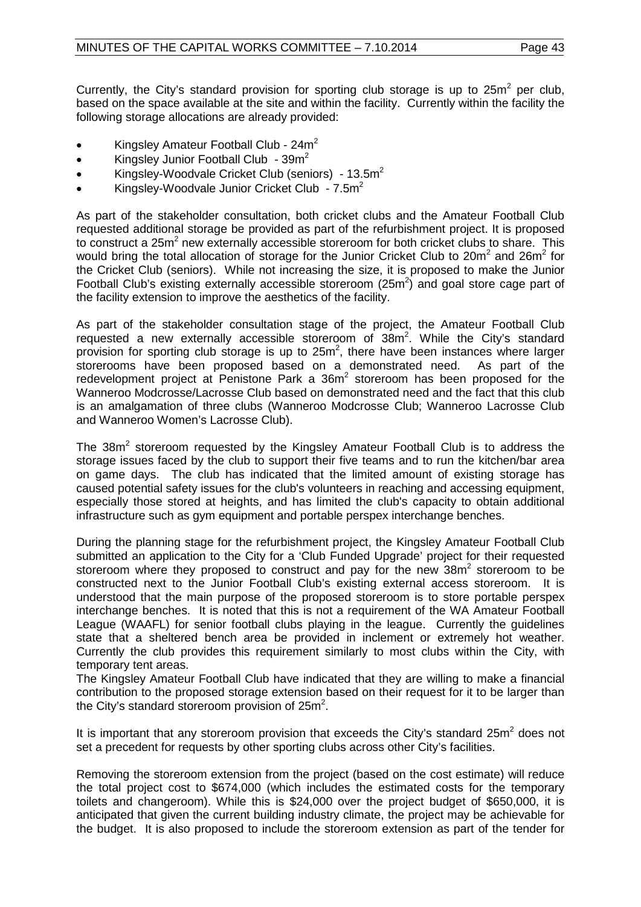Currently, the City's standard provision for sporting club storage is up to 25m$^2$ per club, based on the space available at the site and within the facility. Currently within the facility the following storage allocations are already provided:

- Kingsley Amateur Football Club - 24m$^2$
- Kingsley Junior Football Club - 39m$^2$
- Kingsley-Woodvale Cricket Club (seniors) - 13.5m$^2$
- Kingsley-Woodvale Junior Cricket Club - 7.5m$^2$

As part of the stakeholder consultation, both cricket clubs and the Amateur Football Club requested additional storage be provided as part of the refurbishment project. It is proposed to construct a 25m$^2$ new externally accessible storeroom for both cricket clubs to share. This would bring the total allocation of storage for the Junior Cricket Club to 20m$^2$ and 26m$^2$ for the Cricket Club (seniors). While not increasing the size, it is proposed to make the Junior Football Club's existing externally accessible storeroom (25m$^2$) and goal store cage part of the facility extension to improve the aesthetics of the facility.

As part of the stakeholder consultation stage of the project, the Amateur Football Club requested a new externally accessible storeroom of 38m$^2$. While the City's standard provision for sporting club storage is up to 25m$^2$, there have been instances where larger storerooms have been proposed based on a demonstrated need. As part of the redevelopment project at Penistone Park a 36m$^2$ storeroom has been proposed for the Wanneroo Modcrosse/Lacrosse Club based on demonstrated need and the fact that this club is an amalgamation of three clubs (Wanneroo Modcrosse Club; Wanneroo Lacrosse Club and Wanneroo Women's Lacrosse Club).

The 38m$^2$ storeroom requested by the Kingsley Amateur Football Club is to address the storage issues faced by the club to support their five teams and to run the kitchen/bar area on game days. The club has indicated that the limited amount of existing storage has caused potential safety issues for the club's volunteers in reaching and accessing equipment, especially those stored at heights, and has limited the club's capacity to obtain additional infrastructure such as gym equipment and portable perspex interchange benches.

During the planning stage for the refurbishment project, the Kingsley Amateur Football Club submitted an application to the City for a 'Club Funded Upgrade' project for their requested storeroom where they proposed to construct and pay for the new 38m$^2$ storeroom to be constructed next to the Junior Football Club's existing external access storeroom. It is understood that the main purpose of the proposed storeroom is to store portable perspex interchange benches. It is noted that this is not a requirement of the WA Amateur Football League (WAAFL) for senior football clubs playing in the league. Currently the guidelines state that a sheltered bench area be provided in inclement or extremely hot weather. Currently the club provides this requirement similarly to most clubs within the City, with temporary tent areas.

The Kingsley Amateur Football Club have indicated that they are willing to make a financial contribution to the proposed storage extension based on their request for it to be larger than the City's standard storeroom provision of 25m$^2$.

It is important that any storeroom provision that exceeds the City's standard 25m$^2$ does not set a precedent for requests by other sporting clubs across other City's facilities.

Removing the storeroom extension from the project (based on the cost estimate) will reduce the total project cost to $674,000 (which includes the estimated costs for the temporary toilets and changeroom). While this is $24,000 over the project budget of $650,000, it is anticipated that given the current building industry climate, the project may be achievable for the budget. It is also proposed to include the storeroom extension as part of the tender for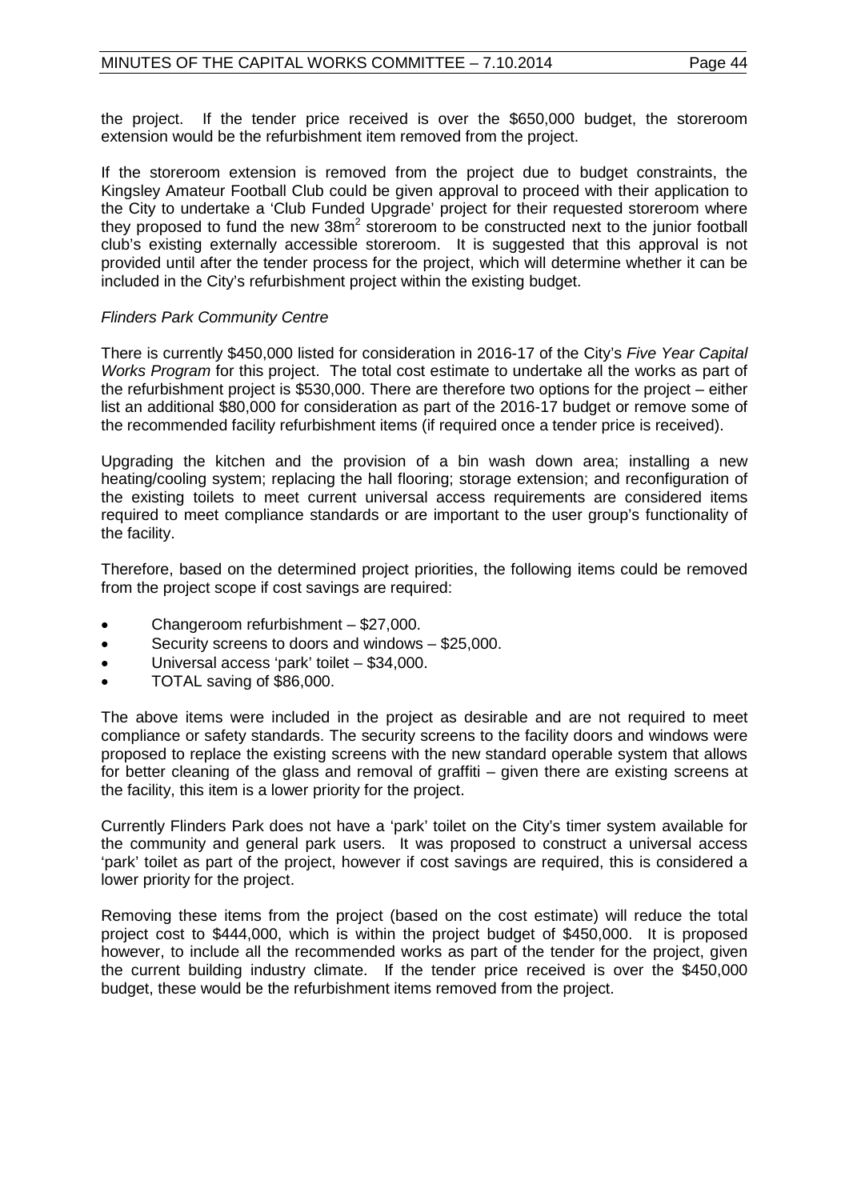the project. If the tender price received is over the $650,000 budget, the storeroom extension would be the refurbishment item removed from the project.

If the storeroom extension is removed from the project due to budget constraints, the Kingsley Amateur Football Club could be given approval to proceed with their application to the City to undertake a 'Club Funded Upgrade' project for their requested storeroom where they proposed to fund the new 38m$^2$ storeroom to be constructed next to the junior football club's existing externally accessible storeroom. It is suggested that this approval is not provided until after the tender process for the project, which will determine whether it can be included in the City's refurbishment project within the existing budget.

*Flinders Park Community Centre*

There is currently $450,000 listed for consideration in 2016-17 of the City's *Five Year Capital Works Program* for this project. The total cost estimate to undertake all the works as part of the refurbishment project is $530,000. There are therefore two options for the project – either list an additional $80,000 for consideration as part of the 2016-17 budget or remove some of the recommended facility refurbishment items (if required once a tender price is received).

Upgrading the kitchen and the provision of a bin wash down area; installing a new heating/cooling system; replacing the hall flooring; storage extension; and reconfiguration of the existing toilets to meet current universal access requirements are considered items required to meet compliance standards or are important to the user group's functionality of the facility.

Therefore, based on the determined project priorities, the following items could be removed from the project scope if cost savings are required:

- Changeroom refurbishment – $27,000.
- Security screens to doors and windows – $25,000.
- Universal access 'park' toilet – $34,000.
- TOTAL saving of $86,000.

The above items were included in the project as desirable and are not required to meet compliance or safety standards. The security screens to the facility doors and windows were proposed to replace the existing screens with the new standard operable system that allows for better cleaning of the glass and removal of graffiti – given there are existing screens at the facility, this item is a lower priority for the project.

Currently Flinders Park does not have a 'park' toilet on the City's timer system available for the community and general park users. It was proposed to construct a universal access 'park' toilet as part of the project, however if cost savings are required, this is considered a lower priority for the project.

Removing these items from the project (based on the cost estimate) will reduce the total project cost to $444,000, which is within the project budget of $450,000. It is proposed however, to include all the recommended works as part of the tender for the project, given the current building industry climate. If the tender price received is over the $450,000 budget, these would be the refurbishment items removed from the project.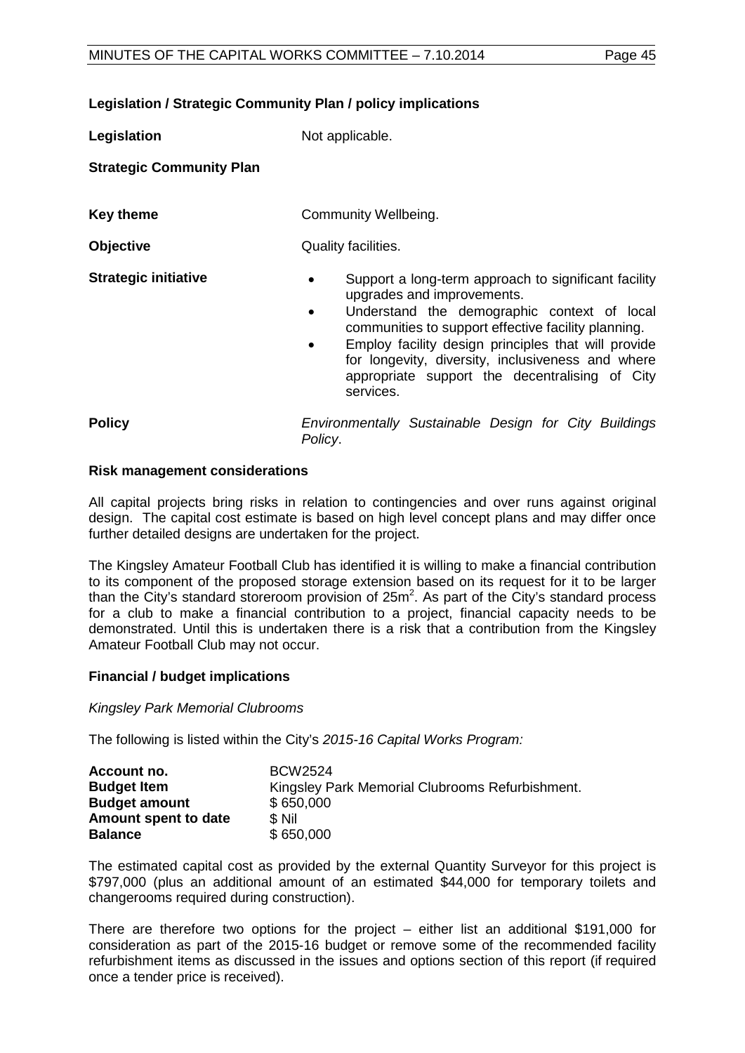**Legislation / Strategic Community Plan / policy implications**

**Legislation** Not applicable.

**Strategic Community Plan**

**Key theme** Community Wellbeing.

**Objective** Quality facilities.

**Strategic initiative**

- Support a long-term approach to significant facility upgrades and improvements.
- Understand the demographic context of local communities to support effective facility planning.
- Employ facility design principles that will provide for longevity, diversity, inclusiveness and where appropriate support the decentralising of City services.

**Policy** *Environmentally Sustainable Design for City Buildings Policy*.

**Risk management considerations**

All capital projects bring risks in relation to contingencies and over runs against original design. The capital cost estimate is based on high level concept plans and may differ once further detailed designs are undertaken for the project.

The Kingsley Amateur Football Club has identified it is willing to make a financial contribution to its component of the proposed storage extension based on its request for it to be larger than the City's standard storeroom provision of 25m$^2$. As part of the City's standard process for a club to make a financial contribution to a project, financial capacity needs to be demonstrated. Until this is undertaken there is a risk that a contribution from the Kingsley Amateur Football Club may not occur.

**Financial / budget implications**

*Kingsley Park Memorial Clubrooms*

The following is listed within the City's *2015-16 Capital Works Program:*

| | |
|---|---|
| **Account no.** | BCW2524 |
| **Budget Item** | Kingsley Park Memorial Clubrooms Refurbishment. |
| **Budget amount** | $ 650,000 |
| **Amount spent to date** | $ Nil |
| **Balance** | $ 650,000 |

The estimated capital cost as provided by the external Quantity Surveyor for this project is $797,000 (plus an additional amount of an estimated $44,000 for temporary toilets and changerooms required during construction).

There are therefore two options for the project – either list an additional $191,000 for consideration as part of the 2015-16 budget or remove some of the recommended facility refurbishment items as discussed in the issues and options section of this report (if required once a tender price is received).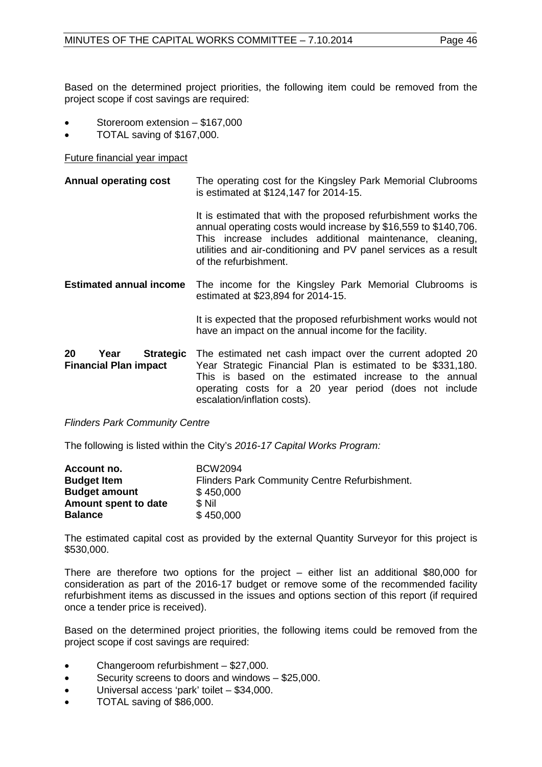Based on the determined project priorities, the following item could be removed from the project scope if cost savings are required:

- Storeroom extension – $167,000
- TOTAL saving of $167,000.

<u>Future financial year impact</u>

| | |
|---|---|
| **Annual operating cost** | The operating cost for the Kingsley Park Memorial Clubrooms is estimated at $124,147 for 2014-15.<br><br>It is estimated that with the proposed refurbishment works the annual operating costs would increase by $16,559 to $140,706. This increase includes additional maintenance, cleaning, utilities and air-conditioning and PV panel services as a result of the refurbishment. |
| **Estimated annual income** | The income for the Kingsley Park Memorial Clubrooms is estimated at $23,894 for 2014-15.<br><br>It is expected that the proposed refurbishment works would not have an impact on the annual income for the facility. |
| **20 Year Strategic Financial Plan impact** | The estimated net cash impact over the current adopted 20 Year Strategic Financial Plan is estimated to be $331,180. This is based on the estimated increase to the annual operating costs for a 20 year period (does not include escalation/inflation costs). |

*Flinders Park Community Centre*

The following is listed within the City's *2016-17 Capital Works Program:*

| | |
|---|---|
| **Account no.** | BCW2094 |
| **Budget Item** | Flinders Park Community Centre Refurbishment. |
| **Budget amount** | $ 450,000 |
| **Amount spent to date** | $ Nil |
| **Balance** | $ 450,000 |

The estimated capital cost as provided by the external Quantity Surveyor for this project is $530,000.

There are therefore two options for the project – either list an additional $80,000 for consideration as part of the 2016-17 budget or remove some of the recommended facility refurbishment items as discussed in the issues and options section of this report (if required once a tender price is received).

Based on the determined project priorities, the following items could be removed from the project scope if cost savings are required:

- Changeroom refurbishment – $27,000.
- Security screens to doors and windows – $25,000.
- Universal access 'park' toilet – $34,000.
- TOTAL saving of $86,000.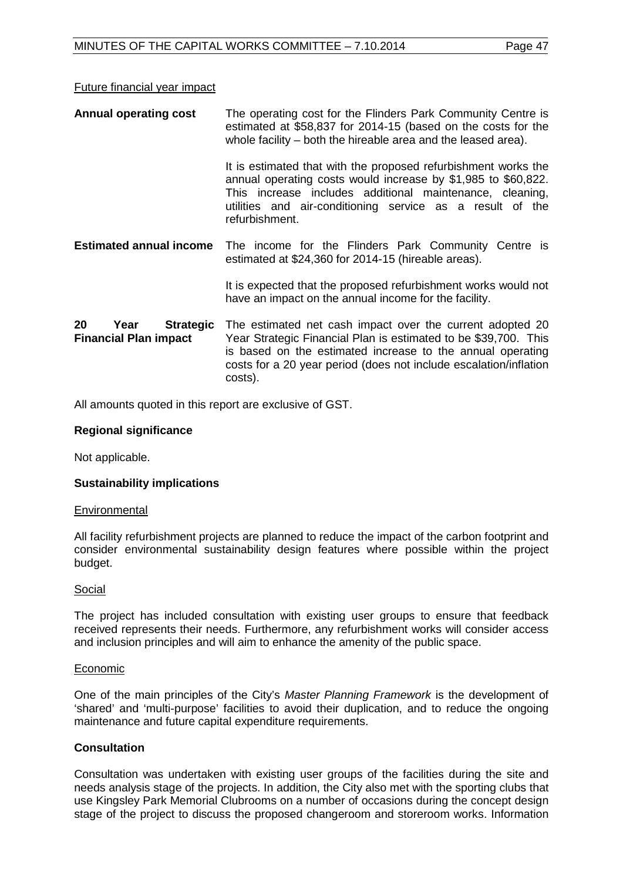Future financial year impact

| | |
|---|---|
| **Annual operating cost** | The operating cost for the Flinders Park Community Centre is estimated at $58,837 for 2014-15 (based on the costs for the whole facility – both the hireable area and the leased area).<br><br>It is estimated that with the proposed refurbishment works the annual operating costs would increase by $1,985 to $60,822. This increase includes additional maintenance, cleaning, utilities and air-conditioning service as a result of the refurbishment. |
| **Estimated annual income** | The income for the Flinders Park Community Centre is estimated at $24,360 for 2014-15 (hireable areas).<br><br>It is expected that the proposed refurbishment works would not have an impact on the annual income for the facility. |
| **20 Year Strategic Financial Plan impact** | The estimated net cash impact over the current adopted 20 Year Strategic Financial Plan is estimated to be $39,700. This is based on the estimated increase to the annual operating costs for a 20 year period (does not include escalation/inflation costs). |

All amounts quoted in this report are exclusive of GST.

**Regional significance**

Not applicable.

**Sustainability implications**

Environmental

All facility refurbishment projects are planned to reduce the impact of the carbon footprint and consider environmental sustainability design features where possible within the project budget.

Social

The project has included consultation with existing user groups to ensure that feedback received represents their needs. Furthermore, any refurbishment works will consider access and inclusion principles and will aim to enhance the amenity of the public space.

Economic

One of the main principles of the City's *Master Planning Framework* is the development of 'shared' and 'multi-purpose' facilities to avoid their duplication, and to reduce the ongoing maintenance and future capital expenditure requirements.

**Consultation**

Consultation was undertaken with existing user groups of the facilities during the site and needs analysis stage of the projects. In addition, the City also met with the sporting clubs that use Kingsley Park Memorial Clubrooms on a number of occasions during the concept design stage of the project to discuss the proposed changeroom and storeroom works. Information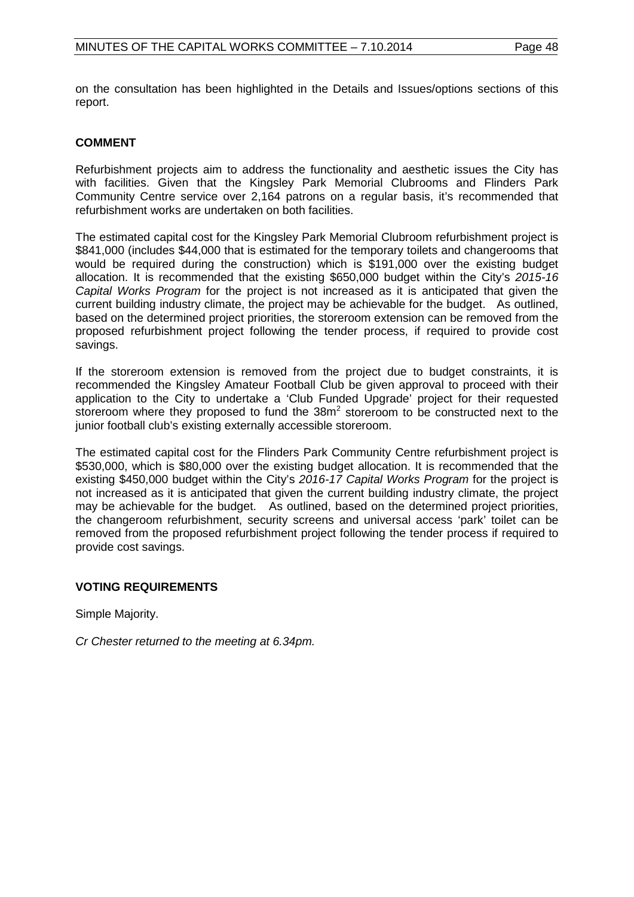on the consultation has been highlighted in the Details and Issues/options sections of this report.

## COMMENT

Refurbishment projects aim to address the functionality and aesthetic issues the City has with facilities. Given that the Kingsley Park Memorial Clubrooms and Flinders Park Community Centre service over 2,164 patrons on a regular basis, it's recommended that refurbishment works are undertaken on both facilities.

The estimated capital cost for the Kingsley Park Memorial Clubroom refurbishment project is $841,000 (includes $44,000 that is estimated for the temporary toilets and changerooms that would be required during the construction) which is $191,000 over the existing budget allocation. It is recommended that the existing $650,000 budget within the City's *2015-16 Capital Works Program* for the project is not increased as it is anticipated that given the current building industry climate, the project may be achievable for the budget. As outlined, based on the determined project priorities, the storeroom extension can be removed from the proposed refurbishment project following the tender process, if required to provide cost savings.

If the storeroom extension is removed from the project due to budget constraints, it is recommended the Kingsley Amateur Football Club be given approval to proceed with their application to the City to undertake a 'Club Funded Upgrade' project for their requested storeroom where they proposed to fund the $38m^2$ storeroom to be constructed next to the junior football club's existing externally accessible storeroom.

The estimated capital cost for the Flinders Park Community Centre refurbishment project is $530,000, which is $80,000 over the existing budget allocation. It is recommended that the existing $450,000 budget within the City's *2016-17 Capital Works Program* for the project is not increased as it is anticipated that given the current building industry climate, the project may be achievable for the budget. As outlined, based on the determined project priorities, the changeroom refurbishment, security screens and universal access 'park' toilet can be removed from the proposed refurbishment project following the tender process if required to provide cost savings.

## VOTING REQUIREMENTS

Simple Majority.

*Cr Chester returned to the meeting at 6.34pm.*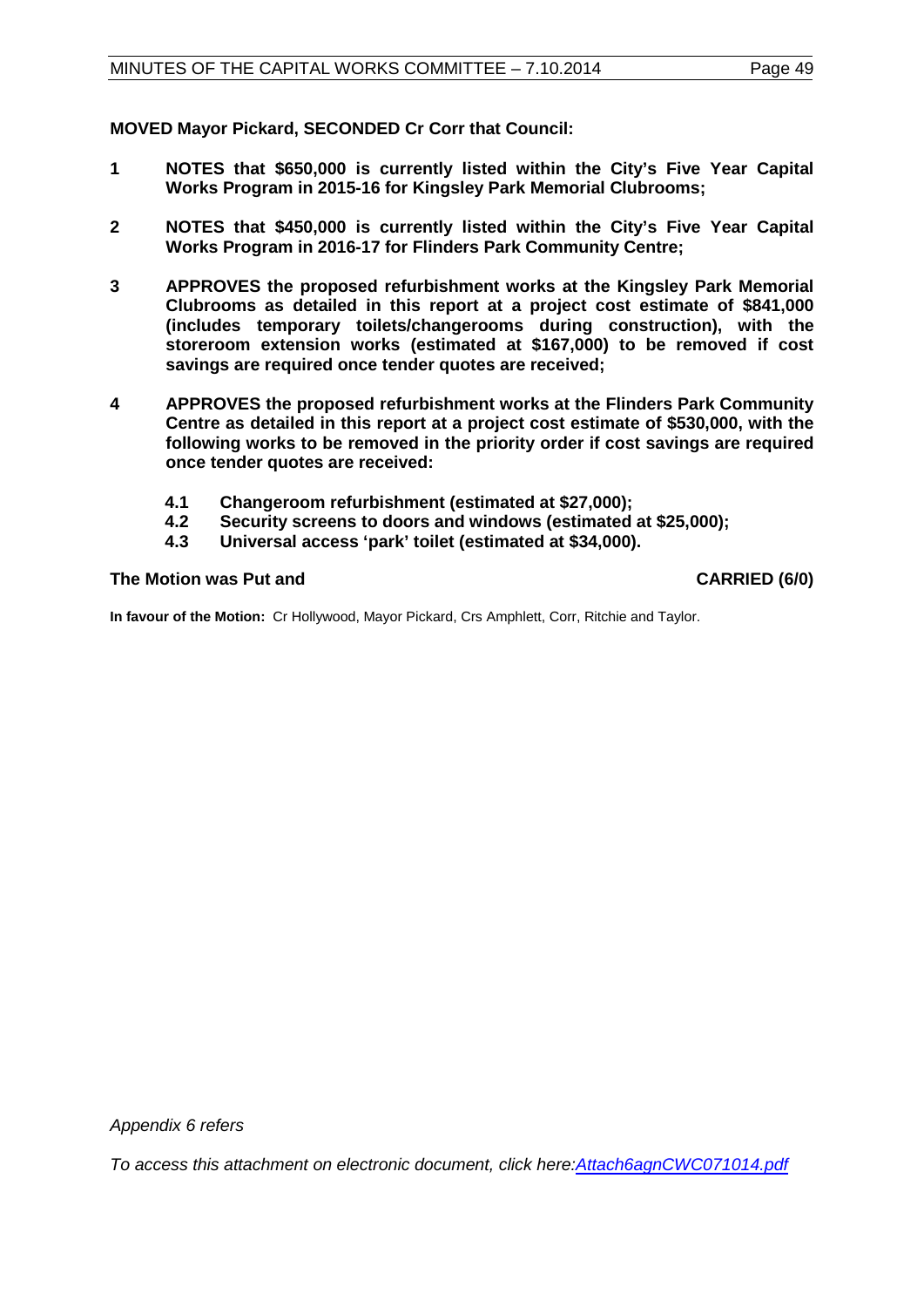**MOVED Mayor Pickard, SECONDED Cr Corr that Council:**

**1 NOTES that $650,000 is currently listed within the City's Five Year Capital Works Program in 2015-16 for Kingsley Park Memorial Clubrooms;**

**2 NOTES that $450,000 is currently listed within the City's Five Year Capital Works Program in 2016-17 for Flinders Park Community Centre;**

**3 APPROVES the proposed refurbishment works at the Kingsley Park Memorial Clubrooms as detailed in this report at a project cost estimate of $841,000 (includes temporary toilets/changerooms during construction), with the storeroom extension works (estimated at $167,000) to be removed if cost savings are required once tender quotes are received;**

**4 APPROVES the proposed refurbishment works at the Flinders Park Community Centre as detailed in this report at a project cost estimate of $530,000, with the following works to be removed in the priority order if cost savings are required once tender quotes are received:**

**4.1 Changeroom refurbishment (estimated at $27,000);**
**4.2 Security screens to doors and windows (estimated at $25,000);**
**4.3 Universal access 'park' toilet (estimated at $34,000).**

**The Motion was Put and CARRIED (6/0)**

**In favour of the Motion:** Cr Hollywood, Mayor Pickard, Crs Amphlett, Corr, Ritchie and Taylor.

*Appendix 6 refers*

*To access this attachment on electronic document, click here:Attach6agnCWC071014.pdf*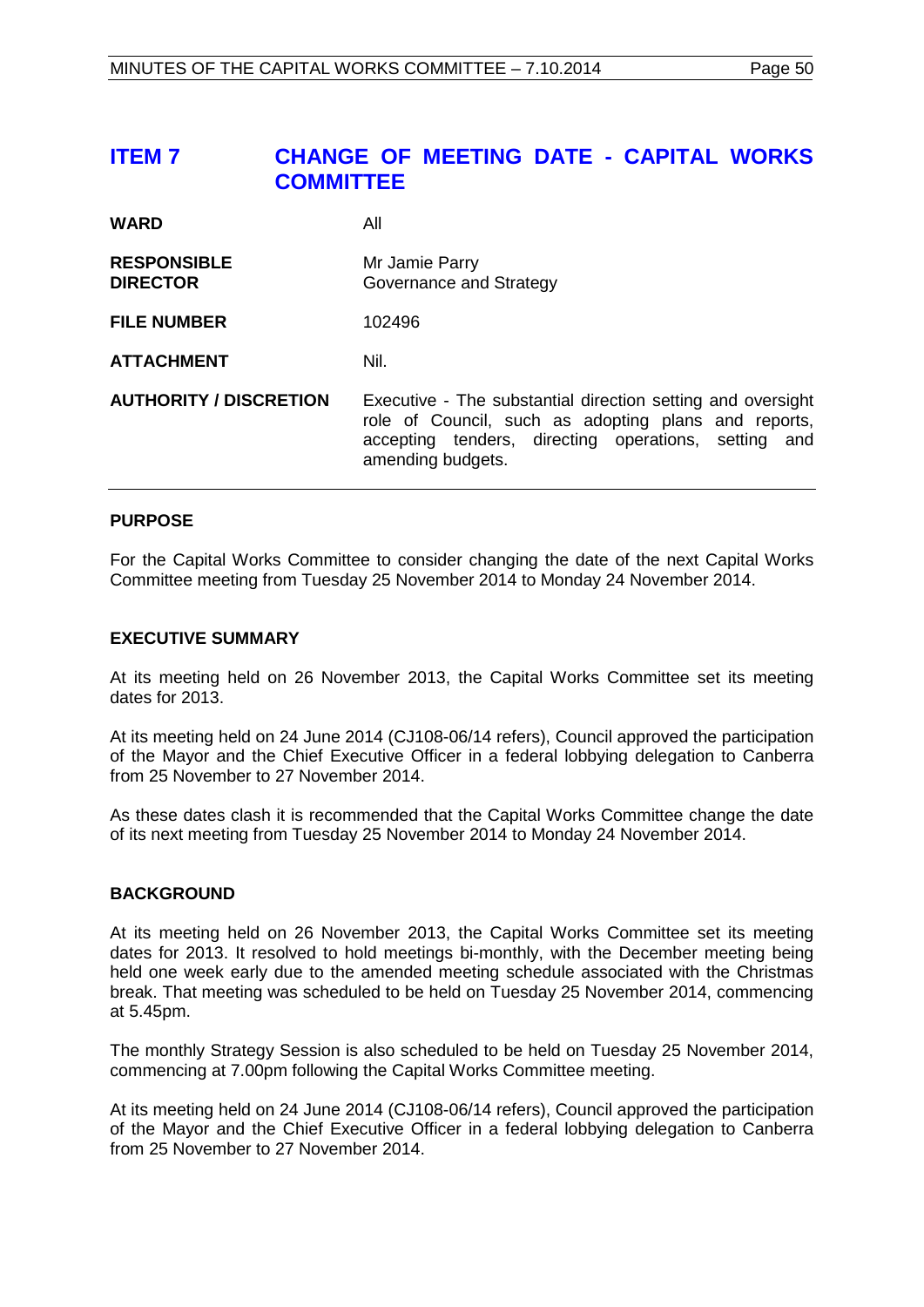# ITEM 7 CHANGE OF MEETING DATE - CAPITAL WORKS COMMITTEE

| | |
|---|---|
| **WARD** | All |
| **RESPONSIBLE DIRECTOR** | Mr Jamie Parry<br>Governance and Strategy |
| **FILE NUMBER** | 102496 |
| **ATTACHMENT** | Nil. |
| **AUTHORITY / DISCRETION** | Executive - The substantial direction setting and oversight role of Council, such as adopting plans and reports, accepting tenders, directing operations, setting and amending budgets. |

### PURPOSE

For the Capital Works Committee to consider changing the date of the next Capital Works Committee meeting from Tuesday 25 November 2014 to Monday 24 November 2014.

### EXECUTIVE SUMMARY

At its meeting held on 26 November 2013, the Capital Works Committee set its meeting dates for 2013.

At its meeting held on 24 June 2014 (CJ108-06/14 refers), Council approved the participation of the Mayor and the Chief Executive Officer in a federal lobbying delegation to Canberra from 25 November to 27 November 2014.

As these dates clash it is recommended that the Capital Works Committee change the date of its next meeting from Tuesday 25 November 2014 to Monday 24 November 2014.

### BACKGROUND

At its meeting held on 26 November 2013, the Capital Works Committee set its meeting dates for 2013. It resolved to hold meetings bi-monthly, with the December meeting being held one week early due to the amended meeting schedule associated with the Christmas break. That meeting was scheduled to be held on Tuesday 25 November 2014, commencing at 5.45pm.

The monthly Strategy Session is also scheduled to be held on Tuesday 25 November 2014, commencing at 7.00pm following the Capital Works Committee meeting.

At its meeting held on 24 June 2014 (CJ108-06/14 refers), Council approved the participation of the Mayor and the Chief Executive Officer in a federal lobbying delegation to Canberra from 25 November to 27 November 2014.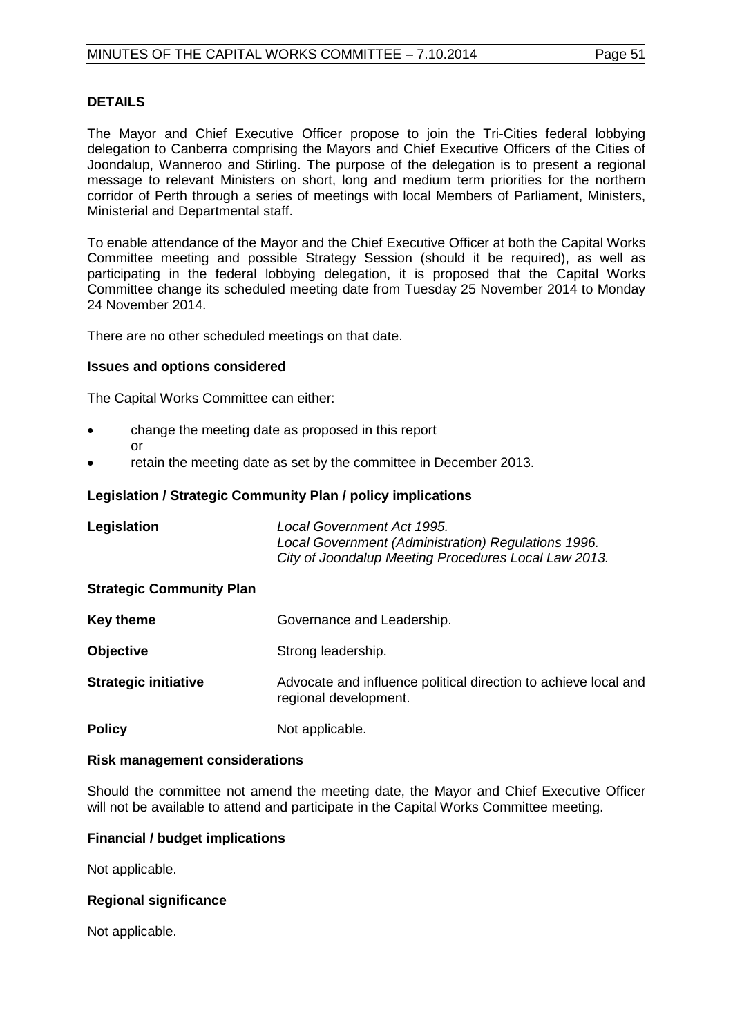### DETAILS

The Mayor and Chief Executive Officer propose to join the Tri-Cities federal lobbying delegation to Canberra comprising the Mayors and Chief Executive Officers of the Cities of Joondalup, Wanneroo and Stirling. The purpose of the delegation is to present a regional message to relevant Ministers on short, long and medium term priorities for the northern corridor of Perth through a series of meetings with local Members of Parliament, Ministers, Ministerial and Departmental staff.

To enable attendance of the Mayor and the Chief Executive Officer at both the Capital Works Committee meeting and possible Strategy Session (should it be required), as well as participating in the federal lobbying delegation, it is proposed that the Capital Works Committee change its scheduled meeting date from Tuesday 25 November 2014 to Monday 24 November 2014.

There are no other scheduled meetings on that date.

#### Issues and options considered

The Capital Works Committee can either:

- change the meeting date as proposed in this report
  or
- retain the meeting date as set by the committee in December 2013.

#### Legislation / Strategic Community Plan / policy implications

| | |
|---|---|
| **Legislation** | *Local Government Act 1995.*<br>*Local Government (Administration) Regulations 1996.*<br>*City of Joondalup Meeting Procedures Local Law 2013.* |

**Strategic Community Plan**

| | |
|---|---|
| **Key theme** | Governance and Leadership. |
| **Objective** | Strong leadership. |
| **Strategic initiative** | Advocate and influence political direction to achieve local and regional development. |
| **Policy** | Not applicable. |

#### Risk management considerations

Should the committee not amend the meeting date, the Mayor and Chief Executive Officer will not be available to attend and participate in the Capital Works Committee meeting.

#### Financial / budget implications

Not applicable.

#### Regional significance

Not applicable.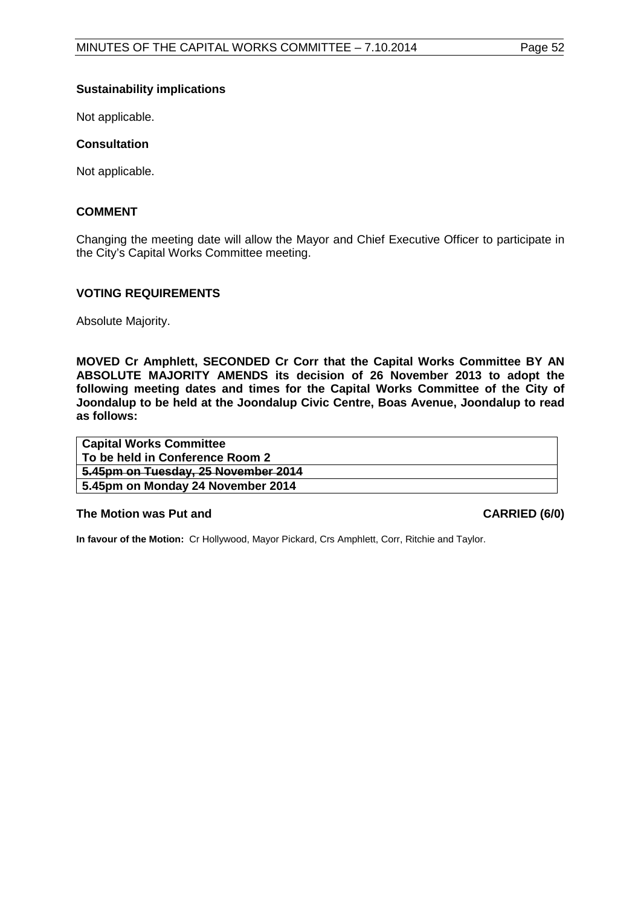**Sustainability implications**

Not applicable.

**Consultation**

Not applicable.

## COMMENT

Changing the meeting date will allow the Mayor and Chief Executive Officer to participate in the City's Capital Works Committee meeting.

## VOTING REQUIREMENTS

Absolute Majority.

**MOVED Cr Amphlett, SECONDED Cr Corr that the Capital Works Committee BY AN ABSOLUTE MAJORITY AMENDS its decision of 26 November 2013 to adopt the following meeting dates and times for the Capital Works Committee of the City of Joondalup to be held at the Joondalup Civic Centre, Boas Avenue, Joondalup to read as follows:**

| **Capital Works Committee** |
|---|
| **To be held in Conference Room 2** |
| **~~5.45pm on Tuesday, 25 November 2014~~** |
| **5.45pm on Monday 24 November 2014** |

**The Motion was Put and** **CARRIED (6/0)**

**In favour of the Motion:** Cr Hollywood, Mayor Pickard, Crs Amphlett, Corr, Ritchie and Taylor.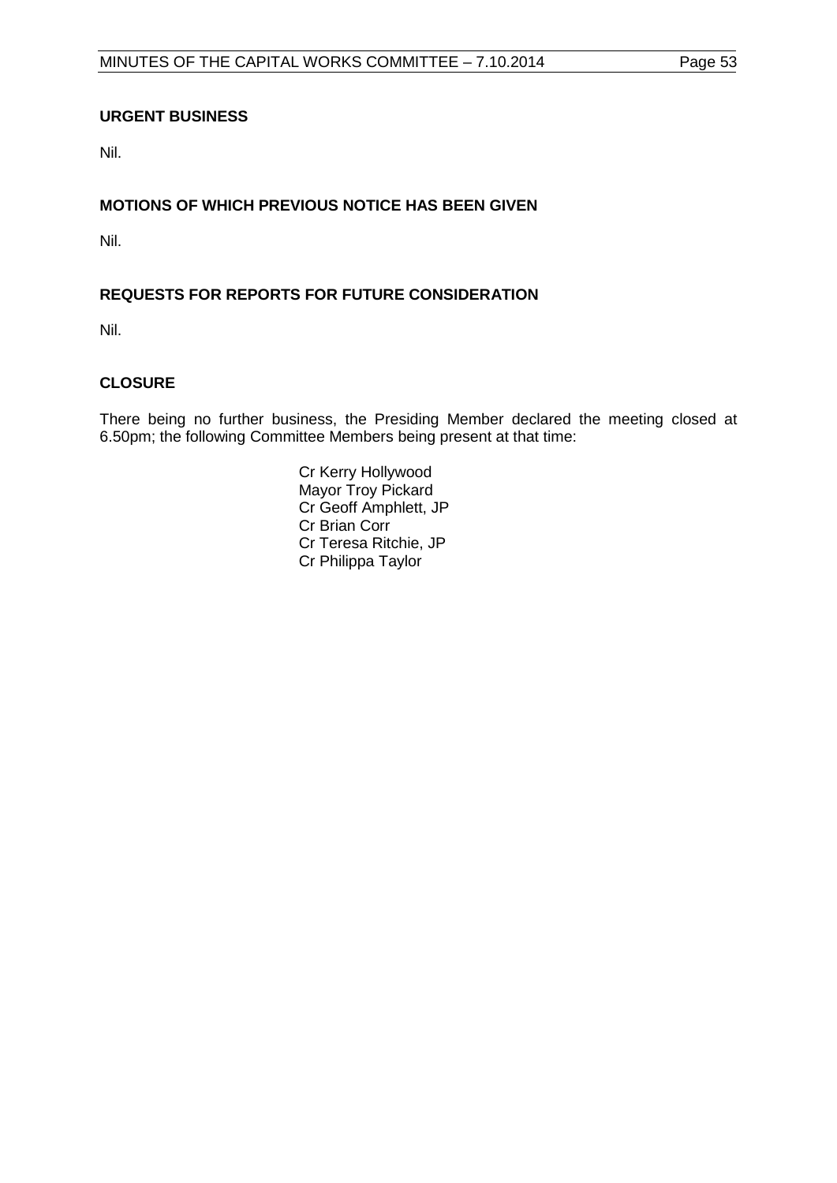## URGENT BUSINESS

Nil.

## MOTIONS OF WHICH PREVIOUS NOTICE HAS BEEN GIVEN

Nil.

## REQUESTS FOR REPORTS FOR FUTURE CONSIDERATION

Nil.

## CLOSURE

There being no further business, the Presiding Member declared the meeting closed at 6.50pm; the following Committee Members being present at that time:

Cr Kerry Hollywood
Mayor Troy Pickard
Cr Geoff Amphlett, JP
Cr Brian Corr
Cr Teresa Ritchie, JP
Cr Philippa Taylor